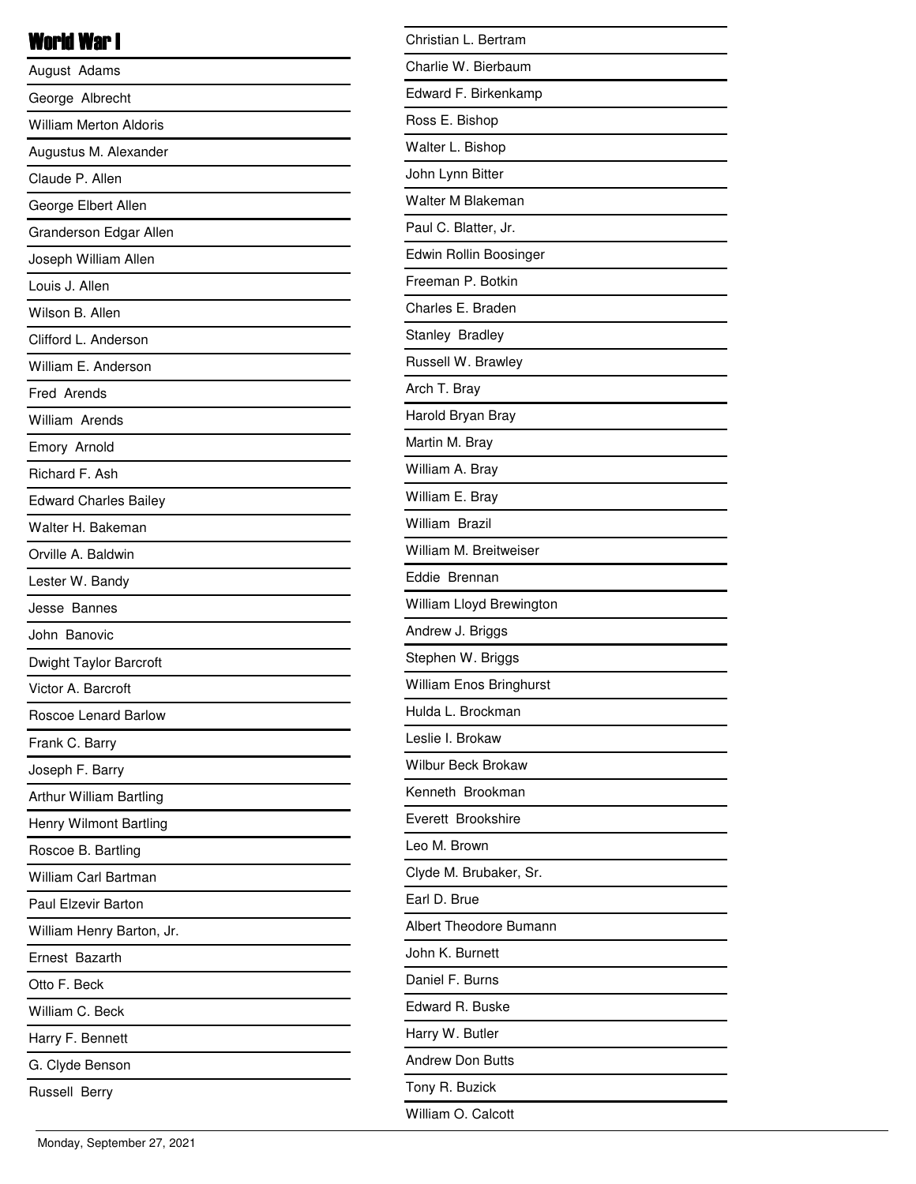# World War I

August Adams
George Albrecht
William Merton Aldoris
Augustus M. Alexander
Claude P. Allen
George Elbert Allen
Granderson Edgar Allen
Joseph William Allen
Louis J. Allen
Wilson B. Allen
Clifford L. Anderson
William E. Anderson
Fred Arends
William Arends
Emory Arnold
Richard F. Ash
Edward Charles Bailey
Walter H. Bakeman
Orville A. Baldwin
Lester W. Bandy
Jesse Bannes
John Banovic
Dwight Taylor Barcroft
Victor A. Barcroft
Roscoe Lenard Barlow
Frank C. Barry
Joseph F. Barry
Arthur William Bartling
Henry Wilmont Bartling
Roscoe B. Bartling
William Carl Bartman
Paul Elzevir Barton
William Henry Barton, Jr.
Ernest Bazarth
Otto F. Beck
William C. Beck
Harry F. Bennett
G. Clyde Benson
Russell Berry
Christian L. Bertram
Charlie W. Bierbaum
Edward F. Birkenkamp
Ross E. Bishop
Walter L. Bishop
John Lynn Bitter
Walter M Blakeman
Paul C. Blatter, Jr.
Edwin Rollin Boosinger
Freeman P. Botkin
Charles E. Braden
Stanley Bradley
Russell W. Brawley
Arch T. Bray
Harold Bryan Bray
Martin M. Bray
William A. Bray
William E. Bray
William Brazil
William M. Breitweiser
Eddie Brennan
William Lloyd Brewington
Andrew J. Briggs
Stephen W. Briggs
William Enos Bringhurst
Hulda L. Brockman
Leslie I. Brokaw
Wilbur Beck Brokaw
Kenneth Brookman
Everett Brookshire
Leo M. Brown
Clyde M. Brubaker, Sr.
Earl D. Brue
Albert Theodore Bumann
John K. Burnett
Daniel F. Burns
Edward R. Buske
Harry W. Butler
Andrew Don Butts
Tony R. Buzick
William O. Calcott

Monday, September 27, 2021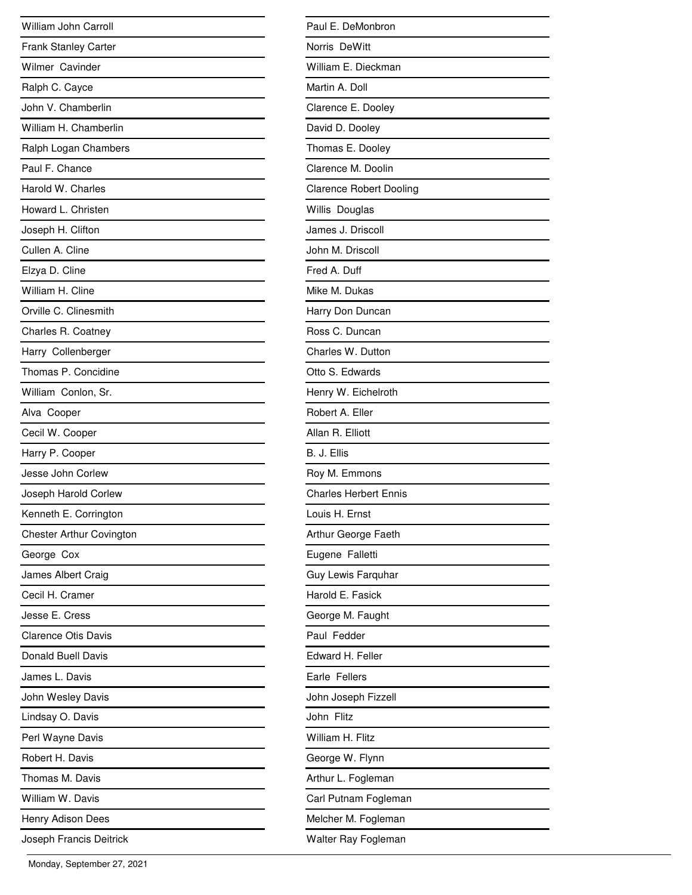William John Carroll
Frank Stanley Carter
Wilmer Cavinder
Ralph C. Cayce
John V. Chamberlin
William H. Chamberlin
Ralph Logan Chambers
Paul F. Chance
Harold W. Charles
Howard L. Christen
Joseph H. Clifton
Cullen A. Cline
Elzya D. Cline
William H. Cline
Orville C. Clinesmith
Charles R. Coatney
Harry Collenberger
Thomas P. Concidine
William Conlon, Sr.
Alva Cooper
Cecil W. Cooper
Harry P. Cooper
Jesse John Corlew
Joseph Harold Corlew
Kenneth E. Corrington
Chester Arthur Covington
George Cox
James Albert Craig
Cecil H. Cramer
Jesse E. Cress
Clarence Otis Davis
Donald Buell Davis
James L. Davis
John Wesley Davis
Lindsay O. Davis
Perl Wayne Davis
Robert H. Davis
Thomas M. Davis
William W. Davis
Henry Adison Dees
Joseph Francis Deitrick

Paul E. DeMonbron
Norris DeWitt
William E. Dieckman
Martin A. Doll
Clarence E. Dooley
David D. Dooley
Thomas E. Dooley
Clarence M. Doolin
Clarence Robert Dooling
Willis Douglas
James J. Driscoll
John M. Driscoll
Fred A. Duff
Mike M. Dukas
Harry Don Duncan
Ross C. Duncan
Charles W. Dutton
Otto S. Edwards
Henry W. Eichelroth
Robert A. Eller
Allan R. Elliott
B. J. Ellis
Roy M. Emmons
Charles Herbert Ennis
Louis H. Ernst
Arthur George Faeth
Eugene Falletti
Guy Lewis Farquhar
Harold E. Fasick
George M. Faught
Paul Fedder
Edward H. Feller
Earle Fellers
John Joseph Fizzell
John Flitz
William H. Flitz
George W. Flynn
Arthur L. Fogleman
Carl Putnam Fogleman
Melcher M. Fogleman
Walter Ray Fogleman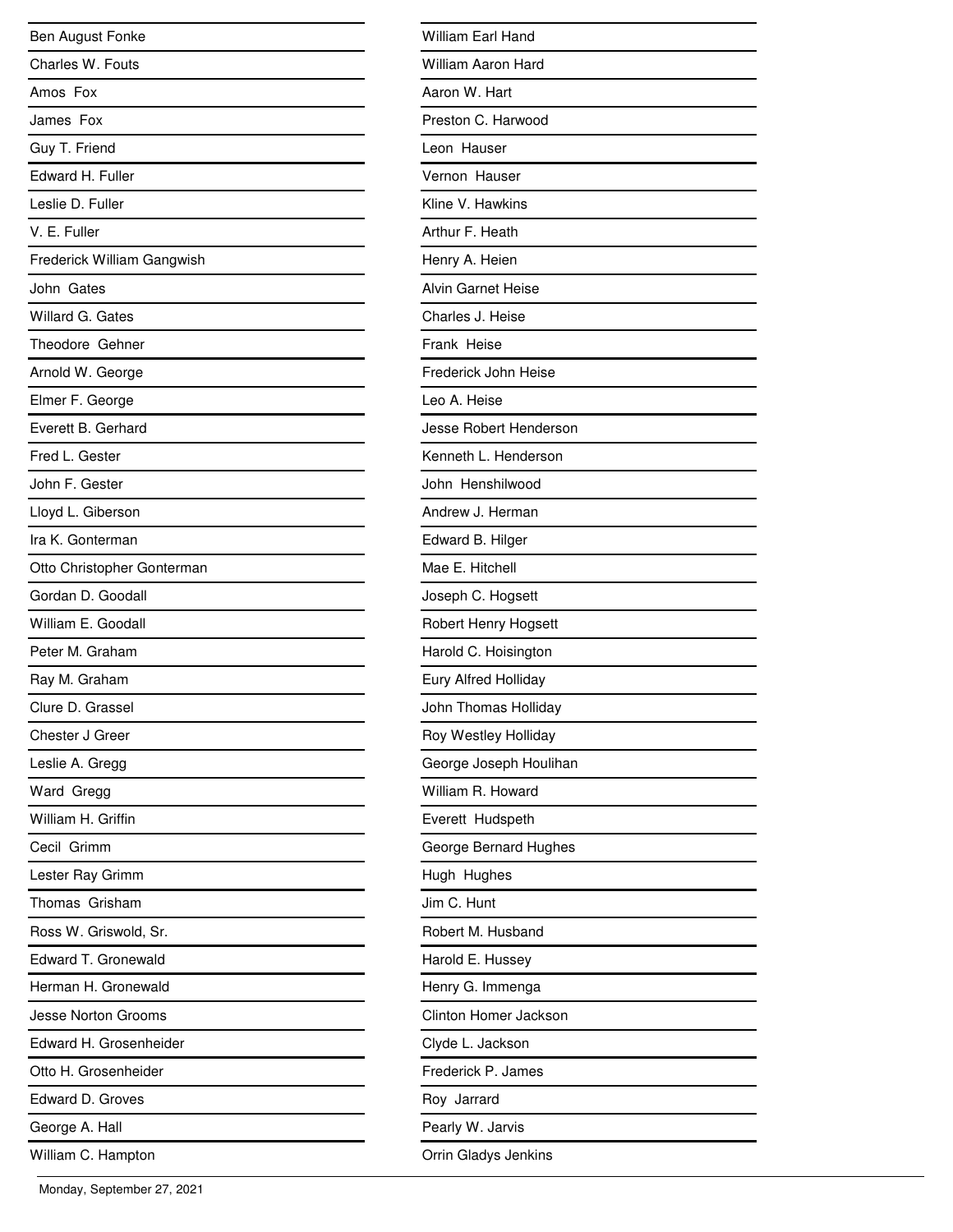Ben August Fonke

Charles W. Fouts

Amos Fox

James Fox

Guy T. Friend

Edward H. Fuller

Leslie D. Fuller

V. E. Fuller

Frederick William Gangwish

John Gates

Willard G. Gates

Theodore Gehner

Arnold W. George

Elmer F. George

Everett B. Gerhard

Fred L. Gester

John F. Gester

Lloyd L. Giberson

Ira K. Gonterman

Otto Christopher Gonterman

Gordan D. Goodall

William E. Goodall

Peter M. Graham

Ray M. Graham

Clure D. Grassel

Chester J Greer

Leslie A. Gregg

Ward Gregg

William H. Griffin

Cecil Grimm

Lester Ray Grimm

Thomas Grisham

Ross W. Griswold, Sr.

Edward T. Gronewald

Herman H. Gronewald

Jesse Norton Grooms

Edward H. Grosenheider

Otto H. Grosenheider

Edward D. Groves

George A. Hall

William C. Hampton

William Earl Hand

William Aaron Hard

Aaron W. Hart

Preston C. Harwood

Leon Hauser

Vernon Hauser

Kline V. Hawkins

Arthur F. Heath

Henry A. Heien

Alvin Garnet Heise

Charles J. Heise

Frank Heise

Frederick John Heise

Leo A. Heise

Jesse Robert Henderson

Kenneth L. Henderson

John Henshilwood

Andrew J. Herman

Edward B. Hilger

Mae E. Hitchell

Joseph C. Hogsett

Robert Henry Hogsett

Harold C. Hoisington

Eury Alfred Holliday

John Thomas Holliday

Roy Westley Holliday

George Joseph Houlihan

William R. Howard

Everett Hudspeth

George Bernard Hughes

Hugh Hughes

Jim C. Hunt

Robert M. Husband

Harold E. Hussey

Henry G. Immenga

Clinton Homer Jackson

Clyde L. Jackson

Frederick P. James

Roy Jarrard

Pearly W. Jarvis

Orrin Gladys Jenkins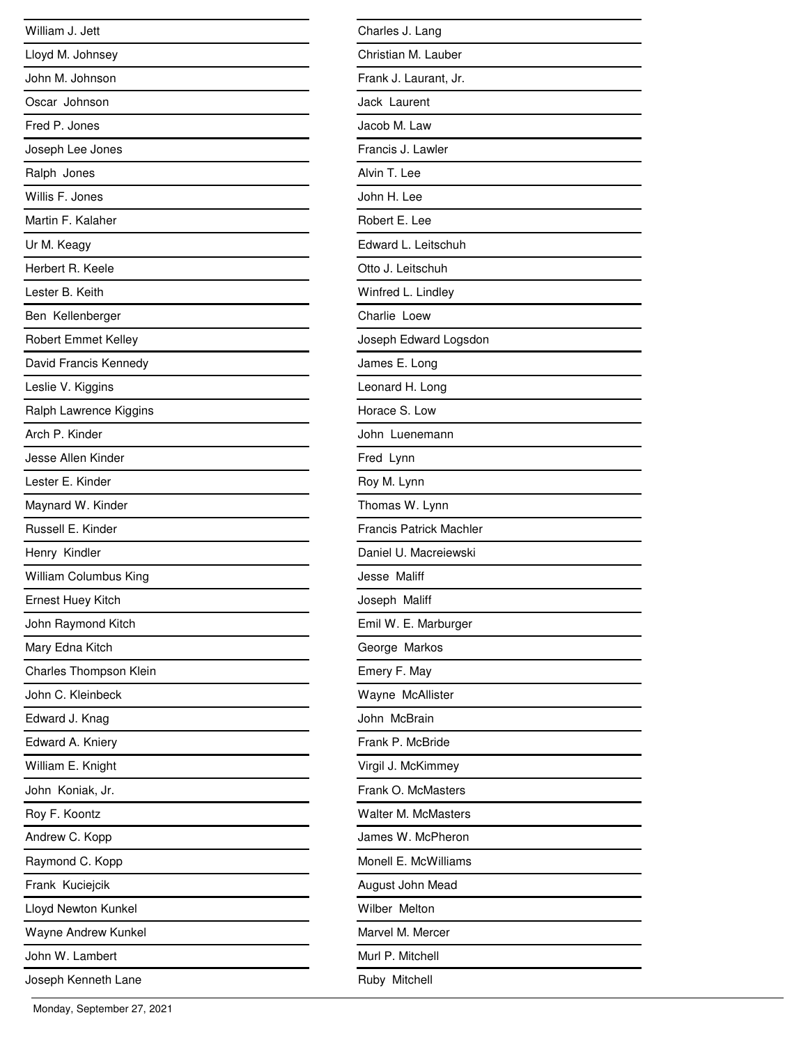William J. Jett

Lloyd M. Johnsey

John M. Johnson

Oscar Johnson

Fred P. Jones

Joseph Lee Jones

Ralph Jones

Willis F. Jones

Martin F. Kalaher

Ur M. Keagy

Herbert R. Keele

Lester B. Keith

Ben Kellenberger

Robert Emmet Kelley

David Francis Kennedy

Leslie V. Kiggins

Ralph Lawrence Kiggins

Arch P. Kinder

Jesse Allen Kinder

Lester E. Kinder

Maynard W. Kinder

Russell E. Kinder

Henry Kindler

William Columbus King

Ernest Huey Kitch

John Raymond Kitch

Mary Edna Kitch

Charles Thompson Klein

John C. Kleinbeck

Edward J. Knag

Edward A. Kniery

William E. Knight

John Koniak, Jr.

Roy F. Koontz

Andrew C. Kopp

Raymond C. Kopp

Frank Kuciejcik

Lloyd Newton Kunkel

Wayne Andrew Kunkel

John W. Lambert

Joseph Kenneth Lane

Charles J. Lang

Christian M. Lauber

Frank J. Laurant, Jr.

Jack Laurent

Jacob M. Law

Francis J. Lawler

Alvin T. Lee

John H. Lee

Robert E. Lee

Edward L. Leitschuh

Otto J. Leitschuh

Winfred L. Lindley

Charlie Loew

Joseph Edward Logsdon

James E. Long

Leonard H. Long

Horace S. Low

John Luenemann

Fred Lynn

Roy M. Lynn

Thomas W. Lynn

Francis Patrick Machler

Daniel U. Macreiewski

Jesse Maliff

Joseph Maliff

Emil W. E. Marburger

George Markos

Emery F. May

Wayne McAllister

John McBrain

Frank P. McBride

Virgil J. McKimmey

Frank O. McMasters

Walter M. McMasters

James W. McPheron

Monell E. McWilliams

August John Mead

Wilber Melton

Marvel M. Mercer

Murl P. Mitchell

Ruby Mitchell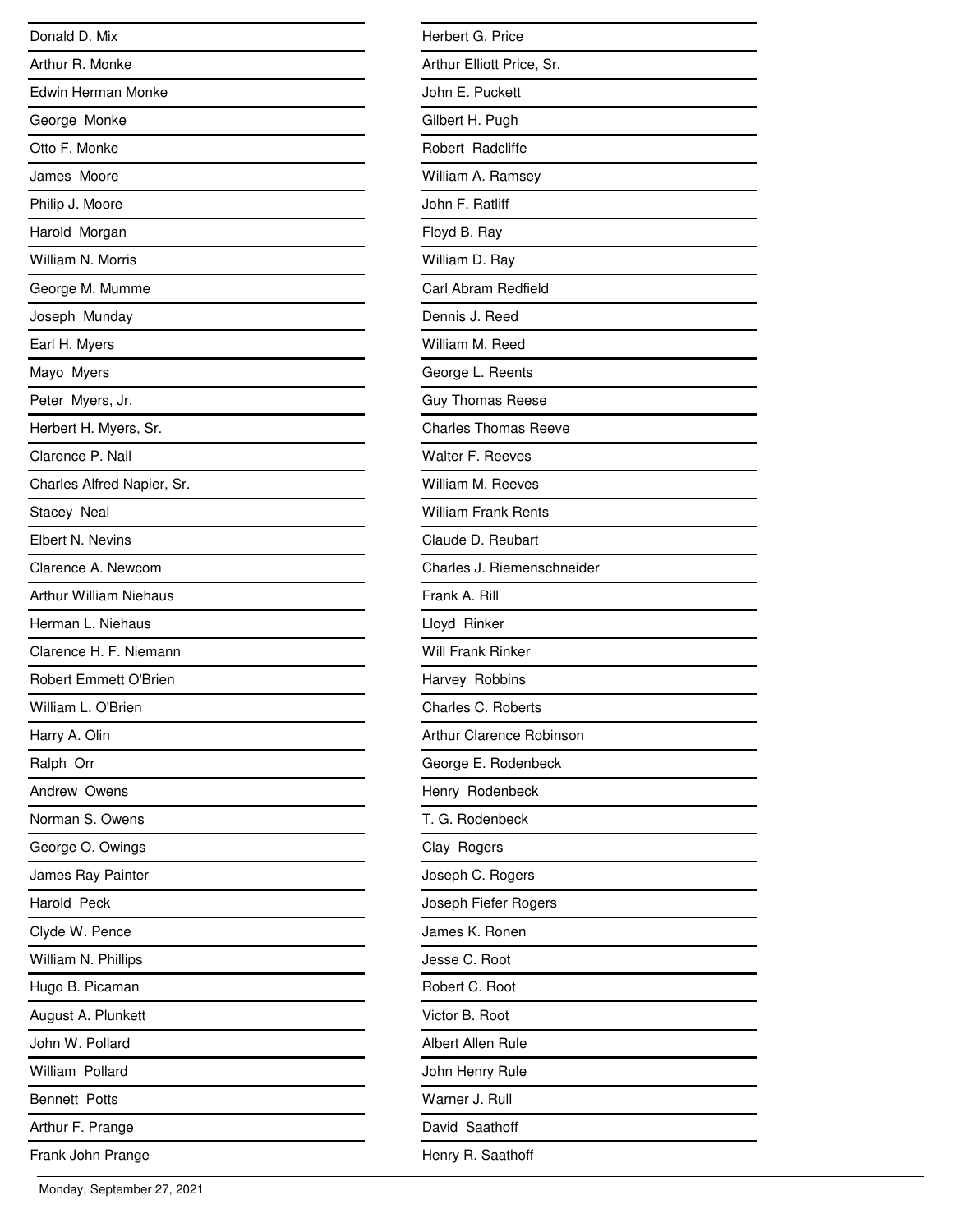Donald D. Mix
Arthur R. Monke
Edwin Herman Monke
George Monke
Otto F. Monke
James Moore
Philip J. Moore
Harold Morgan
William N. Morris
George M. Mumme
Joseph Munday
Earl H. Myers
Mayo Myers
Peter Myers, Jr.
Herbert H. Myers, Sr.
Clarence P. Nail
Charles Alfred Napier, Sr.
Stacey Neal
Elbert N. Nevins
Clarence A. Newcom
Arthur William Niehaus
Herman L. Niehaus
Clarence H. F. Niemann
Robert Emmett O'Brien
William L. O'Brien
Harry A. Olin
Ralph Orr
Andrew Owens
Norman S. Owens
George O. Owings
James Ray Painter
Harold Peck
Clyde W. Pence
William N. Phillips
Hugo B. Picaman
August A. Plunkett
John W. Pollard
William Pollard
Bennett Potts
Arthur F. Prange
Frank John Prange

Herbert G. Price
Arthur Elliott Price, Sr.
John E. Puckett
Gilbert H. Pugh
Robert Radcliffe
William A. Ramsey
John F. Ratliff
Floyd B. Ray
William D. Ray
Carl Abram Redfield
Dennis J. Reed
William M. Reed
George L. Reents
Guy Thomas Reese
Charles Thomas Reeve
Walter F. Reeves
William M. Reeves
William Frank Rents
Claude D. Reubart
Charles J. Riemenschneider
Frank A. Rill
Lloyd Rinker
Will Frank Rinker
Harvey Robbins
Charles C. Roberts
Arthur Clarence Robinson
George E. Rodenbeck
Henry Rodenbeck
T. G. Rodenbeck
Clay Rogers
Joseph C. Rogers
Joseph Fiefer Rogers
James K. Ronen
Jesse C. Root
Robert C. Root
Victor B. Root
Albert Allen Rule
John Henry Rule
Warner J. Rull
David Saathoff
Henry R. Saathoff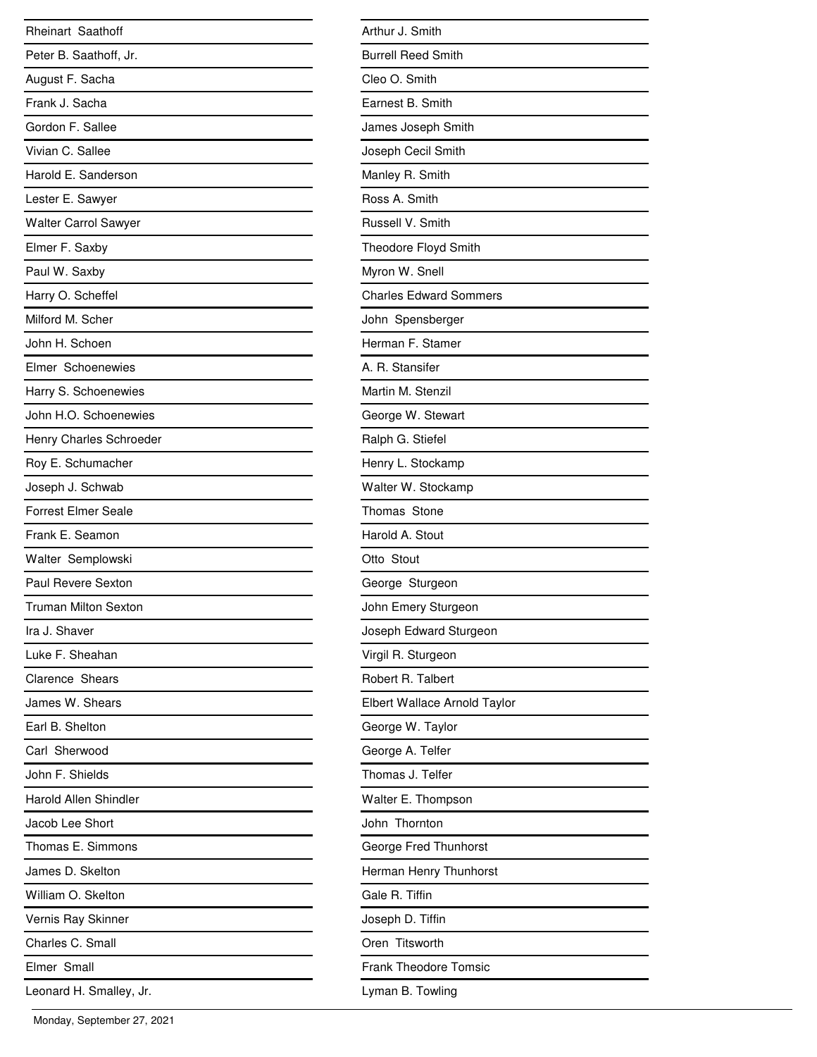Rheinart Saathoff
Peter B. Saathoff, Jr.
August F. Sacha
Frank J. Sacha
Gordon F. Sallee
Vivian C. Sallee
Harold E. Sanderson
Lester E. Sawyer
Walter Carrol Sawyer
Elmer F. Saxby
Paul W. Saxby
Harry O. Scheffel
Milford M. Scher
John H. Schoen
Elmer Schoenewies
Harry S. Schoenewies
John H.O. Schoenewies
Henry Charles Schroeder
Roy E. Schumacher
Joseph J. Schwab
Forrest Elmer Seale
Frank E. Seamon
Walter Semplowski
Paul Revere Sexton
Truman Milton Sexton
Ira J. Shaver
Luke F. Sheahan
Clarence Shears
James W. Shears
Earl B. Shelton
Carl Sherwood
John F. Shields
Harold Allen Shindler
Jacob Lee Short
Thomas E. Simmons
James D. Skelton
William O. Skelton
Vernis Ray Skinner
Charles C. Small
Elmer Small
Leonard H. Smalley, Jr.
Arthur J. Smith
Burrell Reed Smith
Cleo O. Smith
Earnest B. Smith
James Joseph Smith
Joseph Cecil Smith
Manley R. Smith
Ross A. Smith
Russell V. Smith
Theodore Floyd Smith
Myron W. Snell
Charles Edward Sommers
John Spensberger
Herman F. Stamer
A. R. Stansifer
Martin M. Stenzil
George W. Stewart
Ralph G. Stiefel
Henry L. Stockamp
Walter W. Stockamp
Thomas Stone
Harold A. Stout
Otto Stout
George Sturgeon
John Emery Sturgeon
Joseph Edward Sturgeon
Virgil R. Sturgeon
Robert R. Talbert
Elbert Wallace Arnold Taylor
George W. Taylor
George A. Telfer
Thomas J. Telfer
Walter E. Thompson
John Thornton
George Fred Thunhorst
Herman Henry Thunhorst
Gale R. Tiffin
Joseph D. Tiffin
Oren Titsworth
Frank Theodore Tomsic
Lyman B. Towling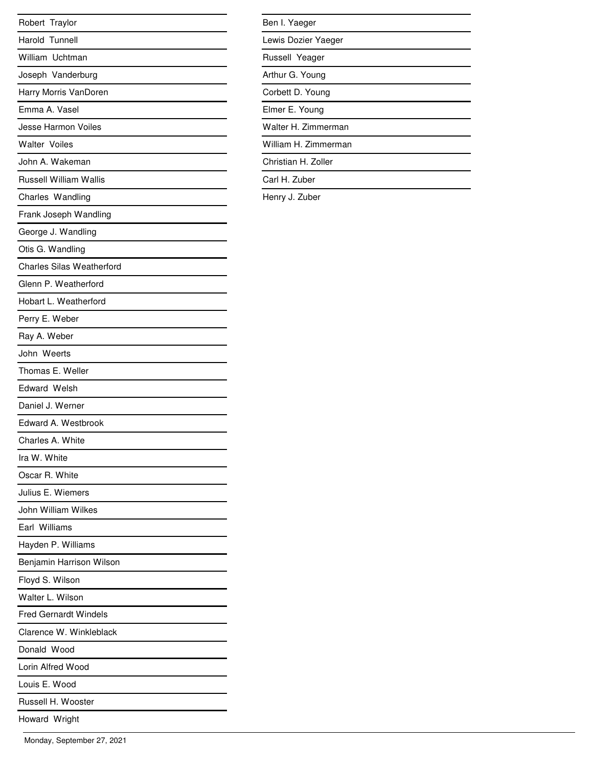Robert Traylor

Harold Tunnell

William Uchtman

Joseph Vanderburg

Harry Morris VanDoren

Emma A. Vasel

Jesse Harmon Voiles

Walter Voiles

John A. Wakeman

Russell William Wallis

Charles Wandling

Frank Joseph Wandling

George J. Wandling

Otis G. Wandling

Charles Silas Weatherford

Glenn P. Weatherford

Hobart L. Weatherford

Perry E. Weber

Ray A. Weber

John Weerts

Thomas E. Weller

Edward Welsh

Daniel J. Werner

Edward A. Westbrook

Charles A. White

Ira W. White

Oscar R. White

Julius E. Wiemers

John William Wilkes

Earl Williams

Hayden P. Williams

Benjamin Harrison Wilson

Floyd S. Wilson

Walter L. Wilson

Fred Gernardt Windels

Clarence W. Winkleblack

Donald Wood

Lorin Alfred Wood

Louis E. Wood

Russell H. Wooster

Howard Wright

Ben I. Yaeger

Lewis Dozier Yaeger

Russell Yeager

Arthur G. Young

Corbett D. Young

Elmer E. Young

Walter H. Zimmerman

William H. Zimmerman

Christian H. Zoller

Carl H. Zuber

Henry J. Zuber

Monday, September 27, 2021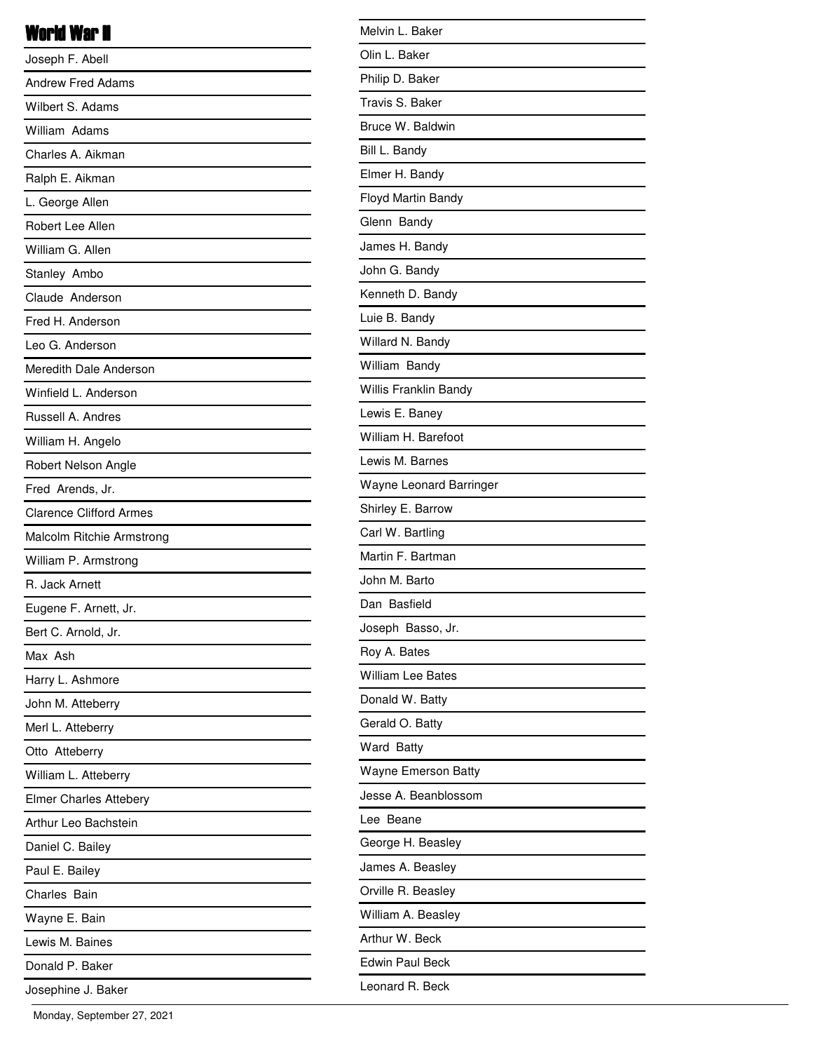# World War II

Joseph F. Abell

Andrew Fred Adams

Wilbert S. Adams

William Adams

Charles A. Aikman

Ralph E. Aikman

L. George Allen

Robert Lee Allen

William G. Allen

Stanley Ambo

Claude Anderson

Fred H. Anderson

Leo G. Anderson

Meredith Dale Anderson

Winfield L. Anderson

Russell A. Andres

William H. Angelo

Robert Nelson Angle

Fred Arends, Jr.

Clarence Clifford Armes

Malcolm Ritchie Armstrong

William P. Armstrong

R. Jack Arnett

Eugene F. Arnett, Jr.

Bert C. Arnold, Jr.

Max Ash

Harry L. Ashmore

John M. Atteberry

Merl L. Atteberry

Otto Atteberry

William L. Atteberry

Elmer Charles Attebery

Arthur Leo Bachstein

Daniel C. Bailey

Paul E. Bailey

Charles Bain

Wayne E. Bain

Lewis M. Baines

Donald P. Baker

Josephine J. Baker

Melvin L. Baker

Olin L. Baker

Philip D. Baker

Travis S. Baker

Bruce W. Baldwin

Bill L. Bandy

Elmer H. Bandy

Floyd Martin Bandy

Glenn Bandy

James H. Bandy

John G. Bandy

Kenneth D. Bandy

Luie B. Bandy

Willard N. Bandy

William Bandy

Willis Franklin Bandy

Lewis E. Baney

William H. Barefoot

Lewis M. Barnes

Wayne Leonard Barringer

Shirley E. Barrow

Carl W. Bartling

Martin F. Bartman

John M. Barto

Dan Basfield

Joseph Basso, Jr.

Roy A. Bates

William Lee Bates

Donald W. Batty

Gerald O. Batty

Ward Batty

Wayne Emerson Batty

Jesse A. Beanblossom

Lee Beane

George H. Beasley

James A. Beasley

Orville R. Beasley

William A. Beasley

Arthur W. Beck

Edwin Paul Beck

Leonard R. Beck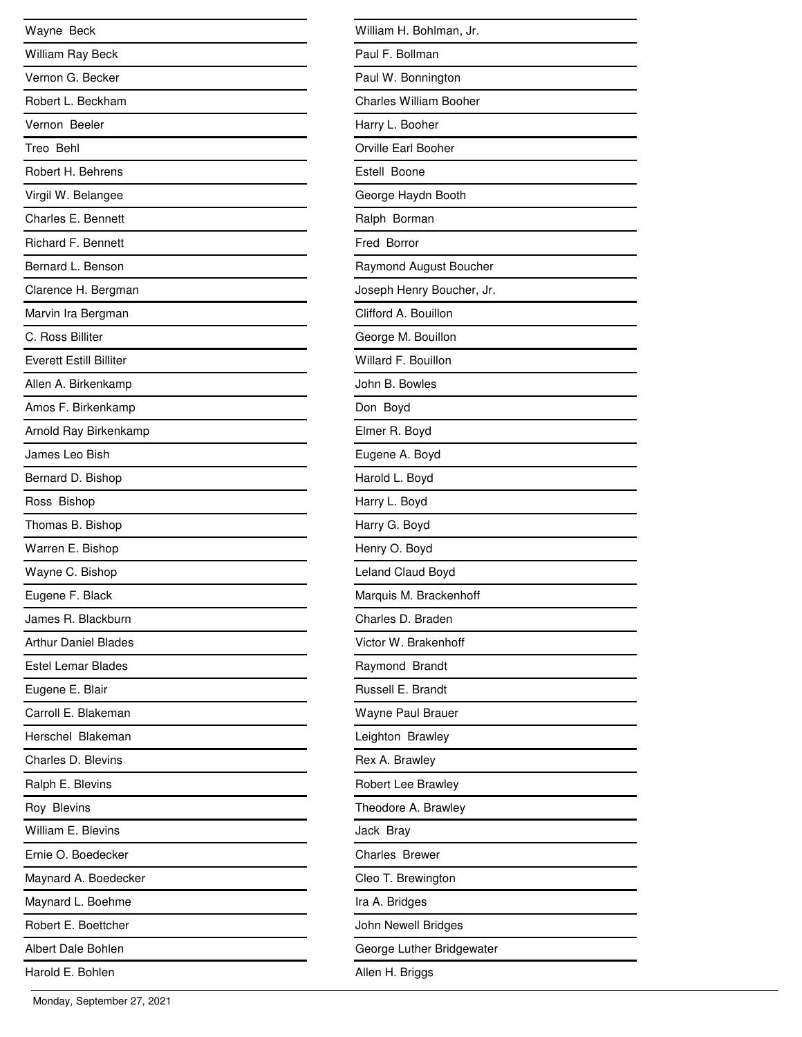Wayne Beck

William Ray Beck

Vernon G. Becker

Robert L. Beckham

Vernon Beeler

Treo Behl

Robert H. Behrens

Virgil W. Belangee

Charles E. Bennett

Richard F. Bennett

Bernard L. Benson

Clarence H. Bergman

Marvin Ira Bergman

C. Ross Billiter

Everett Estill Billiter

Allen A. Birkenkamp

Amos F. Birkenkamp

Arnold Ray Birkenkamp

James Leo Bish

Bernard D. Bishop

Ross Bishop

Thomas B. Bishop

Warren E. Bishop

Wayne C. Bishop

Eugene F. Black

James R. Blackburn

Arthur Daniel Blades

Estel Lemar Blades

Eugene E. Blair

Carroll E. Blakeman

Herschel Blakeman

Charles D. Blevins

Ralph E. Blevins

Roy Blevins

William E. Blevins

Ernie O. Boedecker

Maynard A. Boedecker

Maynard L. Boehme

Robert E. Boettcher

Albert Dale Bohlen

Harold E. Bohlen

William H. Bohlman, Jr.

Paul F. Bollman

Paul W. Bonnington

Charles William Booher

Harry L. Booher

Orville Earl Booher

Estell Boone

George Haydn Booth

Ralph Borman

Fred Borror

Raymond August Boucher

Joseph Henry Boucher, Jr.

Clifford A. Bouillon

George M. Bouillon

Willard F. Bouillon

John B. Bowles

Don Boyd

Elmer R. Boyd

Eugene A. Boyd

Harold L. Boyd

Harry L. Boyd

Harry G. Boyd

Henry O. Boyd

Leland Claud Boyd

Marquis M. Brackenhoff

Charles D. Braden

Victor W. Brakenhoff

Raymond Brandt

Russell E. Brandt

Wayne Paul Brauer

Leighton Brawley

Rex A. Brawley

Robert Lee Brawley

Theodore A. Brawley

Jack Bray

Charles Brewer

Cleo T. Brewington

Ira A. Bridges

John Newell Bridges

George Luther Bridgewater

Allen H. Briggs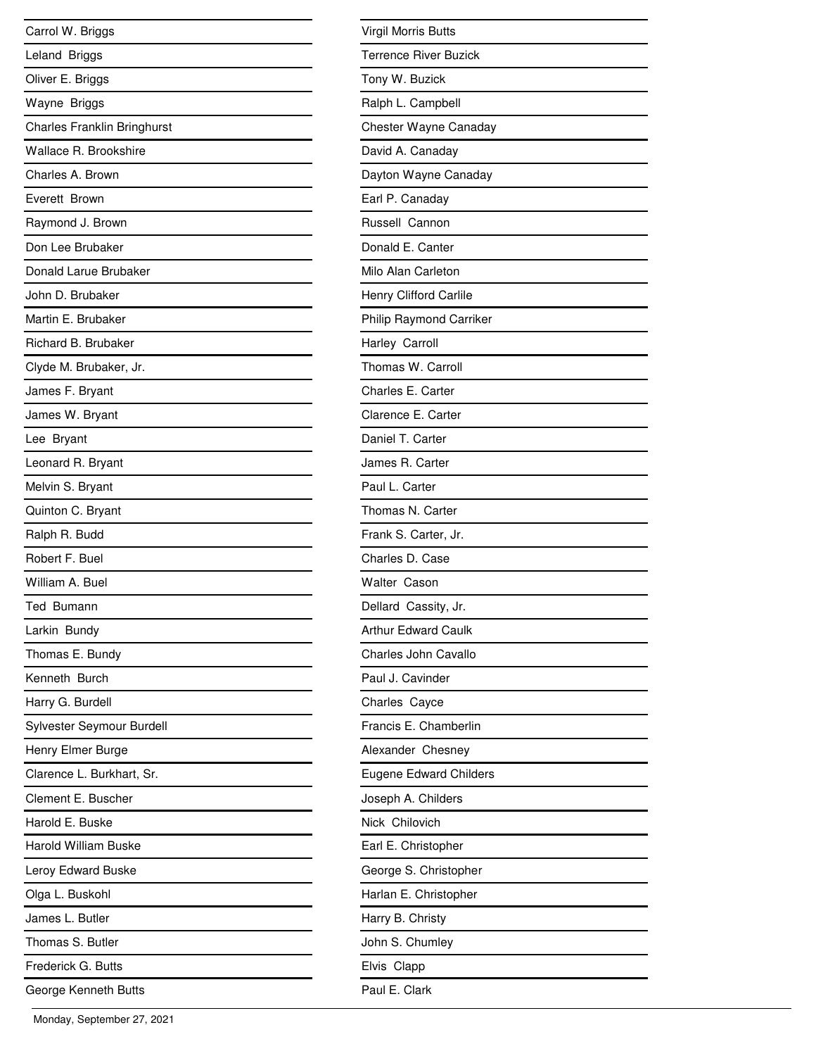Carrol W. Briggs
Leland Briggs
Oliver E. Briggs
Wayne Briggs
Charles Franklin Bringhurst
Wallace R. Brookshire
Charles A. Brown
Everett Brown
Raymond J. Brown
Don Lee Brubaker
Donald Larue Brubaker
John D. Brubaker
Martin E. Brubaker
Richard B. Brubaker
Clyde M. Brubaker, Jr.
James F. Bryant
James W. Bryant
Lee Bryant
Leonard R. Bryant
Melvin S. Bryant
Quinton C. Bryant
Ralph R. Budd
Robert F. Buel
William A. Buel
Ted Bumann
Larkin Bundy
Thomas E. Bundy
Kenneth Burch
Harry G. Burdell
Sylvester Seymour Burdell
Henry Elmer Burge
Clarence L. Burkhart, Sr.
Clement E. Buscher
Harold E. Buske
Harold William Buske
Leroy Edward Buske
Olga L. Buskohl
James L. Butler
Thomas S. Butler
Frederick G. Butts
George Kenneth Butts
Virgil Morris Butts
Terrence River Buzick
Tony W. Buzick
Ralph L. Campbell
Chester Wayne Canaday
David A. Canaday
Dayton Wayne Canaday
Earl P. Canaday
Russell Cannon
Donald E. Canter
Milo Alan Carleton
Henry Clifford Carlile
Philip Raymond Carriker
Harley Carroll
Thomas W. Carroll
Charles E. Carter
Clarence E. Carter
Daniel T. Carter
James R. Carter
Paul L. Carter
Thomas N. Carter
Frank S. Carter, Jr.
Charles D. Case
Walter Cason
Dellard Cassity, Jr.
Arthur Edward Caulk
Charles John Cavallo
Paul J. Cavinder
Charles Cayce
Francis E. Chamberlin
Alexander Chesney
Eugene Edward Childers
Joseph A. Childers
Nick Chilovich
Earl E. Christopher
George S. Christopher
Harlan E. Christopher
Harry B. Christy
John S. Chumley
Elvis Clapp
Paul E. Clark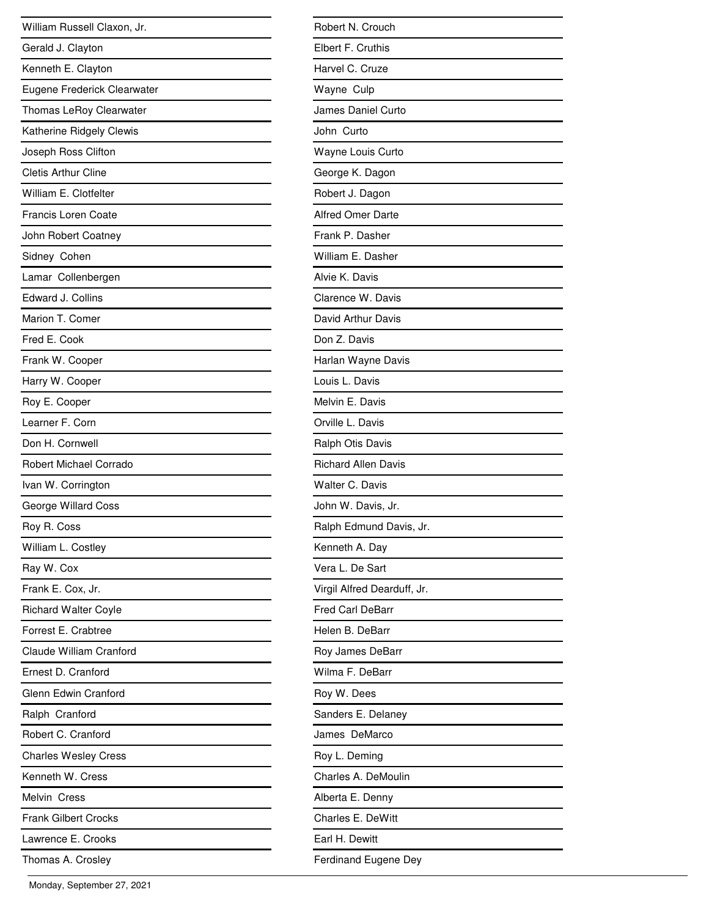William Russell Claxon, Jr.

Gerald J. Clayton

Kenneth E. Clayton

Eugene Frederick Clearwater

Thomas LeRoy Clearwater

Katherine Ridgely Clewis

Joseph Ross Clifton

Cletis Arthur Cline

William E. Clotfelter

Francis Loren Coate

John Robert Coatney

Sidney Cohen

Lamar Collenbergen

Edward J. Collins

Marion T. Comer

Fred E. Cook

Frank W. Cooper

Harry W. Cooper

Roy E. Cooper

Learner F. Corn

Don H. Cornwell

Robert Michael Corrado

Ivan W. Corrington

George Willard Coss

Roy R. Coss

William L. Costley

Ray W. Cox

Frank E. Cox, Jr.

Richard Walter Coyle

Forrest E. Crabtree

Claude William Cranford

Ernest D. Cranford

Glenn Edwin Cranford

Ralph Cranford

Robert C. Cranford

Charles Wesley Cress

Kenneth W. Cress

Melvin Cress

Frank Gilbert Crocks

Lawrence E. Crooks

Thomas A. Crosley

Robert N. Crouch

Elbert F. Cruthis

Harvel C. Cruze

Wayne Culp

James Daniel Curto

John Curto

Wayne Louis Curto

George K. Dagon

Robert J. Dagon

Alfred Omer Darte

Frank P. Dasher

William E. Dasher

Alvie K. Davis

Clarence W. Davis

David Arthur Davis

Don Z. Davis

Harlan Wayne Davis

Louis L. Davis

Melvin E. Davis

Orville L. Davis

Ralph Otis Davis

Richard Allen Davis

Walter C. Davis

John W. Davis, Jr.

Ralph Edmund Davis, Jr.

Kenneth A. Day

Vera L. De Sart

Virgil Alfred Dearduff, Jr.

Fred Carl DeBarr

Helen B. DeBarr

Roy James DeBarr

Wilma F. DeBarr

Roy W. Dees

Sanders E. Delaney

James DeMarco

Roy L. Deming

Charles A. DeMoulin

Alberta E. Denny

Charles E. DeWitt

Earl H. Dewitt

Ferdinand Eugene Dey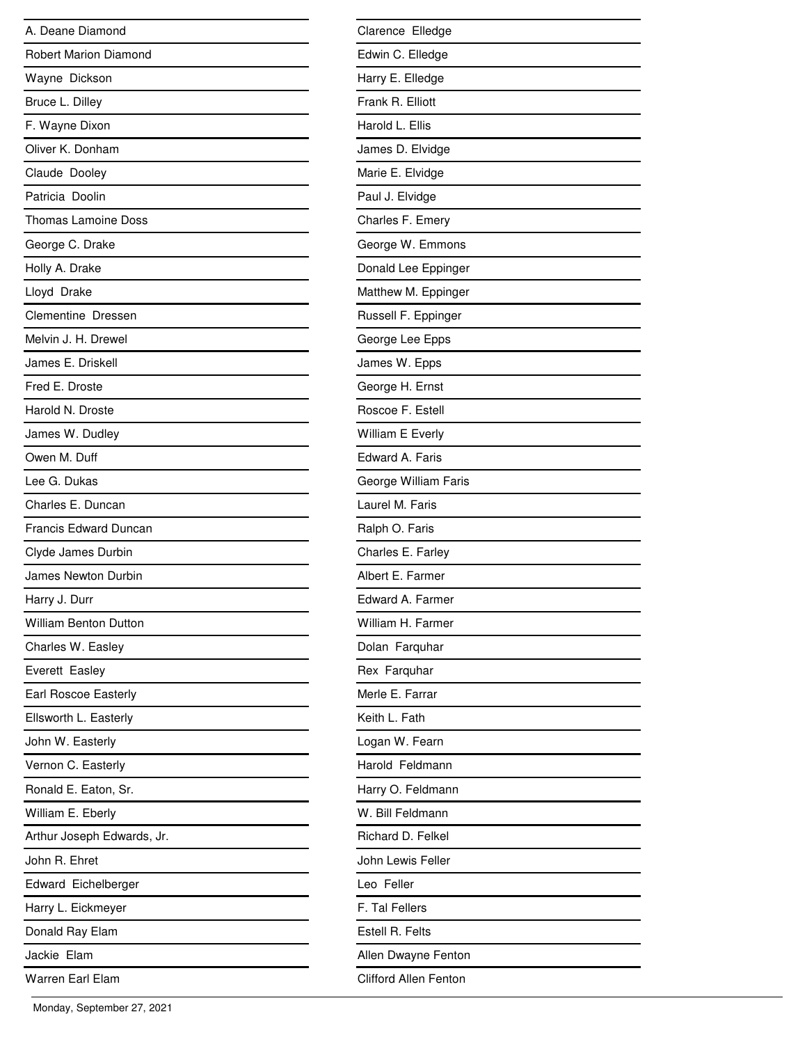A. Deane Diamond

Robert Marion Diamond

Wayne Dickson

Bruce L. Dilley

F. Wayne Dixon

Oliver K. Donham

Claude Dooley

Patricia Doolin

Thomas Lamoine Doss

George C. Drake

Holly A. Drake

Lloyd Drake

Clementine Dressen

Melvin J. H. Drewel

James E. Driskell

Fred E. Droste

Harold N. Droste

James W. Dudley

Owen M. Duff

Lee G. Dukas

Charles E. Duncan

Francis Edward Duncan

Clyde James Durbin

James Newton Durbin

Harry J. Durr

William Benton Dutton

Charles W. Easley

Everett Easley

Earl Roscoe Easterly

Ellsworth L. Easterly

John W. Easterly

Vernon C. Easterly

Ronald E. Eaton, Sr.

William E. Eberly

Arthur Joseph Edwards, Jr.

John R. Ehret

Edward Eichelberger

Harry L. Eickmeyer

Donald Ray Elam

Jackie Elam

Warren Earl Elam

Clarence Elledge

Edwin C. Elledge

Harry E. Elledge

Frank R. Elliott

Harold L. Ellis

James D. Elvidge

Marie E. Elvidge

Paul J. Elvidge

Charles F. Emery

George W. Emmons

Donald Lee Eppinger

Matthew M. Eppinger

Russell F. Eppinger

George Lee Epps

James W. Epps

George H. Ernst

Roscoe F. Estell

William E Everly

Edward A. Faris

George William Faris

Laurel M. Faris

Ralph O. Faris

Charles E. Farley

Albert E. Farmer

Edward A. Farmer

William H. Farmer

Dolan Farquhar

Rex Farquhar

Merle E. Farrar

Keith L. Fath

Logan W. Fearn

Harold Feldmann

Harry O. Feldmann

W. Bill Feldmann

Richard D. Felkel

John Lewis Feller

Leo Feller

F. Tal Fellers

Estell R. Felts

Allen Dwayne Fenton

Clifford Allen Fenton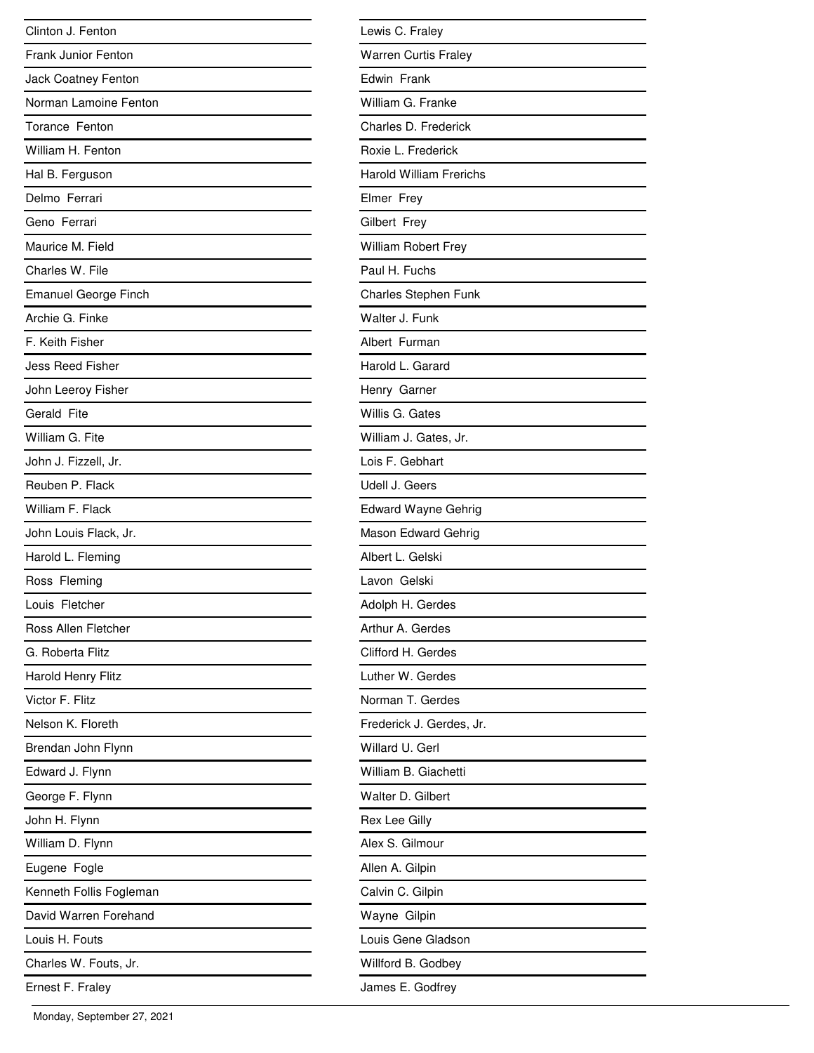Clinton J. Fenton

Frank Junior Fenton

Jack Coatney Fenton

Norman Lamoine Fenton

Torance Fenton

William H. Fenton

Hal B. Ferguson

Delmo Ferrari

Geno Ferrari

Maurice M. Field

Charles W. File

Emanuel George Finch

Archie G. Finke

F. Keith Fisher

Jess Reed Fisher

John Leeroy Fisher

Gerald Fite

William G. Fite

John J. Fizzell, Jr.

Reuben P. Flack

William F. Flack

John Louis Flack, Jr.

Harold L. Fleming

Ross Fleming

Louis Fletcher

Ross Allen Fletcher

G. Roberta Flitz

Harold Henry Flitz

Victor F. Flitz

Nelson K. Floreth

Brendan John Flynn

Edward J. Flynn

George F. Flynn

John H. Flynn

William D. Flynn

Eugene Fogle

Kenneth Follis Fogleman

David Warren Forehand

Louis H. Fouts

Charles W. Fouts, Jr.

Ernest F. Fraley

Lewis C. Fraley

Warren Curtis Fraley

Edwin Frank

William G. Franke

Charles D. Frederick

Roxie L. Frederick

Harold William Frerichs

Elmer Frey

Gilbert Frey

William Robert Frey

Paul H. Fuchs

Charles Stephen Funk

Walter J. Funk

Albert Furman

Harold L. Garard

Henry Garner

Willis G. Gates

William J. Gates, Jr.

Lois F. Gebhart

Udell J. Geers

Edward Wayne Gehrig

Mason Edward Gehrig

Albert L. Gelski

Lavon Gelski

Adolph H. Gerdes

Arthur A. Gerdes

Clifford H. Gerdes

Luther W. Gerdes

Norman T. Gerdes

Frederick J. Gerdes, Jr.

Willard U. Gerl

William B. Giachetti

Walter D. Gilbert

Rex Lee Gilly

Alex S. Gilmour

Allen A. Gilpin

Calvin C. Gilpin

Wayne Gilpin

Louis Gene Gladson

Willford B. Godbey

James E. Godfrey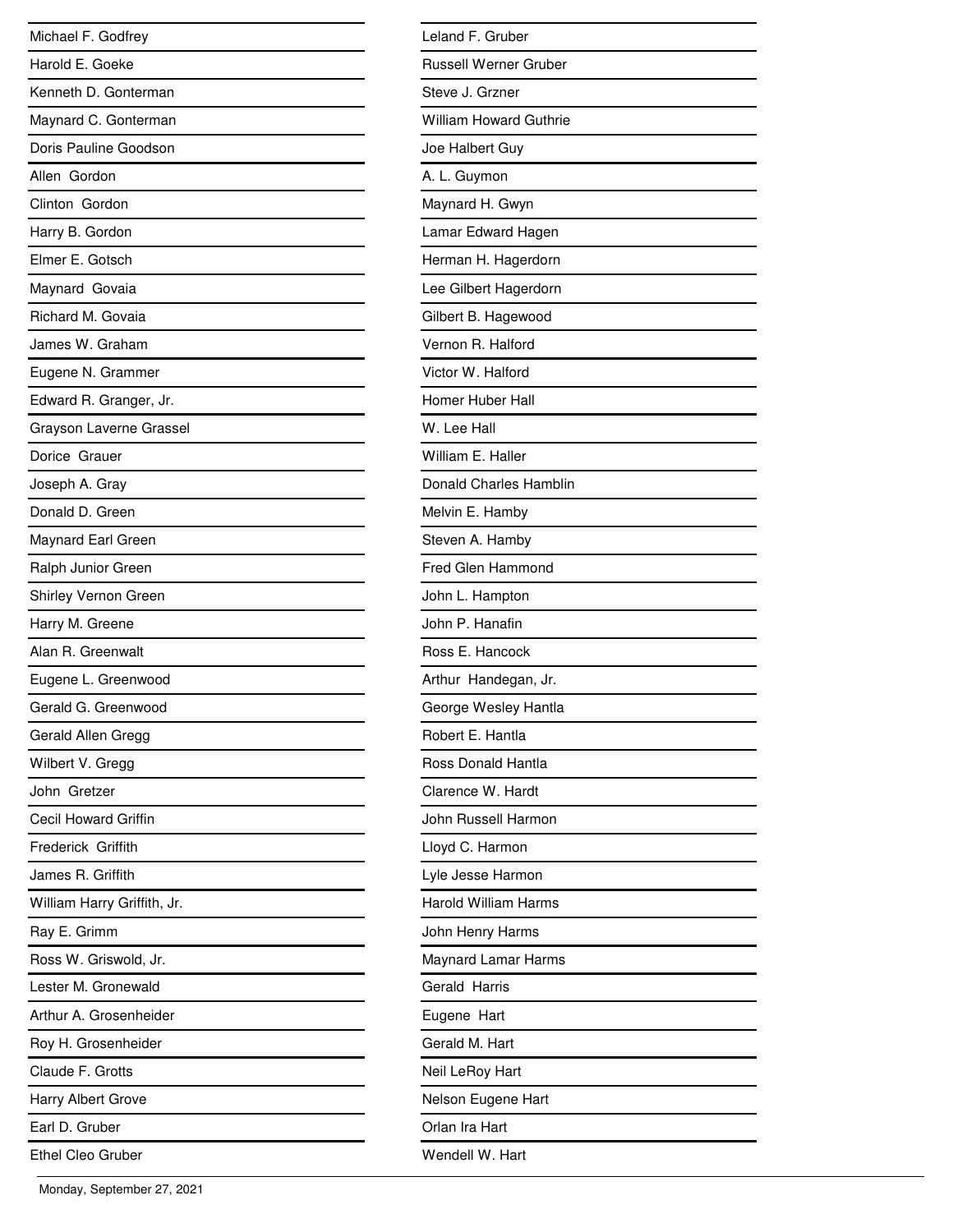Michael F. Godfrey

Harold E. Goeke

Kenneth D. Gonterman

Maynard C. Gonterman

Doris Pauline Goodson

Allen Gordon

Clinton Gordon

Harry B. Gordon

Elmer E. Gotsch

Maynard Govaia

Richard M. Govaia

James W. Graham

Eugene N. Grammer

Edward R. Granger, Jr.

Grayson Laverne Grassel

Dorice Grauer

Joseph A. Gray

Donald D. Green

Maynard Earl Green

Ralph Junior Green

Shirley Vernon Green

Harry M. Greene

Alan R. Greenwalt

Eugene L. Greenwood

Gerald G. Greenwood

Gerald Allen Gregg

Wilbert V. Gregg

John Gretzer

Cecil Howard Griffin

Frederick Griffith

James R. Griffith

William Harry Griffith, Jr.

Ray E. Grimm

Ross W. Griswold, Jr.

Lester M. Gronewald

Arthur A. Grosenheider

Roy H. Grosenheider

Claude F. Grotts

Harry Albert Grove

Earl D. Gruber

Ethel Cleo Gruber

Leland F. Gruber

Russell Werner Gruber

Steve J. Grzner

William Howard Guthrie

Joe Halbert Guy

A. L. Guymon

Maynard H. Gwyn

Lamar Edward Hagen

Herman H. Hagerdorn

Lee Gilbert Hagerdorn

Gilbert B. Hagewood

Vernon R. Halford

Victor W. Halford

Homer Huber Hall

W. Lee Hall

William E. Haller

Donald Charles Hamblin

Melvin E. Hamby

Steven A. Hamby

Fred Glen Hammond

John L. Hampton

John P. Hanafin

Ross E. Hancock

Arthur Handegan, Jr.

George Wesley Hantla

Robert E. Hantla

Ross Donald Hantla

Clarence W. Hardt

John Russell Harmon

Lloyd C. Harmon

Lyle Jesse Harmon

Harold William Harms

John Henry Harms

Maynard Lamar Harms

Gerald Harris

Eugene Hart

Gerald M. Hart

Neil LeRoy Hart

Nelson Eugene Hart

Orlan Ira Hart

Wendell W. Hart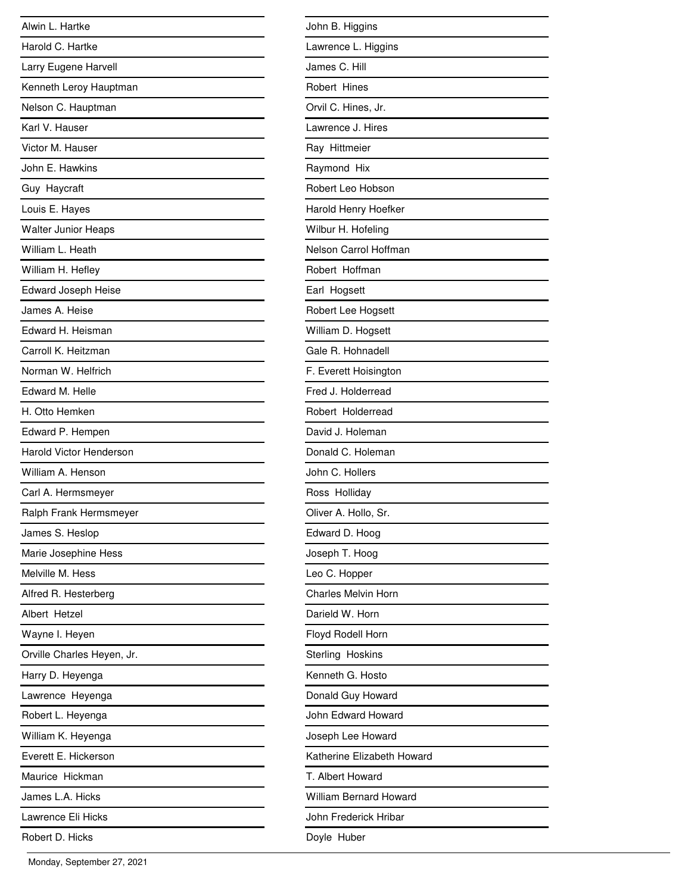Alwin L. Hartke

Harold C. Hartke

Larry Eugene Harvell

Kenneth Leroy Hauptman

Nelson C. Hauptman

Karl V. Hauser

Victor M. Hauser

John E. Hawkins

Guy Haycraft

Louis E. Hayes

Walter Junior Heaps

William L. Heath

William H. Hefley

Edward Joseph Heise

James A. Heise

Edward H. Heisman

Carroll K. Heitzman

Norman W. Helfrich

Edward M. Helle

H. Otto Hemken

Edward P. Hempen

Harold Victor Henderson

William A. Henson

Carl A. Hermsmeyer

Ralph Frank Hermsmeyer

James S. Heslop

Marie Josephine Hess

Melville M. Hess

Alfred R. Hesterberg

Albert Hetzel

Wayne I. Heyen

Orville Charles Heyen, Jr.

Harry D. Heyenga

Lawrence Heyenga

Robert L. Heyenga

William K. Heyenga

Everett E. Hickerson

Maurice Hickman

James L.A. Hicks

Lawrence Eli Hicks

Robert D. Hicks

John B. Higgins

Lawrence L. Higgins

James C. Hill

Robert Hines

Orvil C. Hines, Jr.

Lawrence J. Hires

Ray Hittmeier

Raymond Hix

Robert Leo Hobson

Harold Henry Hoefker

Wilbur H. Hofeling

Nelson Carrol Hoffman

Robert Hoffman

Earl Hogsett

Robert Lee Hogsett

William D. Hogsett

Gale R. Hohnadell

F. Everett Hoisington

Fred J. Holderread

Robert Holderread

David J. Holeman

Donald C. Holeman

John C. Hollers

Ross Holliday

Oliver A. Hollo, Sr.

Edward D. Hoog

Joseph T. Hoog

Leo C. Hopper

Charles Melvin Horn

Darield W. Horn

Floyd Rodell Horn

Sterling Hoskins

Kenneth G. Hosto

Donald Guy Howard

John Edward Howard

Joseph Lee Howard

Katherine Elizabeth Howard

T. Albert Howard

William Bernard Howard

John Frederick Hribar

Doyle Huber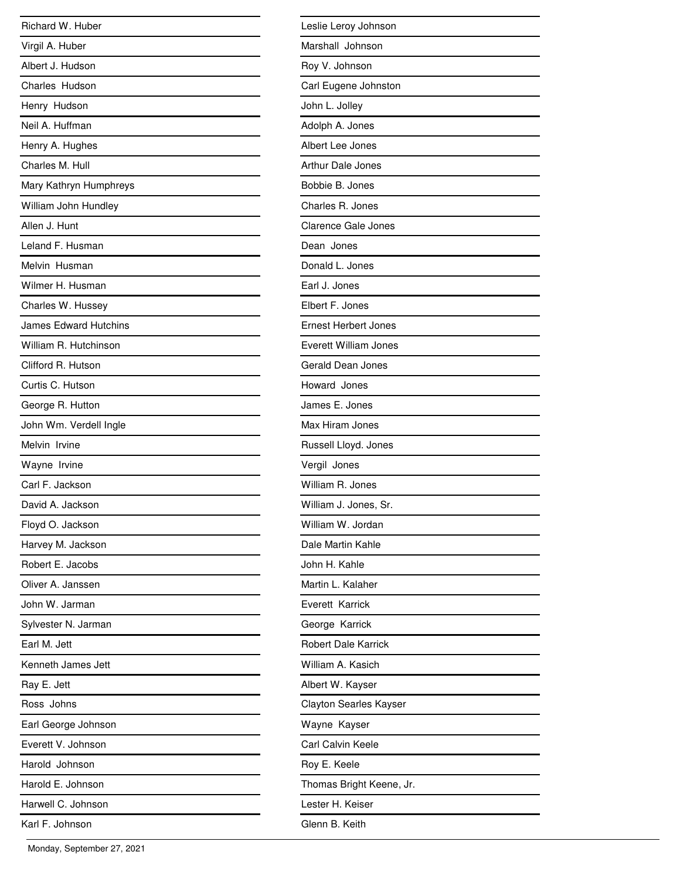Richard W. Huber

Virgil A. Huber

Albert J. Hudson

Charles Hudson

Henry Hudson

Neil A. Huffman

Henry A. Hughes

Charles M. Hull

Mary Kathryn Humphreys

William John Hundley

Allen J. Hunt

Leland F. Husman

Melvin Husman

Wilmer H. Husman

Charles W. Hussey

James Edward Hutchins

William R. Hutchinson

Clifford R. Hutson

Curtis C. Hutson

George R. Hutton

John Wm. Verdell Ingle

Melvin Irvine

Wayne Irvine

Carl F. Jackson

David A. Jackson

Floyd O. Jackson

Harvey M. Jackson

Robert E. Jacobs

Oliver A. Janssen

John W. Jarman

Sylvester N. Jarman

Earl M. Jett

Kenneth James Jett

Ray E. Jett

Ross Johns

Earl George Johnson

Everett V. Johnson

Harold Johnson

Harold E. Johnson

Harwell C. Johnson

Karl F. Johnson

Leslie Leroy Johnson

Marshall Johnson

Roy V. Johnson

Carl Eugene Johnston

John L. Jolley

Adolph A. Jones

Albert Lee Jones

Arthur Dale Jones

Bobbie B. Jones

Charles R. Jones

Clarence Gale Jones

Dean Jones

Donald L. Jones

Earl J. Jones

Elbert F. Jones

Ernest Herbert Jones

Everett William Jones

Gerald Dean Jones

Howard Jones

James E. Jones

Max Hiram Jones

Russell Lloyd. Jones

Vergil Jones

William R. Jones

William J. Jones, Sr.

William W. Jordan

Dale Martin Kahle

John H. Kahle

Martin L. Kalaher

Everett Karrick

George Karrick

Robert Dale Karrick

William A. Kasich

Albert W. Kayser

Clayton Searles Kayser

Wayne Kayser

Carl Calvin Keele

Roy E. Keele

Thomas Bright Keene, Jr.

Lester H. Keiser

Glenn B. Keith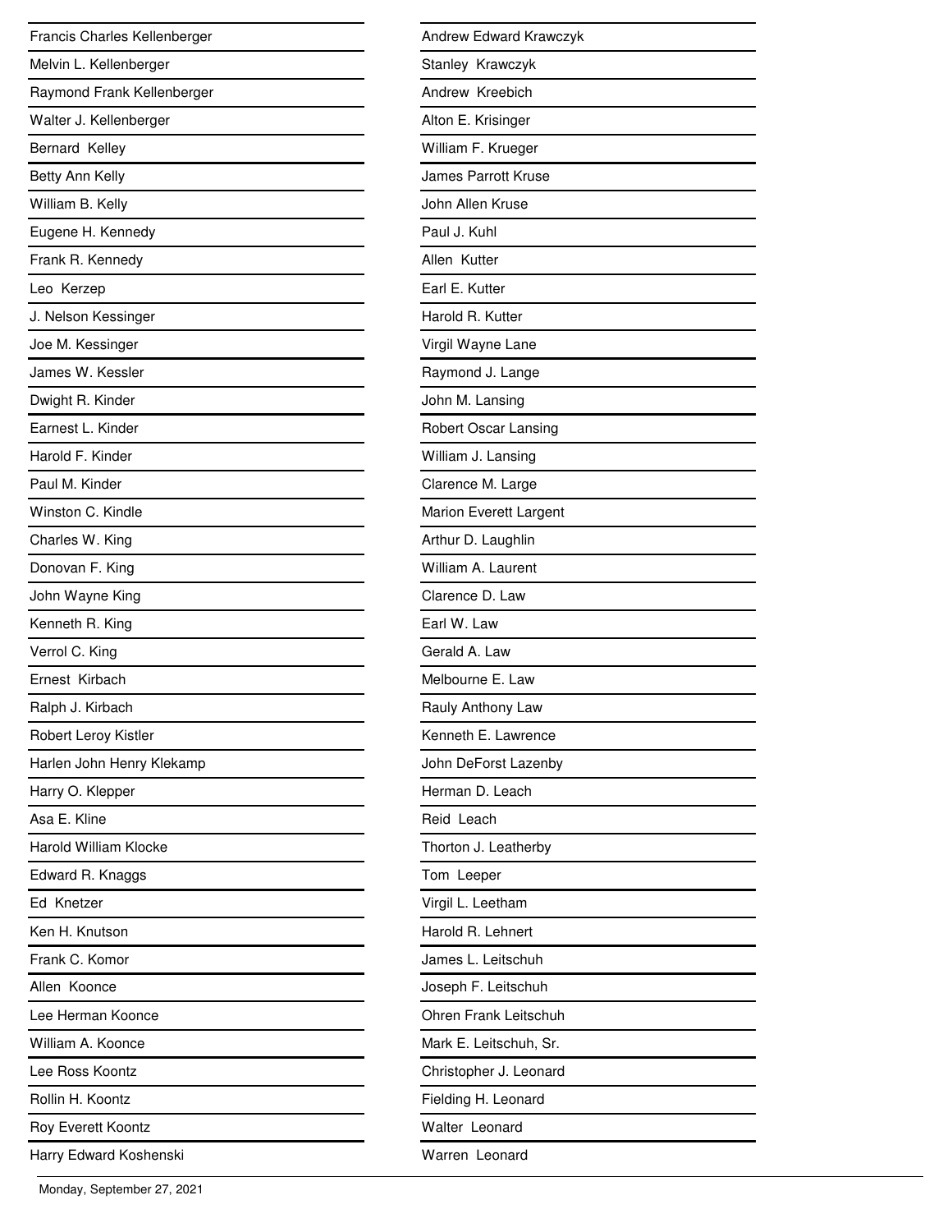Francis Charles Kellenberger

Melvin L. Kellenberger

Raymond Frank Kellenberger

Walter J. Kellenberger

Bernard Kelley

Betty Ann Kelly

William B. Kelly

Eugene H. Kennedy

Frank R. Kennedy

Leo Kerzep

J. Nelson Kessinger

Joe M. Kessinger

James W. Kessler

Dwight R. Kinder

Earnest L. Kinder

Harold F. Kinder

Paul M. Kinder

Winston C. Kindle

Charles W. King

Donovan F. King

John Wayne King

Kenneth R. King

Verrol C. King

Ernest Kirbach

Ralph J. Kirbach

Robert Leroy Kistler

Harlen John Henry Klekamp

Harry O. Klepper

Asa E. Kline

Harold William Klocke

Edward R. Knaggs

Ed Knetzer

Ken H. Knutson

Frank C. Komor

Allen Koonce

Lee Herman Koonce

William A. Koonce

Lee Ross Koontz

Rollin H. Koontz

Roy Everett Koontz

Harry Edward Koshenski

Andrew Edward Krawczyk

Stanley Krawczyk

Andrew Kreebich

Alton E. Krisinger

William F. Krueger

James Parrott Kruse

John Allen Kruse

Paul J. Kuhl

Allen Kutter

Earl E. Kutter

Harold R. Kutter

Virgil Wayne Lane

Raymond J. Lange

John M. Lansing

Robert Oscar Lansing

William J. Lansing

Clarence M. Large

Marion Everett Largent

Arthur D. Laughlin

William A. Laurent

Clarence D. Law

Earl W. Law

Gerald A. Law

Melbourne E. Law

Rauly Anthony Law

Kenneth E. Lawrence

John DeForst Lazenby

Herman D. Leach

Reid Leach

Thorton J. Leatherby

Tom Leeper

Virgil L. Leetham

Harold R. Lehnert

James L. Leitschuh

Joseph F. Leitschuh

Ohren Frank Leitschuh

Mark E. Leitschuh, Sr.

Christopher J. Leonard

Fielding H. Leonard

Walter Leonard

Warren Leonard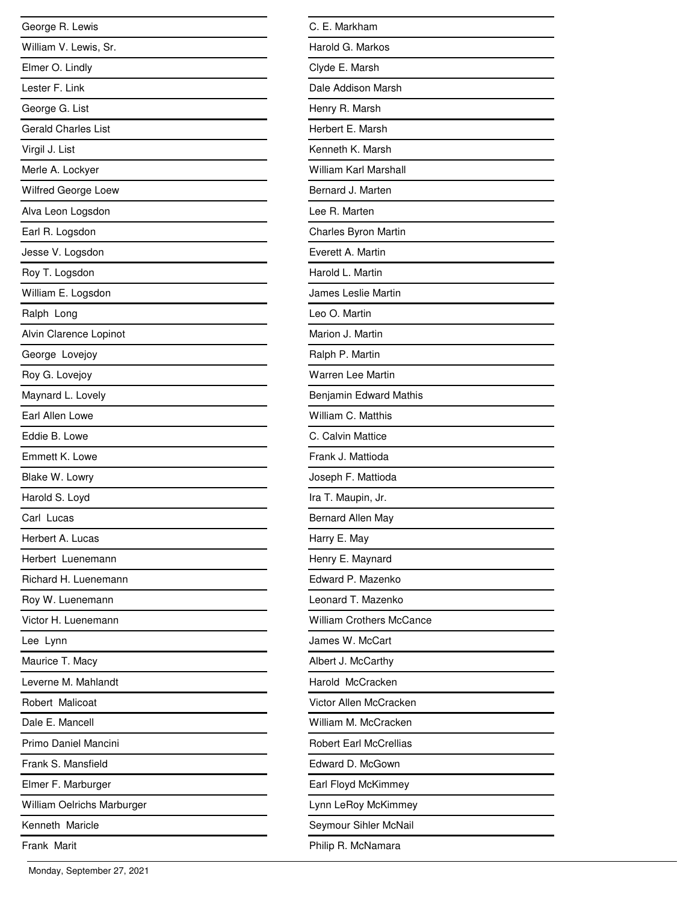George R. Lewis

William V. Lewis, Sr.

Elmer O. Lindly

Lester F. Link

George G. List

Gerald Charles List

Virgil J. List

Merle A. Lockyer

Wilfred George Loew

Alva Leon Logsdon

Earl R. Logsdon

Jesse V. Logsdon

Roy T. Logsdon

William E. Logsdon

Ralph Long

Alvin Clarence Lopinot

George Lovejoy

Roy G. Lovejoy

Maynard L. Lovely

Earl Allen Lowe

Eddie B. Lowe

Emmett K. Lowe

Blake W. Lowry

Harold S. Loyd

Carl Lucas

Herbert A. Lucas

Herbert Luenemann

Richard H. Luenemann

Roy W. Luenemann

Victor H. Luenemann

Lee Lynn

Maurice T. Macy

Leverne M. Mahlandt

Robert Malicoat

Dale E. Mancell

Primo Daniel Mancini

Frank S. Mansfield

Elmer F. Marburger

William Oelrichs Marburger

Kenneth Maricle

Frank Marit

C. E. Markham

Harold G. Markos

Clyde E. Marsh

Dale Addison Marsh

Henry R. Marsh

Herbert E. Marsh

Kenneth K. Marsh

William Karl Marshall

Bernard J. Marten

Lee R. Marten

Charles Byron Martin

Everett A. Martin

Harold L. Martin

James Leslie Martin

Leo O. Martin

Marion J. Martin

Ralph P. Martin

Warren Lee Martin

Benjamin Edward Mathis

William C. Matthis

C. Calvin Mattice

Frank J. Mattioda

Joseph F. Mattioda

Ira T. Maupin, Jr.

Bernard Allen May

Harry E. May

Henry E. Maynard

Edward P. Mazenko

Leonard T. Mazenko

William Crothers McCance

James W. McCart

Albert J. McCarthy

Harold McCracken

Victor Allen McCracken

William M. McCracken

Robert Earl McCrellias

Edward D. McGown

Earl Floyd McKimmey

Lynn LeRoy McKimmey

Seymour Sihler McNail

Philip R. McNamara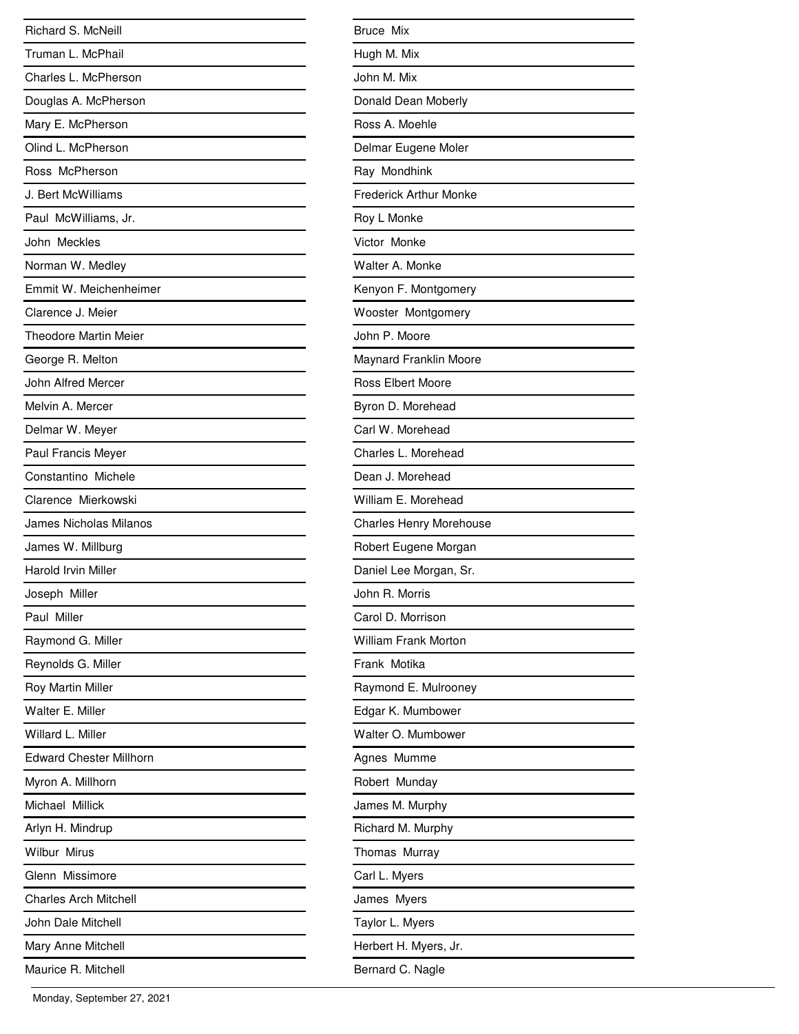Richard S. McNeill

Truman L. McPhail

Charles L. McPherson

Douglas A. McPherson

Mary E. McPherson

Olind L. McPherson

Ross McPherson

J. Bert McWilliams

Paul McWilliams, Jr.

John Meckles

Norman W. Medley

Emmit W. Meichenheimer

Clarence J. Meier

Theodore Martin Meier

George R. Melton

John Alfred Mercer

Melvin A. Mercer

Delmar W. Meyer

Paul Francis Meyer

Constantino Michele

Clarence Mierkowski

James Nicholas Milanos

James W. Millburg

Harold Irvin Miller

Joseph Miller

Paul Miller

Raymond G. Miller

Reynolds G. Miller

Roy Martin Miller

Walter E. Miller

Willard L. Miller

Edward Chester Millhorn

Myron A. Millhorn

Michael Millick

Arlyn H. Mindrup

Wilbur Mirus

Glenn Missimore

Charles Arch Mitchell

John Dale Mitchell

Mary Anne Mitchell

Maurice R. Mitchell

Bruce Mix

Hugh M. Mix

John M. Mix

Donald Dean Moberly

Ross A. Moehle

Delmar Eugene Moler

Ray Mondhink

Frederick Arthur Monke

Roy L Monke

Victor Monke

Walter A. Monke

Kenyon F. Montgomery

Wooster Montgomery

John P. Moore

Maynard Franklin Moore

Ross Elbert Moore

Byron D. Morehead

Carl W. Morehead

Charles L. Morehead

Dean J. Morehead

William E. Morehead

Charles Henry Morehouse

Robert Eugene Morgan

Daniel Lee Morgan, Sr.

John R. Morris

Carol D. Morrison

William Frank Morton

Frank Motika

Raymond E. Mulrooney

Edgar K. Mumbower

Walter O. Mumbower

Agnes Mumme

Robert Munday

James M. Murphy

Richard M. Murphy

Thomas Murray

Carl L. Myers

James Myers

Taylor L. Myers

Herbert H. Myers, Jr.

Bernard C. Nagle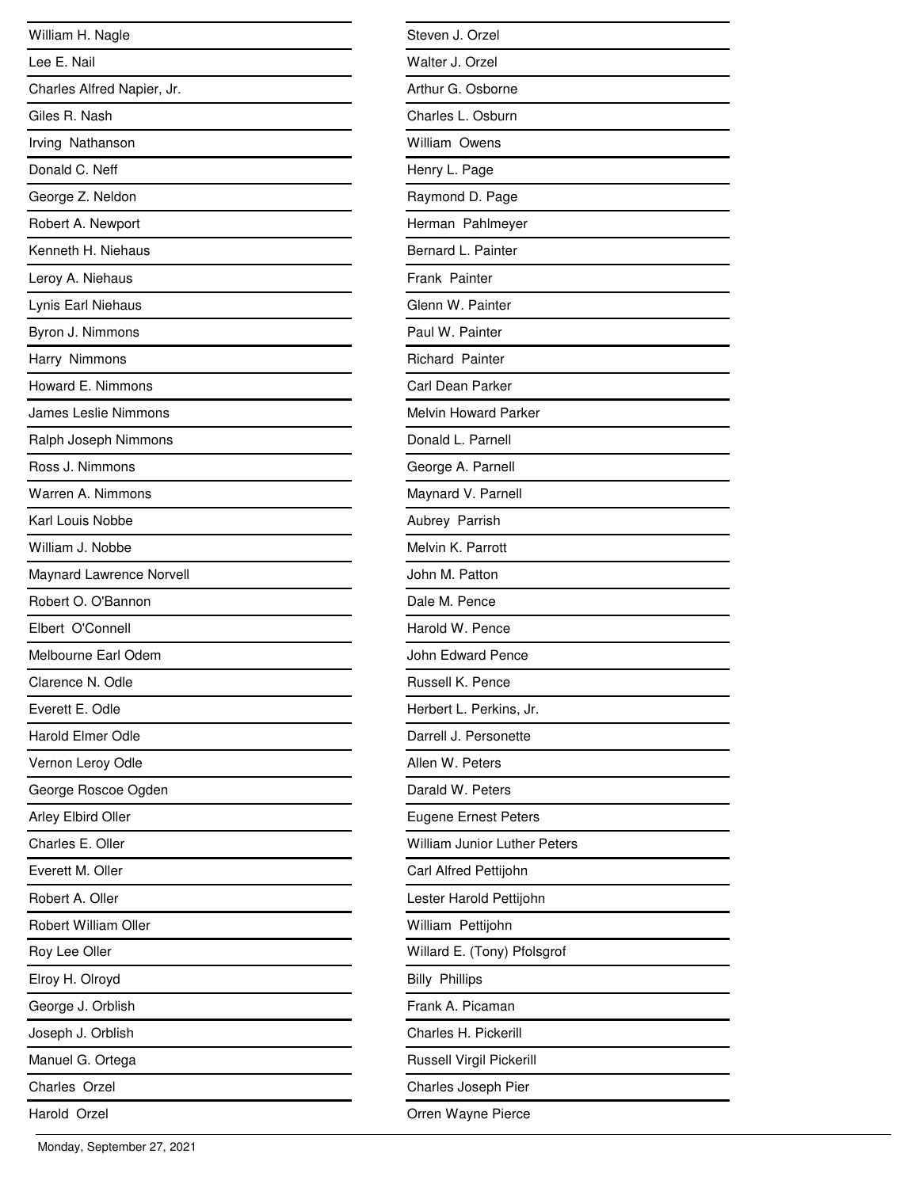William H. Nagle
Lee E. Nail
Charles Alfred Napier, Jr.
Giles R. Nash
Irving Nathanson
Donald C. Neff
George Z. Neldon
Robert A. Newport
Kenneth H. Niehaus
Leroy A. Niehaus
Lynis Earl Niehaus
Byron J. Nimmons
Harry Nimmons
Howard E. Nimmons
James Leslie Nimmons
Ralph Joseph Nimmons
Ross J. Nimmons
Warren A. Nimmons
Karl Louis Nobbe
William J. Nobbe
Maynard Lawrence Norvell
Robert O. O'Bannon
Elbert O'Connell
Melbourne Earl Odem
Clarence N. Odle
Everett E. Odle
Harold Elmer Odle
Vernon Leroy Odle
George Roscoe Ogden
Arley Elbird Oller
Charles E. Oller
Everett M. Oller
Robert A. Oller
Robert William Oller
Roy Lee Oller
Elroy H. Olroyd
George J. Orblish
Joseph J. Orblish
Manuel G. Ortega
Charles Orzel
Harold Orzel
Steven J. Orzel
Walter J. Orzel
Arthur G. Osborne
Charles L. Osburn
William Owens
Henry L. Page
Raymond D. Page
Herman Pahlmeyer
Bernard L. Painter
Frank Painter
Glenn W. Painter
Paul W. Painter
Richard Painter
Carl Dean Parker
Melvin Howard Parker
Donald L. Parnell
George A. Parnell
Maynard V. Parnell
Aubrey Parrish
Melvin K. Parrott
John M. Patton
Dale M. Pence
Harold W. Pence
John Edward Pence
Russell K. Pence
Herbert L. Perkins, Jr.
Darrell J. Personette
Allen W. Peters
Darald W. Peters
Eugene Ernest Peters
William Junior Luther Peters
Carl Alfred Pettijohn
Lester Harold Pettijohn
William Pettijohn
Willard E. (Tony) Pfolsgrof
Billy Phillips
Frank A. Picaman
Charles H. Pickerill
Russell Virgil Pickerill
Charles Joseph Pier
Orren Wayne Pierce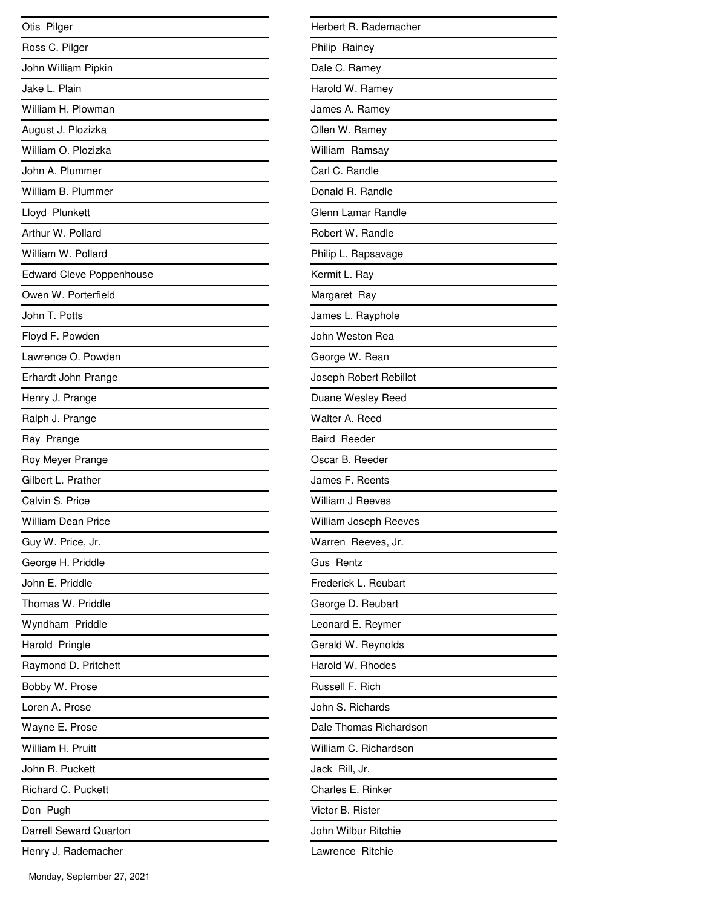Otis Pilger

Ross C. Pilger

John William Pipkin

Jake L. Plain

William H. Plowman

August J. Plozizka

William O. Plozizka

John A. Plummer

William B. Plummer

Lloyd Plunkett

Arthur W. Pollard

William W. Pollard

Edward Cleve Poppenhouse

Owen W. Porterfield

John T. Potts

Floyd F. Powden

Lawrence O. Powden

Erhardt John Prange

Henry J. Prange

Ralph J. Prange

Ray Prange

Roy Meyer Prange

Gilbert L. Prather

Calvin S. Price

William Dean Price

Guy W. Price, Jr.

George H. Priddle

John E. Priddle

Thomas W. Priddle

Wyndham Priddle

Harold Pringle

Raymond D. Pritchett

Bobby W. Prose

Loren A. Prose

Wayne E. Prose

William H. Pruitt

John R. Puckett

Richard C. Puckett

Don Pugh

Darrell Seward Quarton

Henry J. Rademacher

Herbert R. Rademacher

Philip Rainey

Dale C. Ramey

Harold W. Ramey

James A. Ramey

Ollen W. Ramey

William Ramsay

Carl C. Randle

Donald R. Randle

Glenn Lamar Randle

Robert W. Randle

Philip L. Rapsavage

Kermit L. Ray

Margaret Ray

James L. Rayphole

John Weston Rea

George W. Rean

Joseph Robert Rebillot

Duane Wesley Reed

Walter A. Reed

Baird Reeder

Oscar B. Reeder

James F. Reents

William J Reeves

William Joseph Reeves

Warren Reeves, Jr.

Gus Rentz

Frederick L. Reubart

George D. Reubart

Leonard E. Reymer

Gerald W. Reynolds

Harold W. Rhodes

Russell F. Rich

John S. Richards

Dale Thomas Richardson

William C. Richardson

Jack Rill, Jr.

Charles E. Rinker

Victor B. Rister

John Wilbur Ritchie

Lawrence Ritchie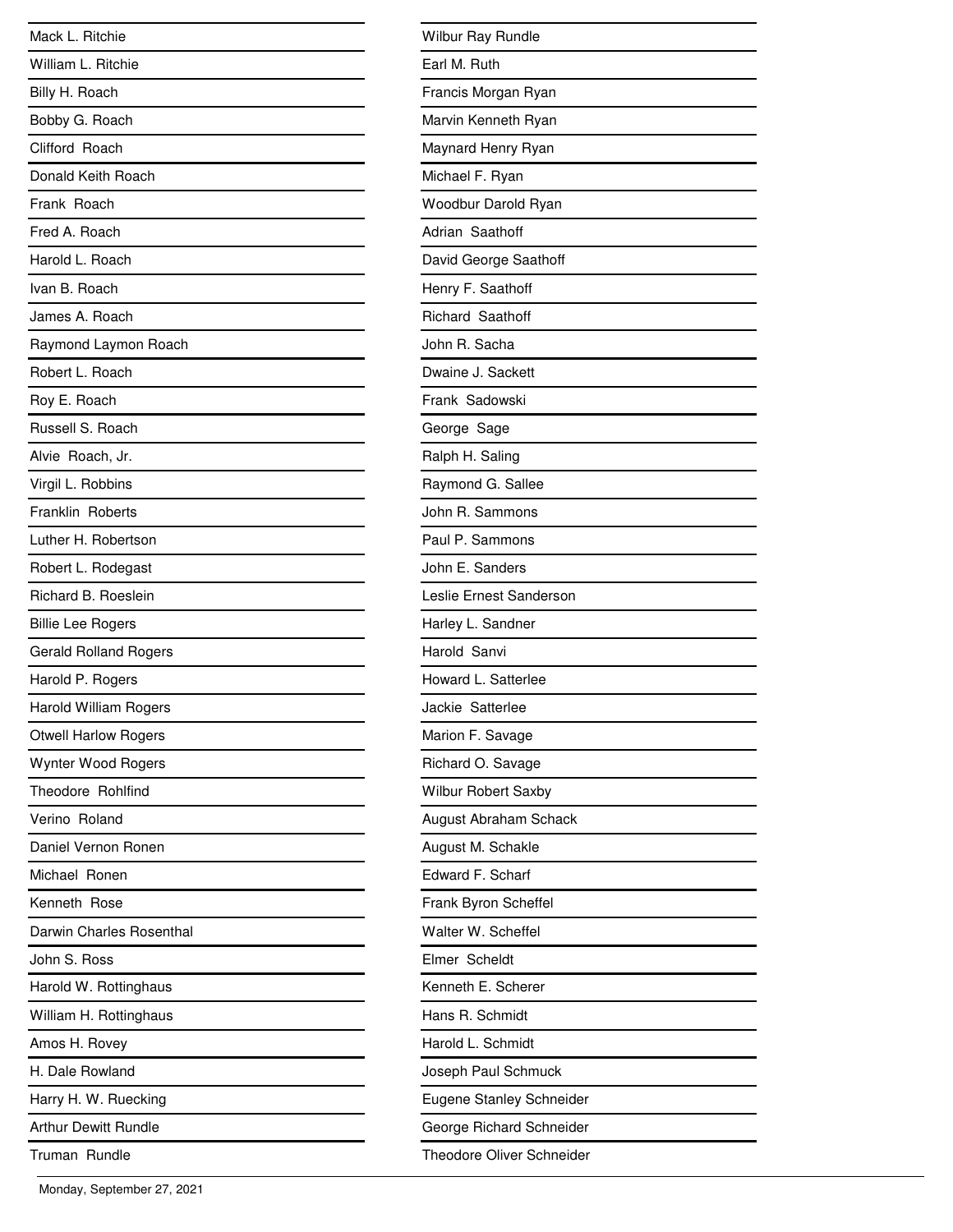Mack L. Ritchie
William L. Ritchie
Billy H. Roach
Bobby G. Roach
Clifford  Roach
Donald Keith Roach
Frank  Roach
Fred A. Roach
Harold L. Roach
Ivan B. Roach
James A. Roach
Raymond Laymon Roach
Robert L. Roach
Roy E. Roach
Russell S. Roach
Alvie  Roach, Jr.
Virgil L. Robbins
Franklin  Roberts
Luther H. Robertson
Robert L. Rodegast
Richard B. Roeslein
Billie Lee Rogers
Gerald Rolland Rogers
Harold P. Rogers
Harold William Rogers
Otwell Harlow Rogers
Wynter Wood Rogers
Theodore  Rohlfind
Verino  Roland
Daniel Vernon Ronen
Michael  Ronen
Kenneth  Rose
Darwin Charles Rosenthal
John S. Ross
Harold W. Rottinghaus
William H. Rottinghaus
Amos H. Rovey
H. Dale Rowland
Harry H. W. Ruecking
Arthur Dewitt Rundle
Truman  Rundle
Wilbur Ray Rundle
Earl M. Ruth
Francis Morgan Ryan
Marvin Kenneth Ryan
Maynard Henry Ryan
Michael F. Ryan
Woodbur Darold Ryan
Adrian  Saathoff
David George Saathoff
Henry F. Saathoff
Richard  Saathoff
John R. Sacha
Dwaine J. Sackett
Frank  Sadowski
George  Sage
Ralph H. Saling
Raymond G. Sallee
John R. Sammons
Paul P. Sammons
John E. Sanders
Leslie Ernest Sanderson
Harley L. Sandner
Harold  Sanvi
Howard L. Satterlee
Jackie  Satterlee
Marion F. Savage
Richard O. Savage
Wilbur Robert Saxby
August Abraham Schack
August M. Schakle
Edward F. Scharf
Frank Byron Scheffel
Walter W. Scheffel
Elmer  Scheldt
Kenneth E. Scherer
Hans R. Schmidt
Harold L. Schmidt
Joseph Paul Schmuck
Eugene Stanley Schneider
George Richard Schneider
Theodore Oliver Schneider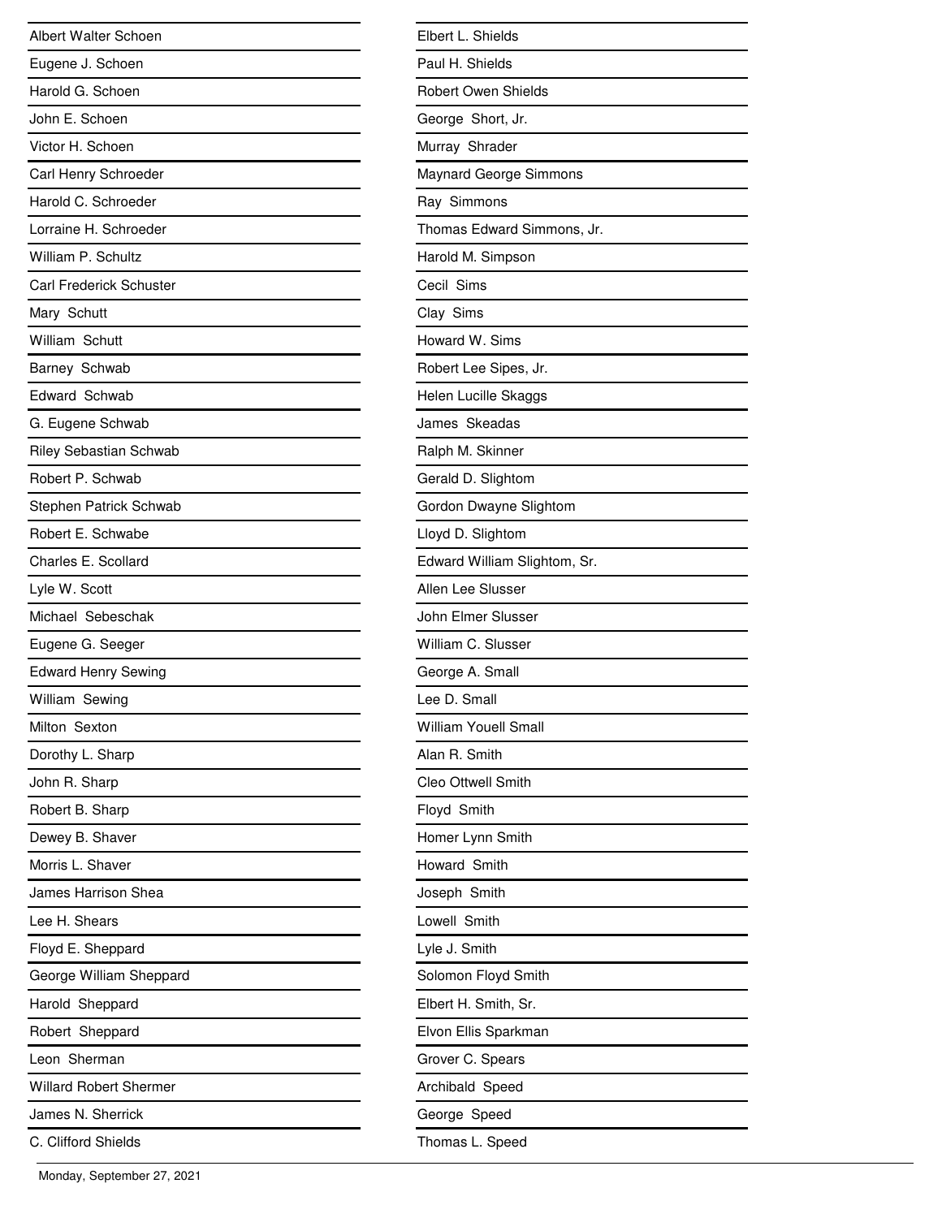Albert Walter Schoen

Eugene J. Schoen

Harold G. Schoen

John E. Schoen

Victor H. Schoen

Carl Henry Schroeder

Harold C. Schroeder

Lorraine H. Schroeder

William P. Schultz

Carl Frederick Schuster

Mary Schutt

William Schutt

Barney Schwab

Edward Schwab

G. Eugene Schwab

Riley Sebastian Schwab

Robert P. Schwab

Stephen Patrick Schwab

Robert E. Schwabe

Charles E. Scollard

Lyle W. Scott

Michael Sebeschak

Eugene G. Seeger

Edward Henry Sewing

William Sewing

Milton Sexton

Dorothy L. Sharp

John R. Sharp

Robert B. Sharp

Dewey B. Shaver

Morris L. Shaver

James Harrison Shea

Lee H. Shears

Floyd E. Sheppard

George William Sheppard

Harold Sheppard

Robert Sheppard

Leon Sherman

Willard Robert Shermer

James N. Sherrick

C. Clifford Shields

Elbert L. Shields

Paul H. Shields

Robert Owen Shields

George Short, Jr.

Murray Shrader

Maynard George Simmons

Ray Simmons

Thomas Edward Simmons, Jr.

Harold M. Simpson

Cecil Sims

Clay Sims

Howard W. Sims

Robert Lee Sipes, Jr.

Helen Lucille Skaggs

James Skeadas

Ralph M. Skinner

Gerald D. Slightom

Gordon Dwayne Slightom

Lloyd D. Slightom

Edward William Slightom, Sr.

Allen Lee Slusser

John Elmer Slusser

William C. Slusser

George A. Small

Lee D. Small

William Youell Small

Alan R. Smith

Cleo Ottwell Smith

Floyd Smith

Homer Lynn Smith

Howard Smith

Joseph Smith

Lowell Smith

Lyle J. Smith

Solomon Floyd Smith

Elbert H. Smith, Sr.

Elvon Ellis Sparkman

Grover C. Spears

Archibald Speed

George Speed

Thomas L. Speed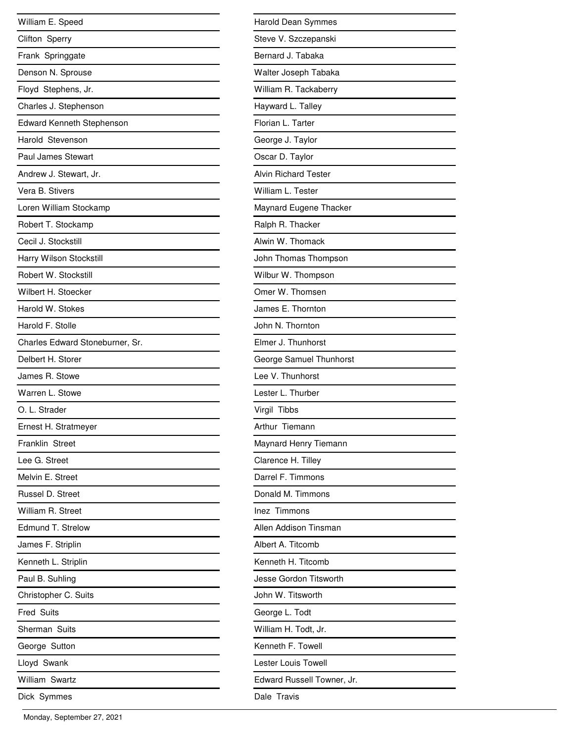William E. Speed

Clifton Sperry

Frank Springgate

Denson N. Sprouse

Floyd Stephens, Jr.

Charles J. Stephenson

Edward Kenneth Stephenson

Harold Stevenson

Paul James Stewart

Andrew J. Stewart, Jr.

Vera B. Stivers

Loren William Stockamp

Robert T. Stockamp

Cecil J. Stockstill

Harry Wilson Stockstill

Robert W. Stockstill

Wilbert H. Stoecker

Harold W. Stokes

Harold F. Stolle

Charles Edward Stoneburner, Sr.

Delbert H. Storer

James R. Stowe

Warren L. Stowe

O. L. Strader

Ernest H. Stratmeyer

Franklin Street

Lee G. Street

Melvin E. Street

Russel D. Street

William R. Street

Edmund T. Strelow

James F. Striplin

Kenneth L. Striplin

Paul B. Suhling

Christopher C. Suits

Fred Suits

Sherman Suits

George Sutton

Lloyd Swank

William Swartz

Dick Symmes

Harold Dean Symmes

Steve V. Szczepanski

Bernard J. Tabaka

Walter Joseph Tabaka

William R. Tackaberry

Hayward L. Talley

Florian L. Tarter

George J. Taylor

Oscar D. Taylor

Alvin Richard Tester

William L. Tester

Maynard Eugene Thacker

Ralph R. Thacker

Alwin W. Thomack

John Thomas Thompson

Wilbur W. Thompson

Omer W. Thomsen

James E. Thornton

John N. Thornton

Elmer J. Thunhorst

George Samuel Thunhorst

Lee V. Thunhorst

Lester L. Thurber

Virgil Tibbs

Arthur Tiemann

Maynard Henry Tiemann

Clarence H. Tilley

Darrel F. Timmons

Donald M. Timmons

Inez Timmons

Allen Addison Tinsman

Albert A. Titcomb

Kenneth H. Titcomb

Jesse Gordon Titsworth

John W. Titsworth

George L. Todt

William H. Todt, Jr.

Kenneth F. Towell

Lester Louis Towell

Edward Russell Towner, Jr.

Dale Travis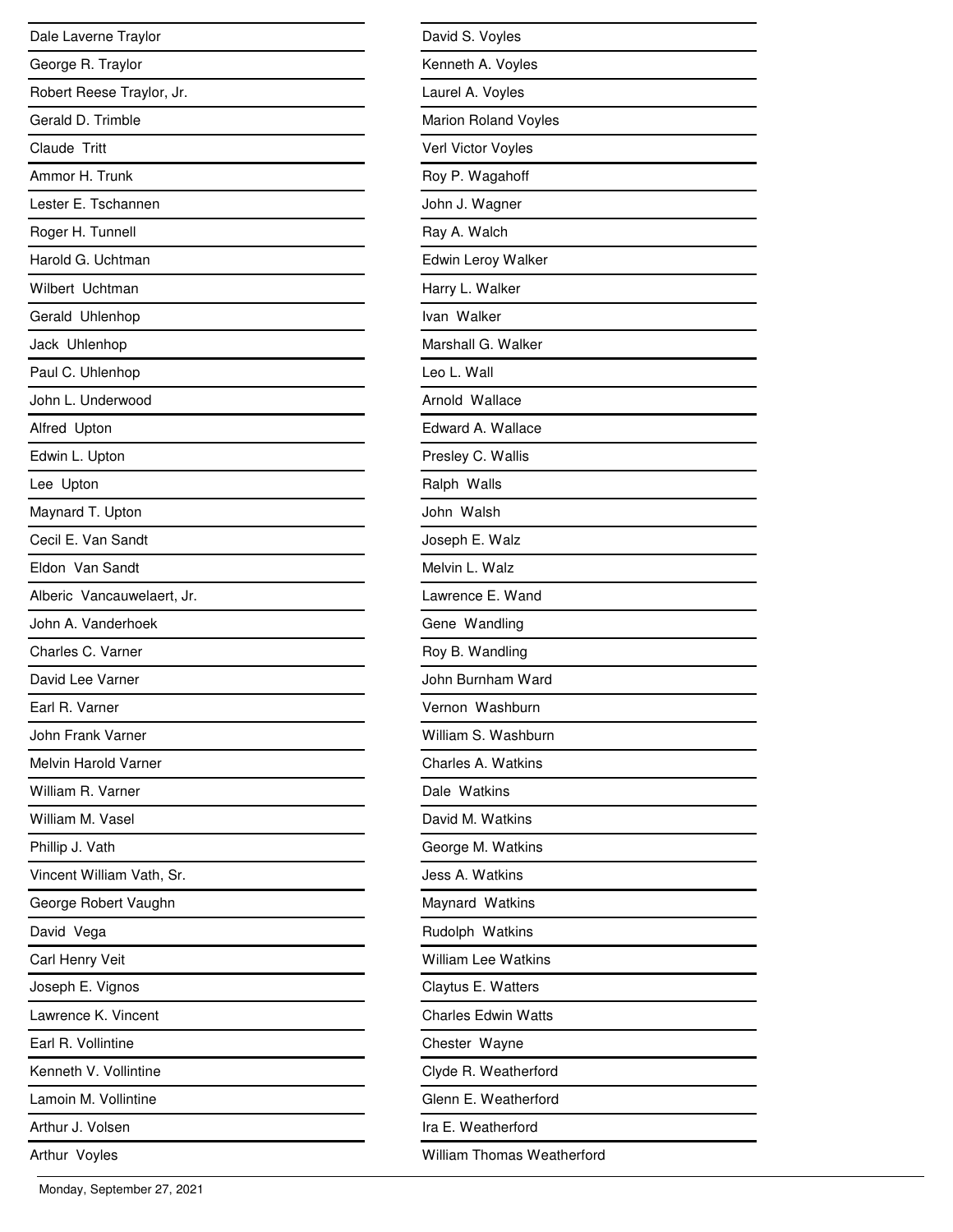Dale Laverne Traylor

George R. Traylor

Robert Reese Traylor, Jr.

Gerald D. Trimble

Claude Tritt

Ammor H. Trunk

Lester E. Tschannen

Roger H. Tunnell

Harold G. Uchtman

Wilbert Uchtman

Gerald Uhlenhop

Jack Uhlenhop

Paul C. Uhlenhop

John L. Underwood

Alfred Upton

Edwin L. Upton

Lee Upton

Maynard T. Upton

Cecil E. Van Sandt

Eldon Van Sandt

Alberic Vancauwelaert, Jr.

John A. Vanderhoek

Charles C. Varner

David Lee Varner

Earl R. Varner

John Frank Varner

Melvin Harold Varner

William R. Varner

William M. Vasel

Phillip J. Vath

Vincent William Vath, Sr.

George Robert Vaughn

David Vega

Carl Henry Veit

Joseph E. Vignos

Lawrence K. Vincent

Earl R. Vollintine

Kenneth V. Vollintine

Lamoin M. Vollintine

Arthur J. Volsen

Arthur Voyles

David S. Voyles

Kenneth A. Voyles

Laurel A. Voyles

Marion Roland Voyles

Verl Victor Voyles

Roy P. Wagahoff

John J. Wagner

Ray A. Walch

Edwin Leroy Walker

Harry L. Walker

Ivan Walker

Marshall G. Walker

Leo L. Wall

Arnold Wallace

Edward A. Wallace

Presley C. Wallis

Ralph Walls

John Walsh

Joseph E. Walz

Melvin L. Walz

Lawrence E. Wand

Gene Wandling

Roy B. Wandling

John Burnham Ward

Vernon Washburn

William S. Washburn

Charles A. Watkins

Dale Watkins

David M. Watkins

George M. Watkins

Jess A. Watkins

Maynard Watkins

Rudolph Watkins

William Lee Watkins

Claytus E. Watters

Charles Edwin Watts

Chester Wayne

Clyde R. Weatherford

Glenn E. Weatherford

Ira E. Weatherford

William Thomas Weatherford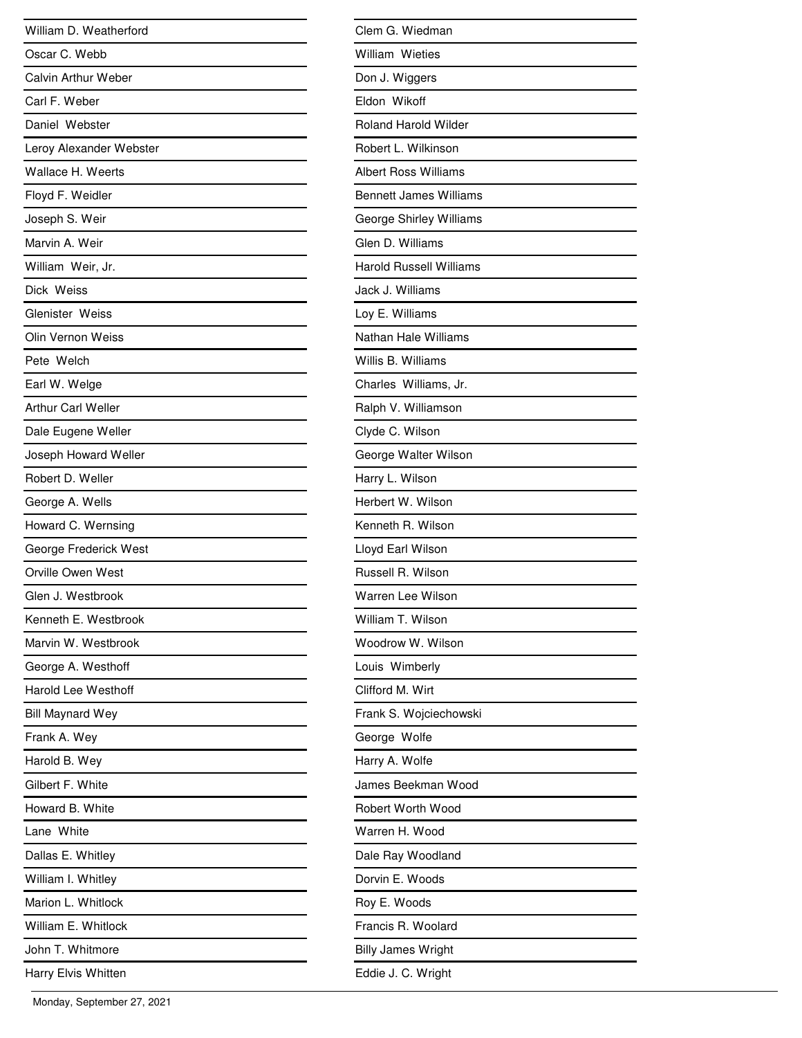William D. Weatherford
Oscar C. Webb
Calvin Arthur Weber
Carl F. Weber
Daniel Webster
Leroy Alexander Webster
Wallace H. Weerts
Floyd F. Weidler
Joseph S. Weir
Marvin A. Weir
William Weir, Jr.
Dick Weiss
Glenister Weiss
Olin Vernon Weiss
Pete Welch
Earl W. Welge
Arthur Carl Weller
Dale Eugene Weller
Joseph Howard Weller
Robert D. Weller
George A. Wells
Howard C. Wernsing
George Frederick West
Orville Owen West
Glen J. Westbrook
Kenneth E. Westbrook
Marvin W. Westbrook
George A. Westhoff
Harold Lee Westhoff
Bill Maynard Wey
Frank A. Wey
Harold B. Wey
Gilbert F. White
Howard B. White
Lane White
Dallas E. Whitley
William I. Whitley
Marion L. Whitlock
William E. Whitlock
John T. Whitmore
Harry Elvis Whitten
Clem G. Wiedman
William Wieties
Don J. Wiggers
Eldon Wikoff
Roland Harold Wilder
Robert L. Wilkinson
Albert Ross Williams
Bennett James Williams
George Shirley Williams
Glen D. Williams
Harold Russell Williams
Jack J. Williams
Loy E. Williams
Nathan Hale Williams
Willis B. Williams
Charles Williams, Jr.
Ralph V. Williamson
Clyde C. Wilson
George Walter Wilson
Harry L. Wilson
Herbert W. Wilson
Kenneth R. Wilson
Lloyd Earl Wilson
Russell R. Wilson
Warren Lee Wilson
William T. Wilson
Woodrow W. Wilson
Louis Wimberly
Clifford M. Wirt
Frank S. Wojciechowski
George Wolfe
Harry A. Wolfe
James Beekman Wood
Robert Worth Wood
Warren H. Wood
Dale Ray Woodland
Dorvin E. Woods
Roy E. Woods
Francis R. Woolard
Billy James Wright
Eddie J. C. Wright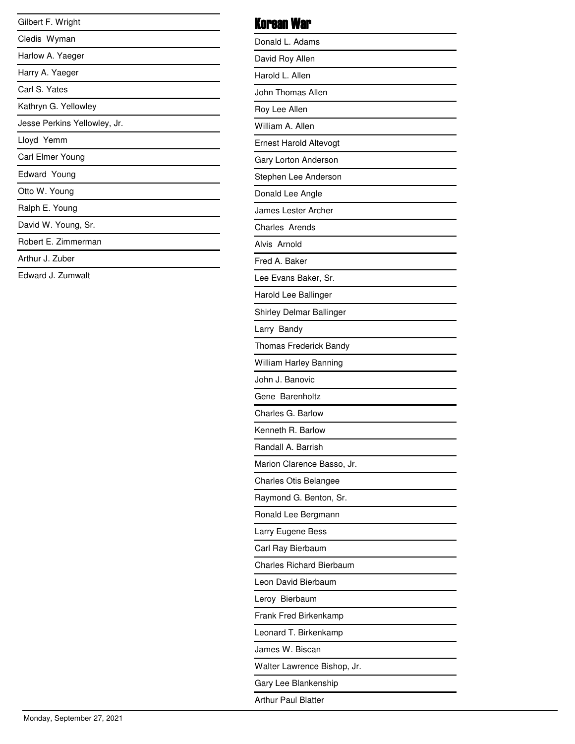Gilbert F. Wright

Cledis Wyman

Harlow A. Yaeger

Harry A. Yaeger

Carl S. Yates

Kathryn G. Yellowley

Jesse Perkins Yellowley, Jr.

Lloyd Yemm

Carl Elmer Young

Edward Young

Otto W. Young

Ralph E. Young

David W. Young, Sr.

Robert E. Zimmerman

Arthur J. Zuber

Edward J. Zumwalt

## Korean War

Donald L. Adams

David Roy Allen

Harold L. Allen

John Thomas Allen

Roy Lee Allen

William A. Allen

Ernest Harold Altevogt

Gary Lorton Anderson

Stephen Lee Anderson

Donald Lee Angle

James Lester Archer

Charles Arends

Alvis Arnold

Fred A. Baker

Lee Evans Baker, Sr.

Harold Lee Ballinger

Shirley Delmar Ballinger

Larry Bandy

Thomas Frederick Bandy

William Harley Banning

John J. Banovic

Gene Barenholtz

Charles G. Barlow

Kenneth R. Barlow

Randall A. Barrish

Marion Clarence Basso, Jr.

Charles Otis Belangee

Raymond G. Benton, Sr.

Ronald Lee Bergmann

Larry Eugene Bess

Carl Ray Bierbaum

Charles Richard Bierbaum

Leon David Bierbaum

Leroy Bierbaum

Frank Fred Birkenkamp

Leonard T. Birkenkamp

James W. Biscan

Walter Lawrence Bishop, Jr.

Gary Lee Blankenship

Arthur Paul Blatter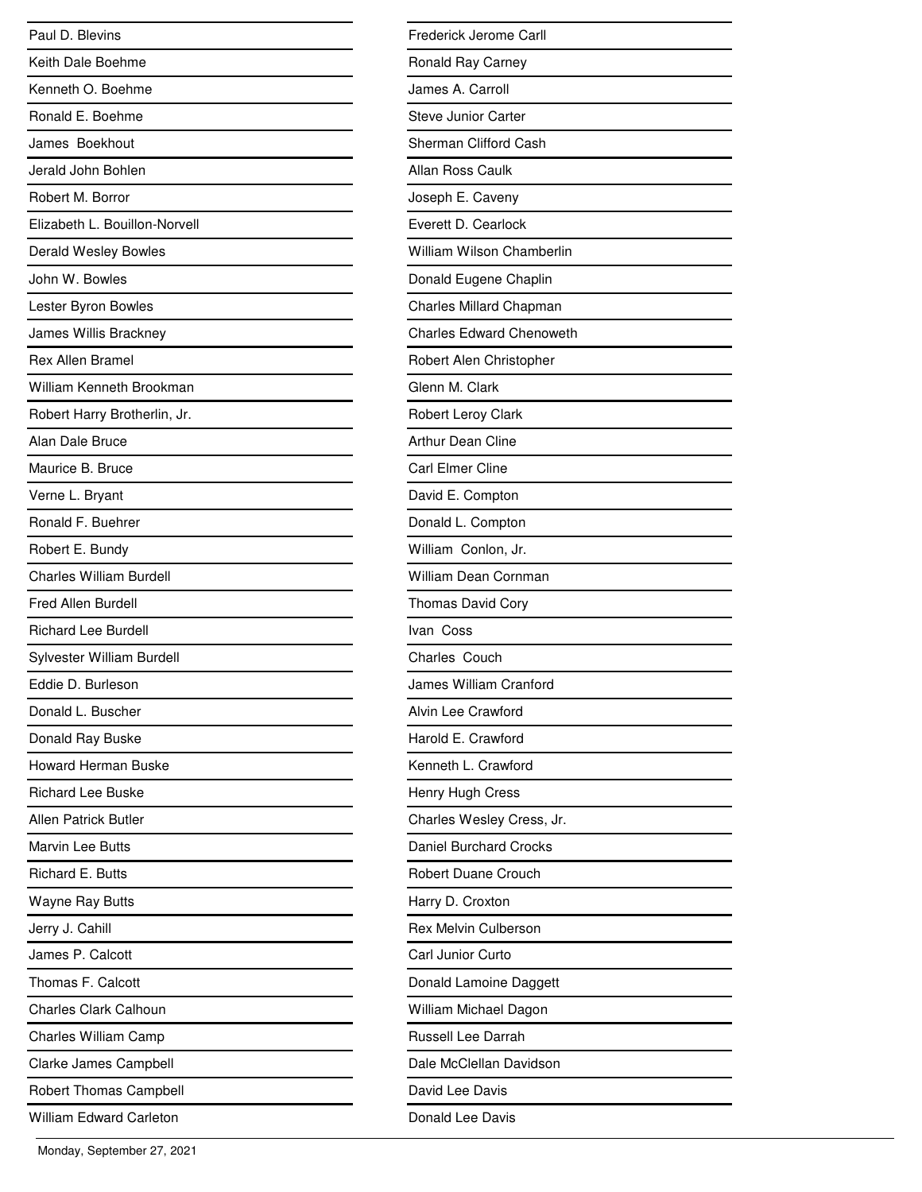Paul D. Blevins

Keith Dale Boehme

Kenneth O. Boehme

Ronald E. Boehme

James  Boekhout

Jerald John Bohlen

Robert M. Borror

Elizabeth L. Bouillon-Norvell

Derald Wesley Bowles

John W. Bowles

Lester Byron Bowles

James Willis Brackney

Rex Allen Bramel

William Kenneth Brookman

Robert Harry Brotherlin, Jr.

Alan Dale Bruce

Maurice B. Bruce

Verne L. Bryant

Ronald F. Buehrer

Robert E. Bundy

Charles William Burdell

Fred Allen Burdell

Richard Lee Burdell

Sylvester William Burdell

Eddie D. Burleson

Donald L. Buscher

Donald Ray Buske

Howard Herman Buske

Richard Lee Buske

Allen Patrick Butler

Marvin Lee Butts

Richard E. Butts

Wayne Ray Butts

Jerry J. Cahill

James P. Calcott

Thomas F. Calcott

Charles Clark Calhoun

Charles William Camp

Clarke James Campbell

Robert Thomas Campbell

William Edward Carleton

Frederick Jerome Carll

Ronald Ray Carney

James A. Carroll

Steve Junior Carter

Sherman Clifford Cash

Allan Ross Caulk

Joseph E. Caveny

Everett D. Cearlock

William Wilson Chamberlin

Donald Eugene Chaplin

Charles Millard Chapman

Charles Edward Chenoweth

Robert Alen Christopher

Glenn M. Clark

Robert Leroy Clark

Arthur Dean Cline

Carl Elmer Cline

David E. Compton

Donald L. Compton

William  Conlon, Jr.

William Dean Cornman

Thomas David Cory

Ivan  Coss

Charles  Couch

James William Cranford

Alvin Lee Crawford

Harold E. Crawford

Kenneth L. Crawford

Henry Hugh Cress

Charles Wesley Cress, Jr.

Daniel Burchard Crocks

Robert Duane Crouch

Harry D. Croxton

Rex Melvin Culberson

Carl Junior Curto

Donald Lamoine Daggett

William Michael Dagon

Russell Lee Darrah

Dale McClellan Davidson

David Lee Davis

Donald Lee Davis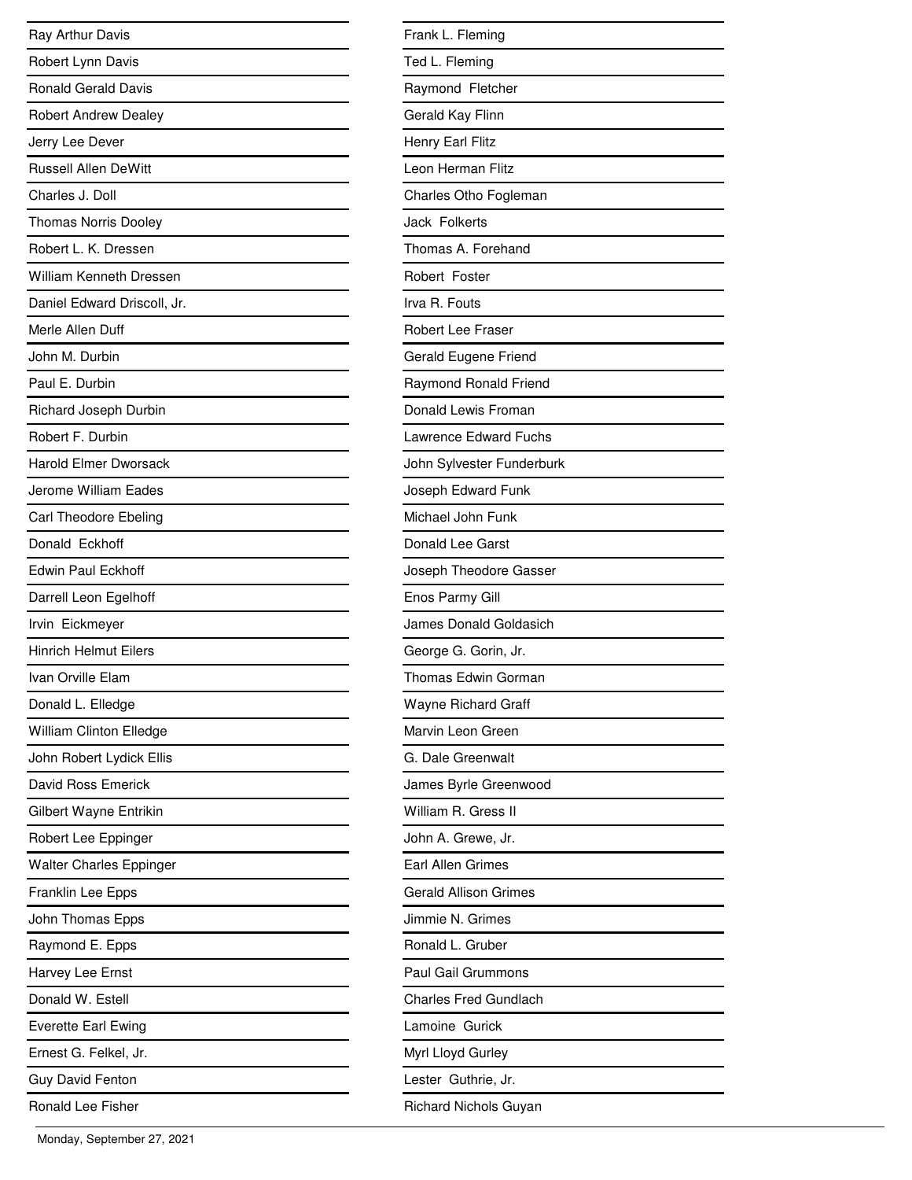Ray Arthur Davis

Robert Lynn Davis

Ronald Gerald Davis

Robert Andrew Dealey

Jerry Lee Dever

Russell Allen DeWitt

Charles J. Doll

Thomas Norris Dooley

Robert L. K. Dressen

William Kenneth Dressen

Daniel Edward Driscoll, Jr.

Merle Allen Duff

John M. Durbin

Paul E. Durbin

Richard Joseph Durbin

Robert F. Durbin

Harold Elmer Dworsack

Jerome William Eades

Carl Theodore Ebeling

Donald  Eckhoff

Edwin Paul Eckhoff

Darrell Leon Egelhoff

Irvin  Eickmeyer

Hinrich Helmut Eilers

Ivan Orville Elam

Donald L. Elledge

William Clinton Elledge

John Robert Lydick Ellis

David Ross Emerick

Gilbert Wayne Entrikin

Robert Lee Eppinger

Walter Charles Eppinger

Franklin Lee Epps

John Thomas Epps

Raymond E. Epps

Harvey Lee Ernst

Donald W. Estell

Everette Earl Ewing

Ernest G. Felkel, Jr.

Guy David Fenton

Ronald Lee Fisher

Frank L. Fleming

Ted L. Fleming

Raymond  Fletcher

Gerald Kay Flinn

Henry Earl Flitz

Leon Herman Flitz

Charles Otho Fogleman

Jack  Folkerts

Thomas A. Forehand

Robert  Foster

Irva R. Fouts

Robert Lee Fraser

Gerald Eugene Friend

Raymond Ronald Friend

Donald Lewis Froman

Lawrence Edward Fuchs

John Sylvester Funderburk

Joseph Edward Funk

Michael John Funk

Donald Lee Garst

Joseph Theodore Gasser

Enos Parmy Gill

James Donald Goldasich

George G. Gorin, Jr.

Thomas Edwin Gorman

Wayne Richard Graff

Marvin Leon Green

G. Dale Greenwalt

James Byrle Greenwood

William R. Gress II

John A. Grewe, Jr.

Earl Allen Grimes

Gerald Allison Grimes

Jimmie N. Grimes

Ronald L. Gruber

Paul Gail Grummons

Charles Fred Gundlach

Lamoine  Gurick

Myrl Lloyd Gurley

Lester  Guthrie, Jr.

Richard Nichols Guyan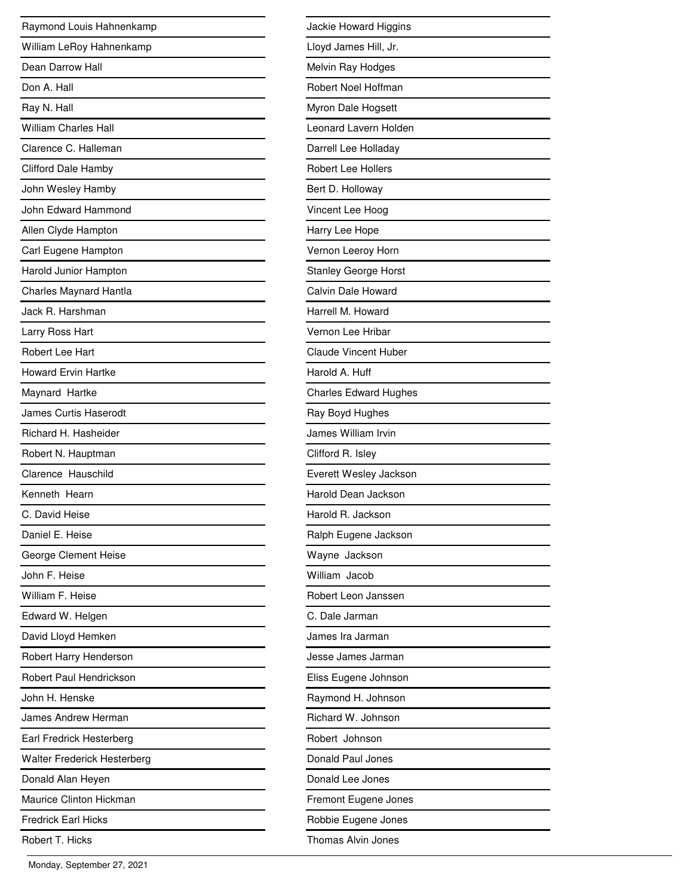Raymond Louis Hahnenkamp

William LeRoy Hahnenkamp

Dean Darrow Hall

Don A. Hall

Ray N. Hall

William Charles Hall

Clarence C. Halleman

Clifford Dale Hamby

John Wesley Hamby

John Edward Hammond

Allen Clyde Hampton

Carl Eugene Hampton

Harold Junior Hampton

Charles Maynard Hantla

Jack R. Harshman

Larry Ross Hart

Robert Lee Hart

Howard Ervin Hartke

Maynard Hartke

James Curtis Haserodt

Richard H. Hasheider

Robert N. Hauptman

Clarence Hauschild

Kenneth Hearn

C. David Heise

Daniel E. Heise

George Clement Heise

John F. Heise

William F. Heise

Edward W. Helgen

David Lloyd Hemken

Robert Harry Henderson

Robert Paul Hendrickson

John H. Henske

James Andrew Herman

Earl Fredrick Hesterberg

Walter Frederick Hesterberg

Donald Alan Heyen

Maurice Clinton Hickman

Fredrick Earl Hicks

Robert T. Hicks

Jackie Howard Higgins

Lloyd James Hill, Jr.

Melvin Ray Hodges

Robert Noel Hoffman

Myron Dale Hogsett

Leonard Lavern Holden

Darrell Lee Holladay

Robert Lee Hollers

Bert D. Holloway

Vincent Lee Hoog

Harry Lee Hope

Vernon Leeroy Horn

Stanley George Horst

Calvin Dale Howard

Harrell M. Howard

Vernon Lee Hribar

Claude Vincent Huber

Harold A. Huff

Charles Edward Hughes

Ray Boyd Hughes

James William Irvin

Clifford R. Isley

Everett Wesley Jackson

Harold Dean Jackson

Harold R. Jackson

Ralph Eugene Jackson

Wayne Jackson

William Jacob

Robert Leon Janssen

C. Dale Jarman

James Ira Jarman

Jesse James Jarman

Eliss Eugene Johnson

Raymond H. Johnson

Richard W. Johnson

Robert Johnson

Donald Paul Jones

Donald Lee Jones

Fremont Eugene Jones

Robbie Eugene Jones

Thomas Alvin Jones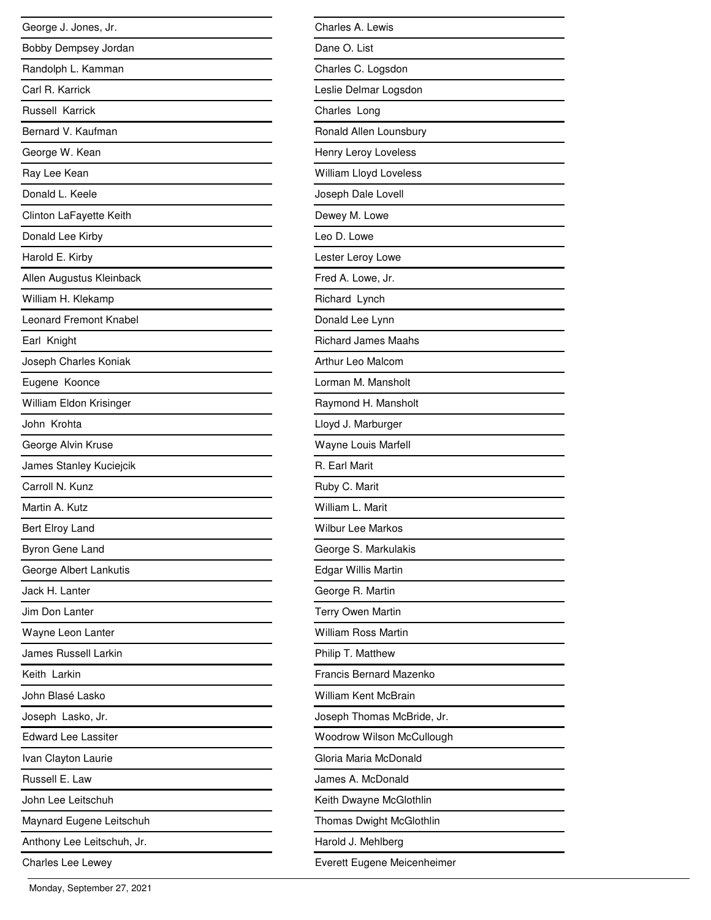George J. Jones, Jr.
Bobby Dempsey Jordan
Randolph L. Kamman
Carl R. Karrick
Russell  Karrick
Bernard V. Kaufman
George W. Kean
Ray Lee Kean
Donald L. Keele
Clinton LaFayette Keith
Donald Lee Kirby
Harold E. Kirby
Allen Augustus Kleinback
William H. Klekamp
Leonard Fremont Knabel
Earl  Knight
Joseph Charles Koniak
Eugene  Koonce
William Eldon Krisinger
John  Krohta
George Alvin Kruse
James Stanley Kuciejcik
Carroll N. Kunz
Martin A. Kutz
Bert Elroy Land
Byron Gene Land
George Albert Lankutis
Jack H. Lanter
Jim Don Lanter
Wayne Leon Lanter
James Russell Larkin
Keith  Larkin
John Blasé Lasko
Joseph  Lasko, Jr.
Edward Lee Lassiter
Ivan Clayton Laurie
Russell E. Law
John Lee Leitschuh
Maynard Eugene Leitschuh
Anthony Lee Leitschuh, Jr.
Charles Lee Lewey
Charles A. Lewis
Dane O. List
Charles C. Logsdon
Leslie Delmar Logsdon
Charles  Long
Ronald Allen Lounsbury
Henry Leroy Loveless
William Lloyd Loveless
Joseph Dale Lovell
Dewey M. Lowe
Leo D. Lowe
Lester Leroy Lowe
Fred A. Lowe, Jr.
Richard  Lynch
Donald Lee Lynn
Richard James Maahs
Arthur Leo Malcom
Lorman M. Mansholt
Raymond H. Mansholt
Lloyd J. Marburger
Wayne Louis Marfell
R. Earl Marit
Ruby C. Marit
William L. Marit
Wilbur Lee Markos
George S. Markulakis
Edgar Willis Martin
George R. Martin
Terry Owen Martin
William Ross Martin
Philip T. Matthew
Francis Bernard Mazenko
William Kent McBrain
Joseph Thomas McBride, Jr.
Woodrow Wilson McCullough
Gloria Maria McDonald
James A. McDonald
Keith Dwayne McGlothlin
Thomas Dwight McGlothlin
Harold J. Mehlberg
Everett Eugene Meicenheimer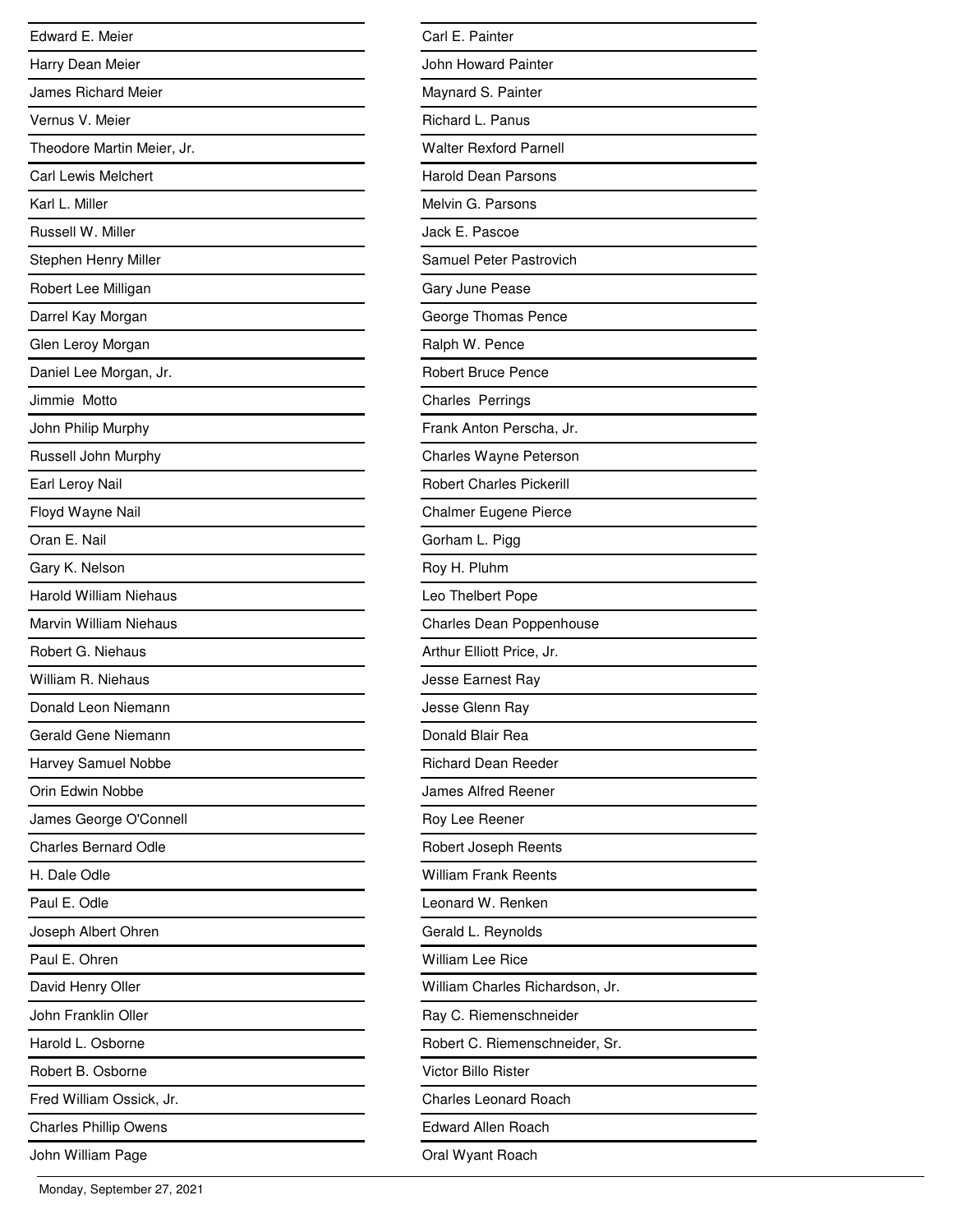Edward E. Meier

Harry Dean Meier

James Richard Meier

Vernus V. Meier

Theodore Martin Meier, Jr.

Carl Lewis Melchert

Karl L. Miller

Russell W. Miller

Stephen Henry Miller

Robert Lee Milligan

Darrel Kay Morgan

Glen Leroy Morgan

Daniel Lee Morgan, Jr.

Jimmie  Motto

John Philip Murphy

Russell John Murphy

Earl Leroy Nail

Floyd Wayne Nail

Oran E. Nail

Gary K. Nelson

Harold William Niehaus

Marvin William Niehaus

Robert G. Niehaus

William R. Niehaus

Donald Leon Niemann

Gerald Gene Niemann

Harvey Samuel Nobbe

Orin Edwin Nobbe

James George O'Connell

Charles Bernard Odle

H. Dale Odle

Paul E. Odle

Joseph Albert Ohren

Paul E. Ohren

David Henry Oller

John Franklin Oller

Harold L. Osborne

Robert B. Osborne

Fred William Ossick, Jr.

Charles Phillip Owens

John William Page

Carl E. Painter

John Howard Painter

Maynard S. Painter

Richard L. Panus

Walter Rexford Parnell

Harold Dean Parsons

Melvin G. Parsons

Jack E. Pascoe

Samuel Peter Pastrovich

Gary June Pease

George Thomas Pence

Ralph W. Pence

Robert Bruce Pence

Charles  Perrings

Frank Anton Perscha, Jr.

Charles Wayne Peterson

Robert Charles Pickerill

Chalmer Eugene Pierce

Gorham L. Pigg

Roy H. Pluhm

Leo Thelbert Pope

Charles Dean Poppenhouse

Arthur Elliott Price, Jr.

Jesse Earnest Ray

Jesse Glenn Ray

Donald Blair Rea

Richard Dean Reeder

James Alfred Reener

Roy Lee Reener

Robert Joseph Reents

William Frank Reents

Leonard W. Renken

Gerald L. Reynolds

William Lee Rice

William Charles Richardson, Jr.

Ray C. Riemenschneider

Robert C. Riemenschneider, Sr.

Victor Billo Rister

Charles Leonard Roach

Edward Allen Roach

Oral Wyant Roach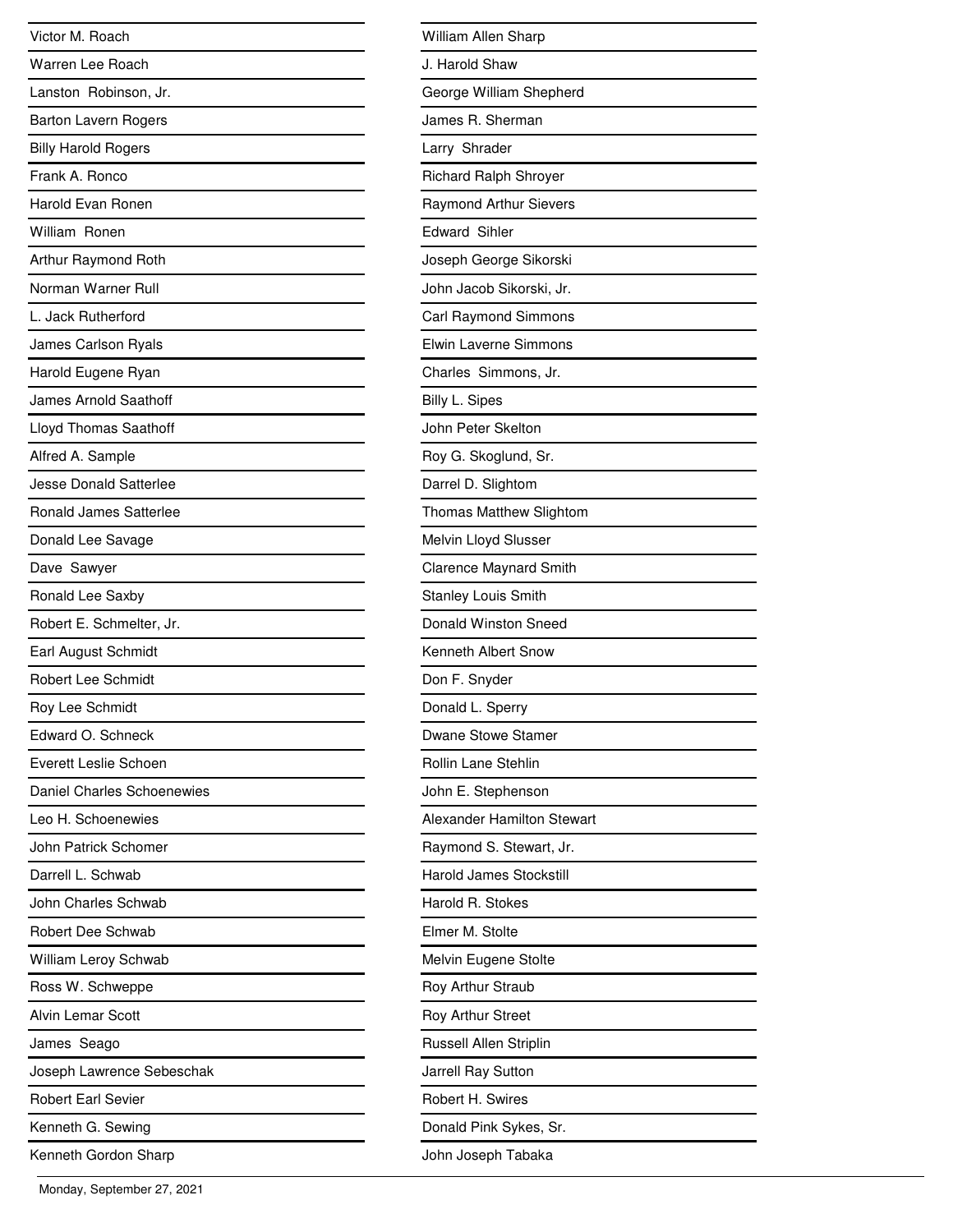Victor M. Roach

Warren Lee Roach

Lanston Robinson, Jr.

Barton Lavern Rogers

Billy Harold Rogers

Frank A. Ronco

Harold Evan Ronen

William Ronen

Arthur Raymond Roth

Norman Warner Rull

L. Jack Rutherford

James Carlson Ryals

Harold Eugene Ryan

James Arnold Saathoff

Lloyd Thomas Saathoff

Alfred A. Sample

Jesse Donald Satterlee

Ronald James Satterlee

Donald Lee Savage

Dave Sawyer

Ronald Lee Saxby

Robert E. Schmelter, Jr.

Earl August Schmidt

Robert Lee Schmidt

Roy Lee Schmidt

Edward O. Schneck

Everett Leslie Schoen

Daniel Charles Schoenewies

Leo H. Schoenewies

John Patrick Schomer

Darrell L. Schwab

John Charles Schwab

Robert Dee Schwab

William Leroy Schwab

Ross W. Schweppe

Alvin Lemar Scott

James Seago

Joseph Lawrence Sebeschak

Robert Earl Sevier

Kenneth G. Sewing

Kenneth Gordon Sharp

William Allen Sharp

J. Harold Shaw

George William Shepherd

James R. Sherman

Larry Shrader

Richard Ralph Shroyer

Raymond Arthur Sievers

Edward Sihler

Joseph George Sikorski

John Jacob Sikorski, Jr.

Carl Raymond Simmons

Elwin Laverne Simmons

Charles Simmons, Jr.

Billy L. Sipes

John Peter Skelton

Roy G. Skoglund, Sr.

Darrel D. Slightom

Thomas Matthew Slightom

Melvin Lloyd Slusser

Clarence Maynard Smith

Stanley Louis Smith

Donald Winston Sneed

Kenneth Albert Snow

Don F. Snyder

Donald L. Sperry

Dwane Stowe Stamer

Rollin Lane Stehlin

John E. Stephenson

Alexander Hamilton Stewart

Raymond S. Stewart, Jr.

Harold James Stockstill

Harold R. Stokes

Elmer M. Stolte

Melvin Eugene Stolte

Roy Arthur Straub

Roy Arthur Street

Russell Allen Striplin

Jarrell Ray Sutton

Robert H. Swires

Donald Pink Sykes, Sr.

John Joseph Tabaka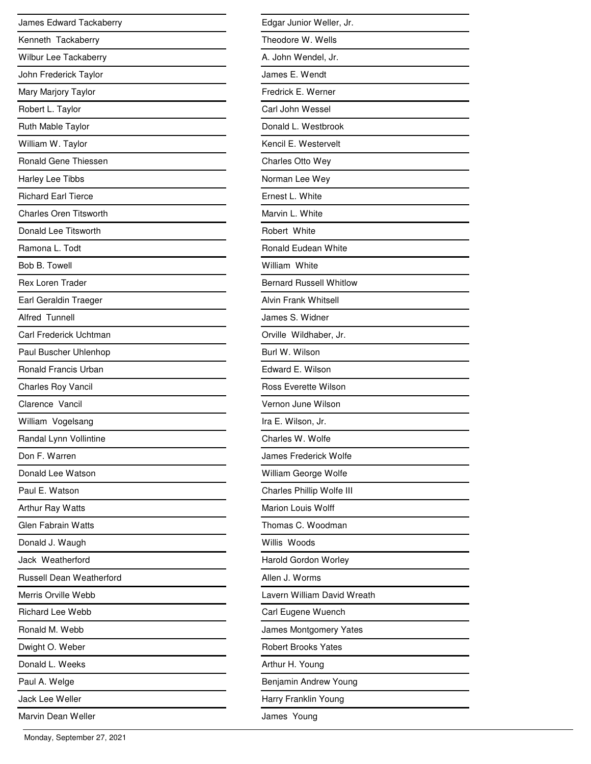James Edward Tackaberry

Kenneth Tackaberry

Wilbur Lee Tackaberry

John Frederick Taylor

Mary Marjory Taylor

Robert L. Taylor

Ruth Mable Taylor

William W. Taylor

Ronald Gene Thiessen

Harley Lee Tibbs

Richard Earl Tierce

Charles Oren Titsworth

Donald Lee Titsworth

Ramona L. Todt

Bob B. Towell

Rex Loren Trader

Earl Geraldin Traeger

Alfred Tunnell

Carl Frederick Uchtman

Paul Buscher Uhlenhop

Ronald Francis Urban

Charles Roy Vancil

Clarence Vancil

William Vogelsang

Randal Lynn Vollintine

Don F. Warren

Donald Lee Watson

Paul E. Watson

Arthur Ray Watts

Glen Fabrain Watts

Donald J. Waugh

Jack Weatherford

Russell Dean Weatherford

Merris Orville Webb

Richard Lee Webb

Ronald M. Webb

Dwight O. Weber

Donald L. Weeks

Paul A. Welge

Jack Lee Weller

Marvin Dean Weller

Edgar Junior Weller, Jr.

Theodore W. Wells

A. John Wendel, Jr.

James E. Wendt

Fredrick E. Werner

Carl John Wessel

Donald L. Westbrook

Kencil E. Westervelt

Charles Otto Wey

Norman Lee Wey

Ernest L. White

Marvin L. White

Robert White

Ronald Eudean White

William White

Bernard Russell Whitlow

Alvin Frank Whitsell

James S. Widner

Orville Wildhaber, Jr.

Burl W. Wilson

Edward E. Wilson

Ross Everette Wilson

Vernon June Wilson

Ira E. Wilson, Jr.

Charles W. Wolfe

James Frederick Wolfe

William George Wolfe

Charles Phillip Wolfe III

Marion Louis Wolff

Thomas C. Woodman

Willis Woods

Harold Gordon Worley

Allen J. Worms

Lavern William David Wreath

Carl Eugene Wuench

James Montgomery Yates

Robert Brooks Yates

Arthur H. Young

Benjamin Andrew Young

Harry Franklin Young

James Young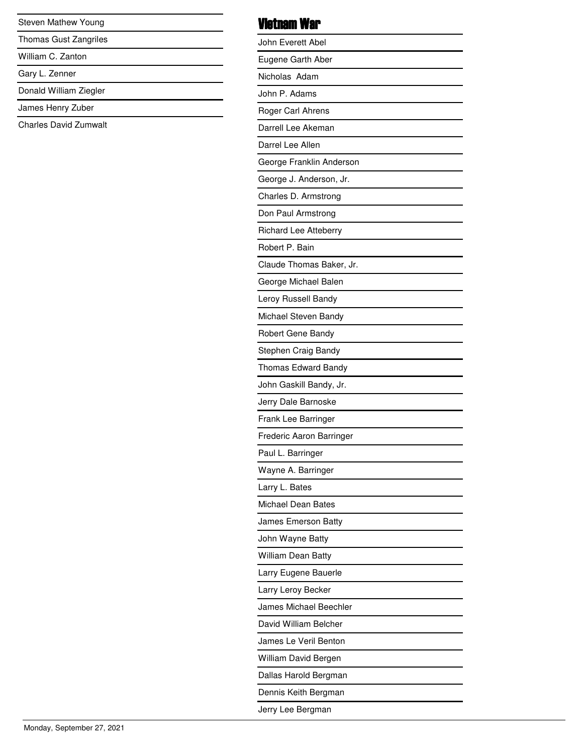Steven Mathew Young

Thomas Gust Zangriles

William C. Zanton

Gary L. Zenner

Donald William Ziegler

James Henry Zuber

Charles David Zumwalt

## Vietnam War

John Everett Abel

Eugene Garth Aber

Nicholas  Adam

John P. Adams

Roger Carl Ahrens

Darrell Lee Akeman

Darrel Lee Allen

George Franklin Anderson

George J. Anderson, Jr.

Charles D. Armstrong

Don Paul Armstrong

Richard Lee Atteberry

Robert P. Bain

Claude Thomas Baker, Jr.

George Michael Balen

Leroy Russell Bandy

Michael Steven Bandy

Robert Gene Bandy

Stephen Craig Bandy

Thomas Edward Bandy

John Gaskill Bandy, Jr.

Jerry Dale Barnoske

Frank Lee Barringer

Frederic Aaron Barringer

Paul L. Barringer

Wayne A. Barringer

Larry L. Bates

Michael Dean Bates

James Emerson Batty

John Wayne Batty

William Dean Batty

Larry Eugene Bauerle

Larry Leroy Becker

James Michael Beechler

David William Belcher

James Le Veril Benton

William David Bergen

Dallas Harold Bergman

Dennis Keith Bergman

Jerry Lee Bergman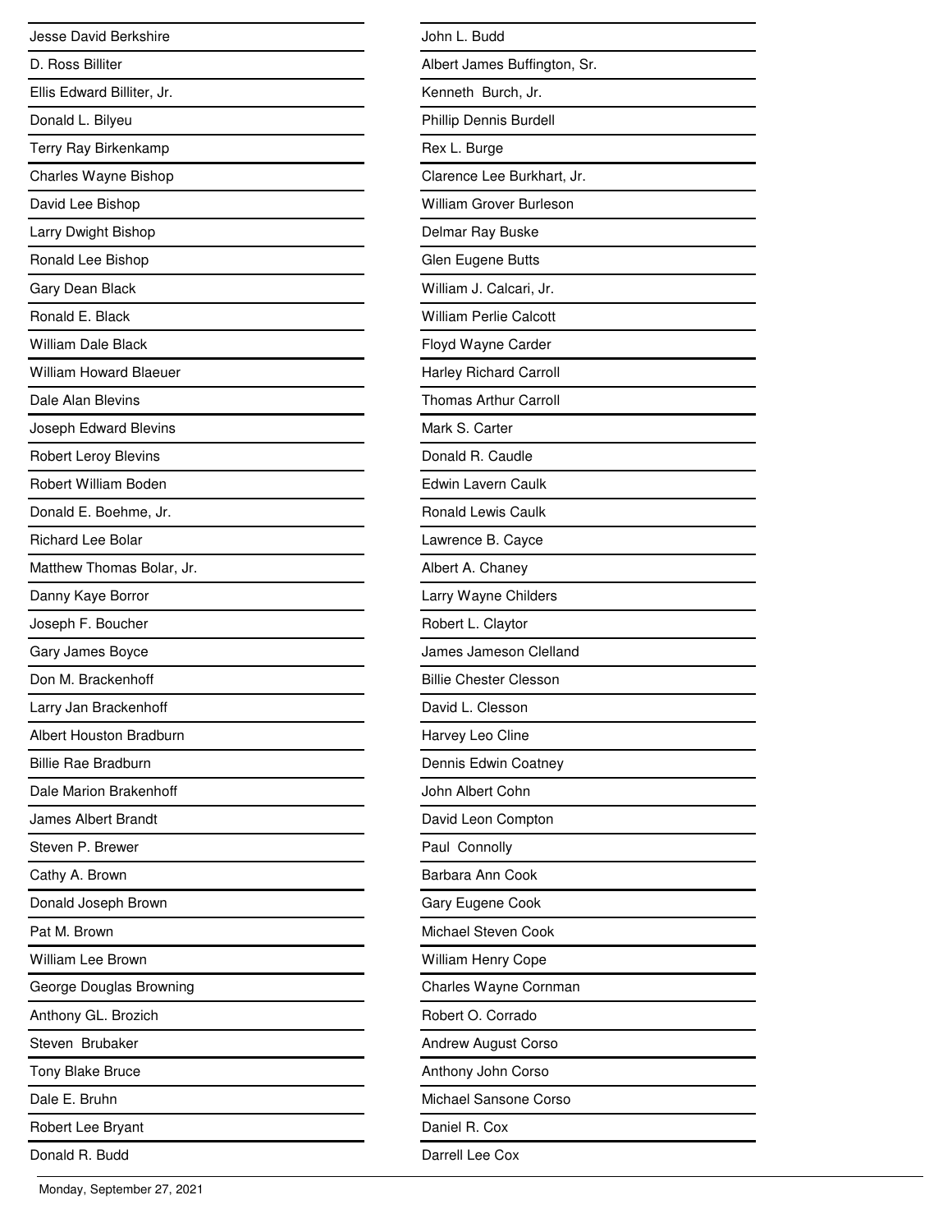Jesse David Berkshire
D. Ross Billiter
Ellis Edward Billiter, Jr.
Donald L. Bilyeu
Terry Ray Birkenkamp
Charles Wayne Bishop
David Lee Bishop
Larry Dwight Bishop
Ronald Lee Bishop
Gary Dean Black
Ronald E. Black
William Dale Black
William Howard Blaeuer
Dale Alan Blevins
Joseph Edward Blevins
Robert Leroy Blevins
Robert William Boden
Donald E. Boehme, Jr.
Richard Lee Bolar
Matthew Thomas Bolar, Jr.
Danny Kaye Borror
Joseph F. Boucher
Gary James Boyce
Don M. Brackenhoff
Larry Jan Brackenhoff
Albert Houston Bradburn
Billie Rae Bradburn
Dale Marion Brakenhoff
James Albert Brandt
Steven P. Brewer
Cathy A. Brown
Donald Joseph Brown
Pat M. Brown
William Lee Brown
George Douglas Browning
Anthony GL. Brozich
Steven  Brubaker
Tony Blake Bruce
Dale E. Bruhn
Robert Lee Bryant
Donald R. Budd
John L. Budd
Albert James Buffington, Sr.
Kenneth  Burch, Jr.
Phillip Dennis Burdell
Rex L. Burge
Clarence Lee Burkhart, Jr.
William Grover Burleson
Delmar Ray Buske
Glen Eugene Butts
William J. Calcari, Jr.
William Perlie Calcott
Floyd Wayne Carder
Harley Richard Carroll
Thomas Arthur Carroll
Mark S. Carter
Donald R. Caudle
Edwin Lavern Caulk
Ronald Lewis Caulk
Lawrence B. Cayce
Albert A. Chaney
Larry Wayne Childers
Robert L. Claytor
James Jameson Clelland
Billie Chester Clesson
David L. Clesson
Harvey Leo Cline
Dennis Edwin Coatney
John Albert Cohn
David Leon Compton
Paul  Connolly
Barbara Ann Cook
Gary Eugene Cook
Michael Steven Cook
William Henry Cope
Charles Wayne Cornman
Robert O. Corrado
Andrew August Corso
Anthony John Corso
Michael Sansone Corso
Daniel R. Cox
Darrell Lee Cox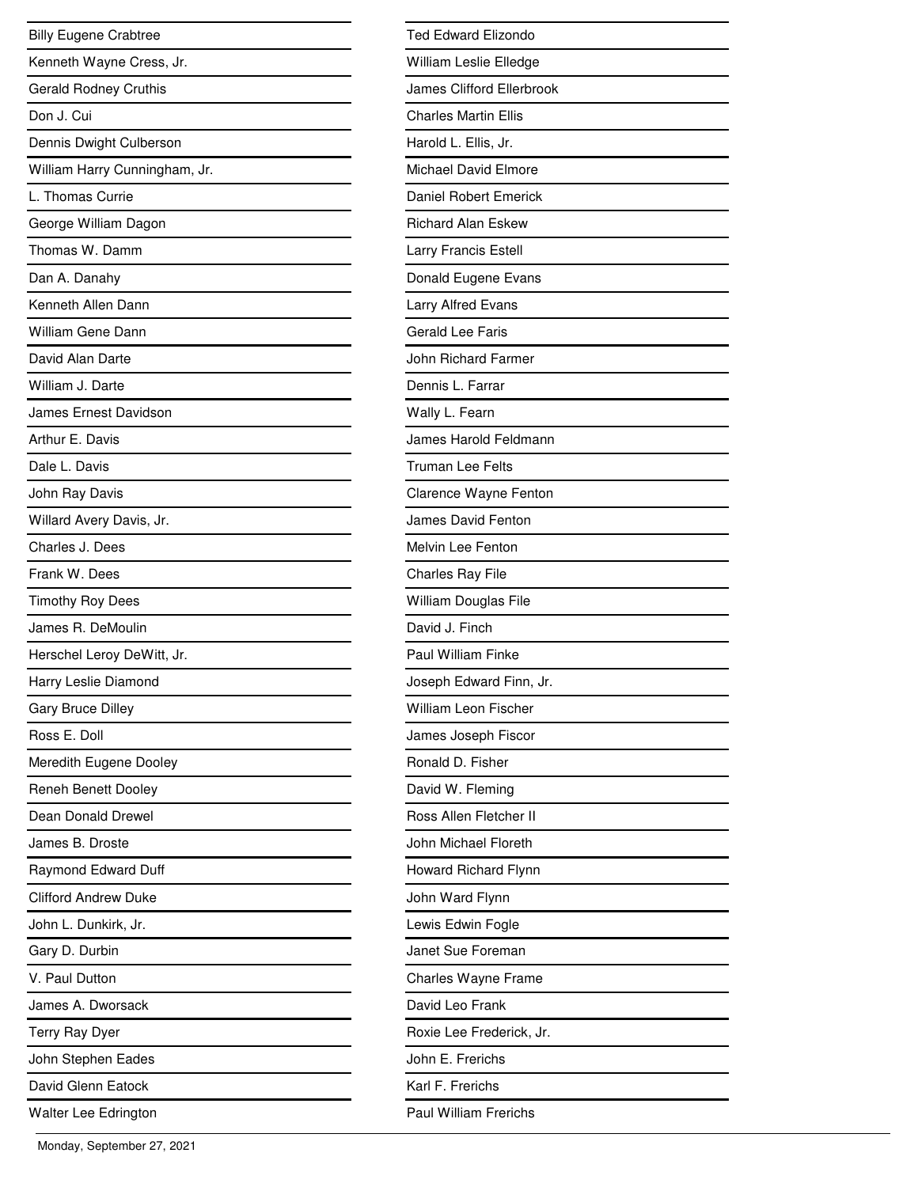Billy Eugene Crabtree

Kenneth Wayne Cress, Jr.

Gerald Rodney Cruthis

Don J. Cui

Dennis Dwight Culberson

William Harry Cunningham, Jr.

L. Thomas Currie

George William Dagon

Thomas W. Damm

Dan A. Danahy

Kenneth Allen Dann

William Gene Dann

David Alan Darte

William J. Darte

James Ernest Davidson

Arthur E. Davis

Dale L. Davis

John Ray Davis

Willard Avery Davis, Jr.

Charles J. Dees

Frank W. Dees

Timothy Roy Dees

James R. DeMoulin

Herschel Leroy DeWitt, Jr.

Harry Leslie Diamond

Gary Bruce Dilley

Ross E. Doll

Meredith Eugene Dooley

Reneh Benett Dooley

Dean Donald Drewel

James B. Droste

Raymond Edward Duff

Clifford Andrew Duke

John L. Dunkirk, Jr.

Gary D. Durbin

V. Paul Dutton

James A. Dworsack

Terry Ray Dyer

John Stephen Eades

David Glenn Eatock

Walter Lee Edrington

Ted Edward Elizondo

William Leslie Elledge

James Clifford Ellerbrook

Charles Martin Ellis

Harold L. Ellis, Jr.

Michael David Elmore

Daniel Robert Emerick

Richard Alan Eskew

Larry Francis Estell

Donald Eugene Evans

Larry Alfred Evans

Gerald Lee Faris

John Richard Farmer

Dennis L. Farrar

Wally L. Fearn

James Harold Feldmann

Truman Lee Felts

Clarence Wayne Fenton

James David Fenton

Melvin Lee Fenton

Charles Ray File

William Douglas File

David J. Finch

Paul William Finke

Joseph Edward Finn, Jr.

William Leon Fischer

James Joseph Fiscor

Ronald D. Fisher

David W. Fleming

Ross Allen Fletcher II

John Michael Floreth

Howard Richard Flynn

John Ward Flynn

Lewis Edwin Fogle

Janet Sue Foreman

Charles Wayne Frame

David Leo Frank

Roxie Lee Frederick, Jr.

John E. Frerichs

Karl F. Frerichs

Paul William Frerichs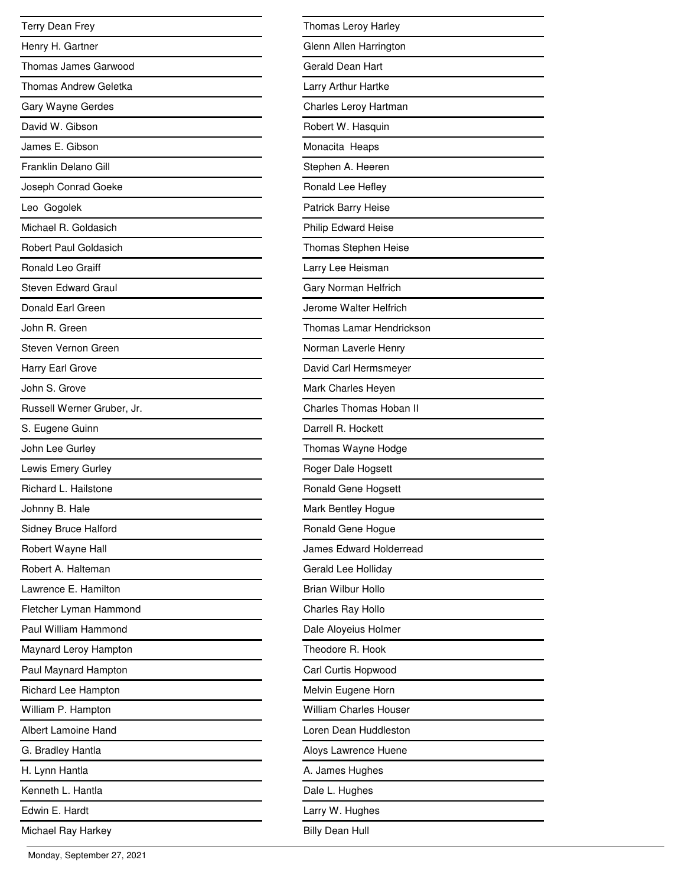Terry Dean Frey

Henry H. Gartner

Thomas James Garwood

Thomas Andrew Geletka

Gary Wayne Gerdes

David W. Gibson

James E. Gibson

Franklin Delano Gill

Joseph Conrad Goeke

Leo  Gogolek

Michael R. Goldasich

Robert Paul Goldasich

Ronald Leo Graiff

Steven Edward Graul

Donald Earl Green

John R. Green

Steven Vernon Green

Harry Earl Grove

John S. Grove

Russell Werner Gruber, Jr.

S. Eugene Guinn

John Lee Gurley

Lewis Emery Gurley

Richard L. Hailstone

Johnny B. Hale

Sidney Bruce Halford

Robert Wayne Hall

Robert A. Halteman

Lawrence E. Hamilton

Fletcher Lyman Hammond

Paul William Hammond

Maynard Leroy Hampton

Paul Maynard Hampton

Richard Lee Hampton

William P. Hampton

Albert Lamoine Hand

G. Bradley Hantla

H. Lynn Hantla

Kenneth L. Hantla

Edwin E. Hardt

Michael Ray Harkey

Thomas Leroy Harley

Glenn Allen Harrington

Gerald Dean Hart

Larry Arthur Hartke

Charles Leroy Hartman

Robert W. Hasquin

Monacita  Heaps

Stephen A. Heeren

Ronald Lee Hefley

Patrick Barry Heise

Philip Edward Heise

Thomas Stephen Heise

Larry Lee Heisman

Gary Norman Helfrich

Jerome Walter Helfrich

Thomas Lamar Hendrickson

Norman Laverle Henry

David Carl Hermsmeyer

Mark Charles Heyen

Charles Thomas Hoban II

Darrell R. Hockett

Thomas Wayne Hodge

Roger Dale Hogsett

Ronald Gene Hogsett

Mark Bentley Hogue

Ronald Gene Hogue

James Edward Holderread

Gerald Lee Holliday

Brian Wilbur Hollo

Charles Ray Hollo

Dale Aloyeius Holmer

Theodore R. Hook

Carl Curtis Hopwood

Melvin Eugene Horn

William Charles Houser

Loren Dean Huddleston

Aloys Lawrence Huene

A. James Hughes

Dale L. Hughes

Larry W. Hughes

Billy Dean Hull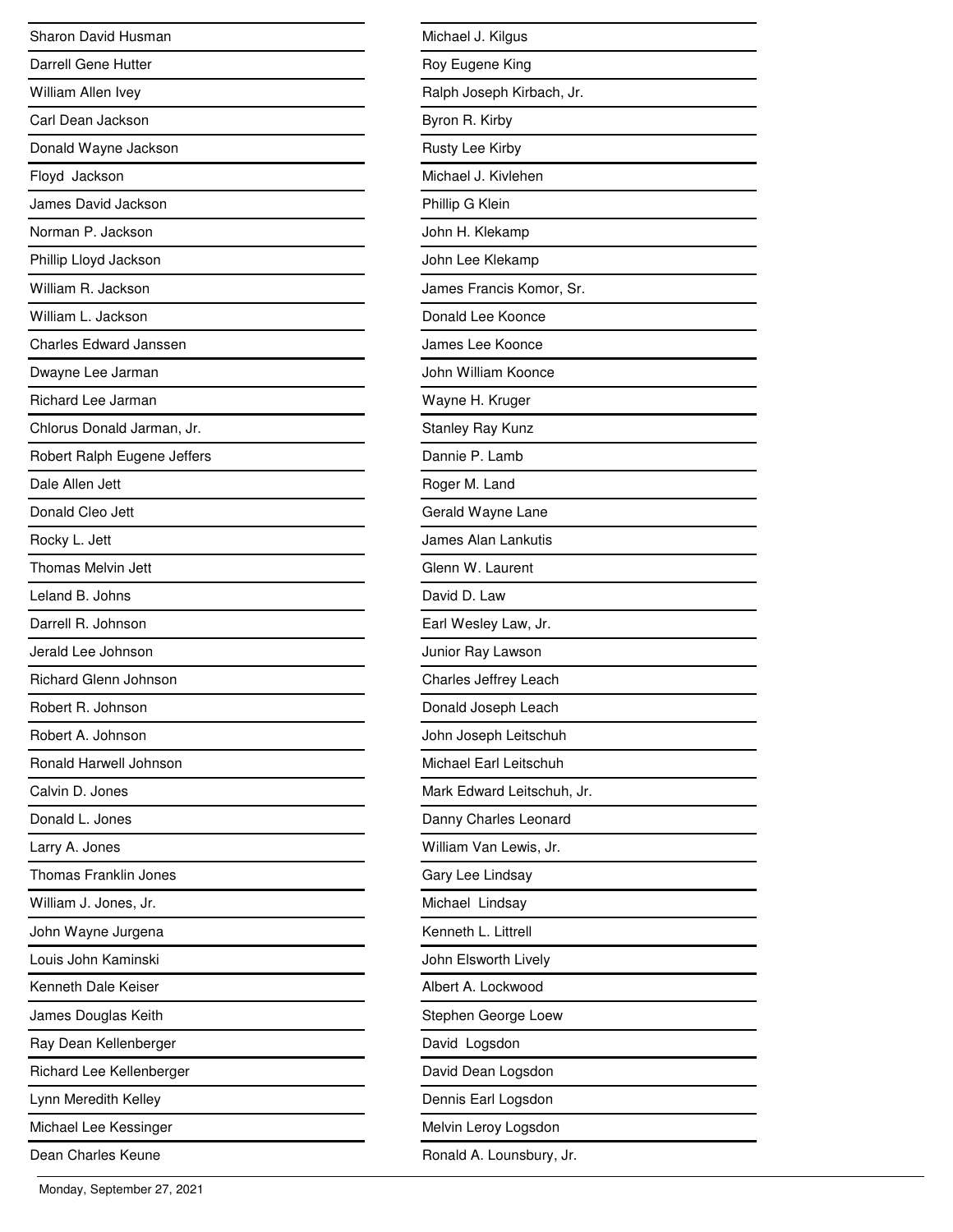Sharon David Husman

Darrell Gene Hutter

William Allen Ivey

Carl Dean Jackson

Donald Wayne Jackson

Floyd Jackson

James David Jackson

Norman P. Jackson

Phillip Lloyd Jackson

William R. Jackson

William L. Jackson

Charles Edward Janssen

Dwayne Lee Jarman

Richard Lee Jarman

Chlorus Donald Jarman, Jr.

Robert Ralph Eugene Jeffers

Dale Allen Jett

Donald Cleo Jett

Rocky L. Jett

Thomas Melvin Jett

Leland B. Johns

Darrell R. Johnson

Jerald Lee Johnson

Richard Glenn Johnson

Robert R. Johnson

Robert A. Johnson

Ronald Harwell Johnson

Calvin D. Jones

Donald L. Jones

Larry A. Jones

Thomas Franklin Jones

William J. Jones, Jr.

John Wayne Jurgena

Louis John Kaminski

Kenneth Dale Keiser

James Douglas Keith

Ray Dean Kellenberger

Richard Lee Kellenberger

Lynn Meredith Kelley

Michael Lee Kessinger

Dean Charles Keune

Michael J. Kilgus

Roy Eugene King

Ralph Joseph Kirbach, Jr.

Byron R. Kirby

Rusty Lee Kirby

Michael J. Kivlehen

Phillip G Klein

John H. Klekamp

John Lee Klekamp

James Francis Komor, Sr.

Donald Lee Koonce

James Lee Koonce

John William Koonce

Wayne H. Kruger

Stanley Ray Kunz

Dannie P. Lamb

Roger M. Land

Gerald Wayne Lane

James Alan Lankutis

Glenn W. Laurent

David D. Law

Earl Wesley Law, Jr.

Junior Ray Lawson

Charles Jeffrey Leach

Donald Joseph Leach

John Joseph Leitschuh

Michael Earl Leitschuh

Mark Edward Leitschuh, Jr.

Danny Charles Leonard

William Van Lewis, Jr.

Gary Lee Lindsay

Michael Lindsay

Kenneth L. Littrell

John Elsworth Lively

Albert A. Lockwood

Stephen George Loew

David Logsdon

David Dean Logsdon

Dennis Earl Logsdon

Melvin Leroy Logsdon

Ronald A. Lounsbury, Jr.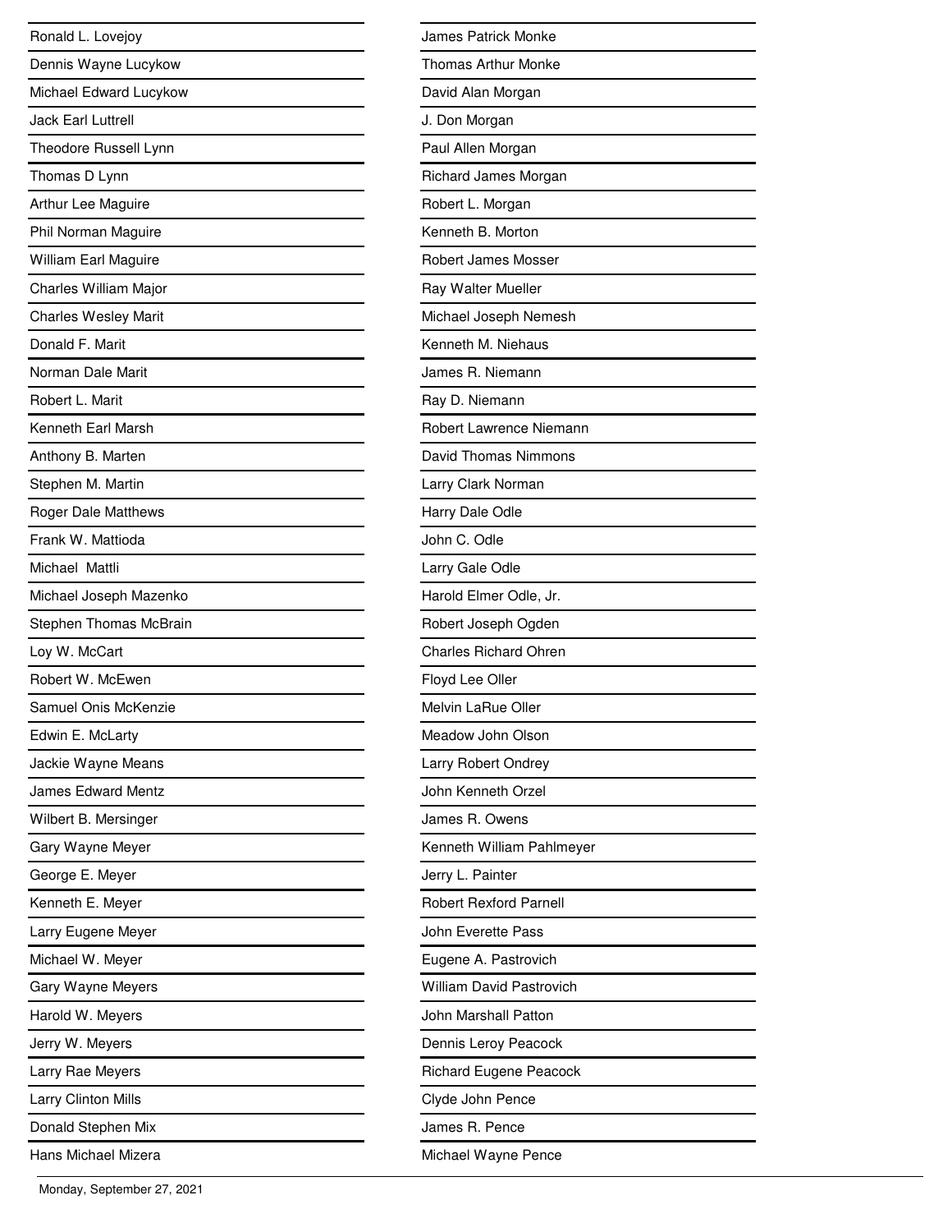Ronald L. Lovejoy

Dennis Wayne Lucykow

Michael Edward Lucykow

Jack Earl Luttrell

Theodore Russell Lynn

Thomas D Lynn

Arthur Lee Maguire

Phil Norman Maguire

William Earl Maguire

Charles William Major

Charles Wesley Marit

Donald F. Marit

Norman Dale Marit

Robert L. Marit

Kenneth Earl Marsh

Anthony B. Marten

Stephen M. Martin

Roger Dale Matthews

Frank W. Mattioda

Michael Mattli

Michael Joseph Mazenko

Stephen Thomas McBrain

Loy W. McCart

Robert W. McEwen

Samuel Onis McKenzie

Edwin E. McLarty

Jackie Wayne Means

James Edward Mentz

Wilbert B. Mersinger

Gary Wayne Meyer

George E. Meyer

Kenneth E. Meyer

Larry Eugene Meyer

Michael W. Meyer

Gary Wayne Meyers

Harold W. Meyers

Jerry W. Meyers

Larry Rae Meyers

Larry Clinton Mills

Donald Stephen Mix

Hans Michael Mizera

James Patrick Monke

Thomas Arthur Monke

David Alan Morgan

J. Don Morgan

Paul Allen Morgan

Richard James Morgan

Robert L. Morgan

Kenneth B. Morton

Robert James Mosser

Ray Walter Mueller

Michael Joseph Nemesh

Kenneth M. Niehaus

James R. Niemann

Ray D. Niemann

Robert Lawrence Niemann

David Thomas Nimmons

Larry Clark Norman

Harry Dale Odle

John C. Odle

Larry Gale Odle

Harold Elmer Odle, Jr.

Robert Joseph Ogden

Charles Richard Ohren

Floyd Lee Oller

Melvin LaRue Oller

Meadow John Olson

Larry Robert Ondrey

John Kenneth Orzel

James R. Owens

Kenneth William Pahlmeyer

Jerry L. Painter

Robert Rexford Parnell

John Everette Pass

Eugene A. Pastrovich

William David Pastrovich

John Marshall Patton

Dennis Leroy Peacock

Richard Eugene Peacock

Clyde John Pence

James R. Pence

Michael Wayne Pence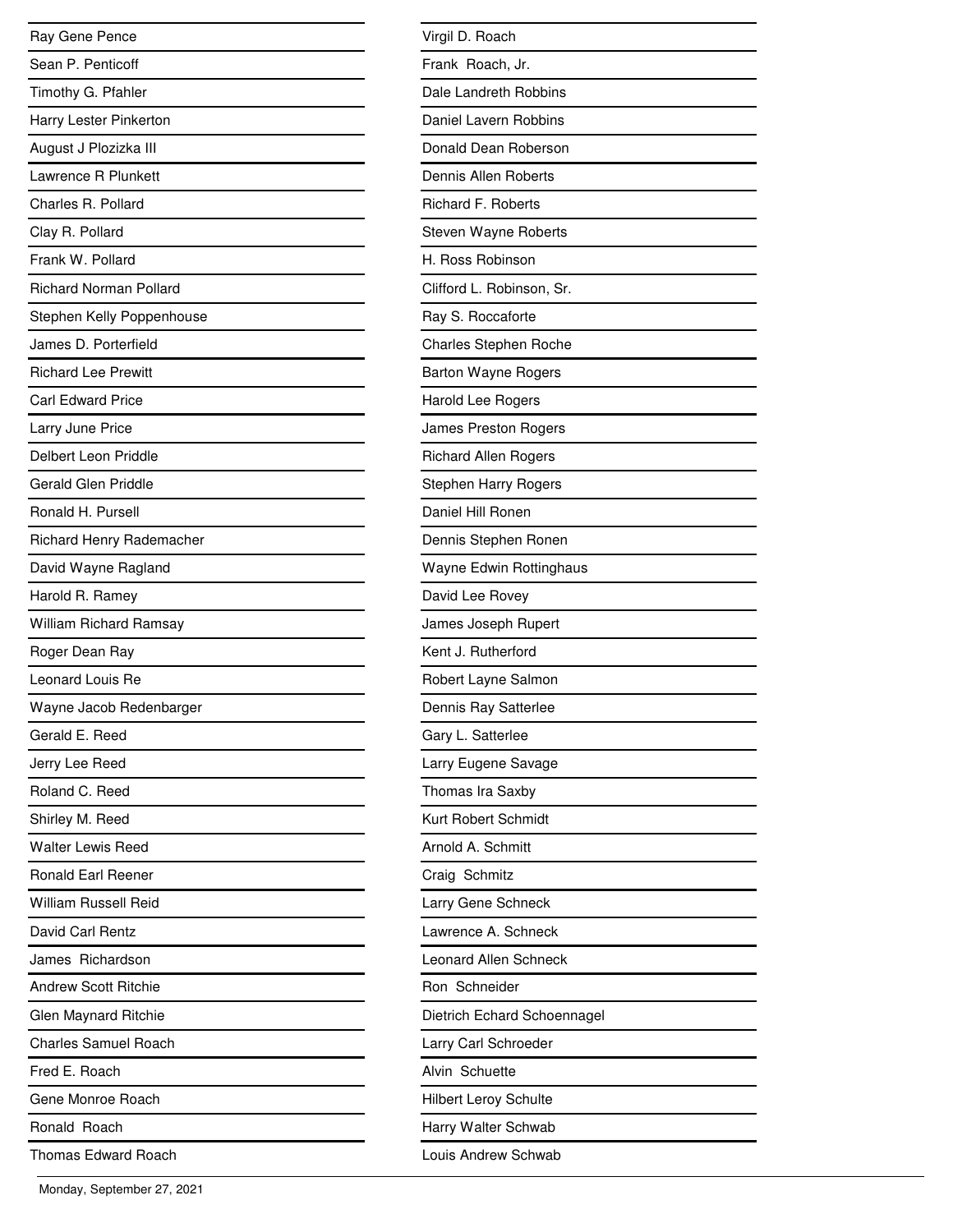Ray Gene Pence
Sean P. Penticoff
Timothy G. Pfahler
Harry Lester Pinkerton
August J Plozizka III
Lawrence R Plunkett
Charles R. Pollard
Clay R. Pollard
Frank W. Pollard
Richard Norman Pollard
Stephen Kelly Poppenhouse
James D. Porterfield
Richard Lee Prewitt
Carl Edward Price
Larry June Price
Delbert Leon Priddle
Gerald Glen Priddle
Ronald H. Pursell
Richard Henry Rademacher
David Wayne Ragland
Harold R. Ramey
William Richard Ramsay
Roger Dean Ray
Leonard Louis Re
Wayne Jacob Redenbarger
Gerald E. Reed
Jerry Lee Reed
Roland C. Reed
Shirley M. Reed
Walter Lewis Reed
Ronald Earl Reener
William Russell Reid
David Carl Rentz
James Richardson
Andrew Scott Ritchie
Glen Maynard Ritchie
Charles Samuel Roach
Fred E. Roach
Gene Monroe Roach
Ronald Roach
Thomas Edward Roach
Virgil D. Roach
Frank Roach, Jr.
Dale Landreth Robbins
Daniel Lavern Robbins
Donald Dean Roberson
Dennis Allen Roberts
Richard F. Roberts
Steven Wayne Roberts
H. Ross Robinson
Clifford L. Robinson, Sr.
Ray S. Roccaforte
Charles Stephen Roche
Barton Wayne Rogers
Harold Lee Rogers
James Preston Rogers
Richard Allen Rogers
Stephen Harry Rogers
Daniel Hill Ronen
Dennis Stephen Ronen
Wayne Edwin Rottinghaus
David Lee Rovey
James Joseph Rupert
Kent J. Rutherford
Robert Layne Salmon
Dennis Ray Satterlee
Gary L. Satterlee
Larry Eugene Savage
Thomas Ira Saxby
Kurt Robert Schmidt
Arnold A. Schmitt
Craig Schmitz
Larry Gene Schneck
Lawrence A. Schneck
Leonard Allen Schneck
Ron Schneider
Dietrich Echard Schoennagel
Larry Carl Schroeder
Alvin Schuette
Hilbert Leroy Schulte
Harry Walter Schwab
Louis Andrew Schwab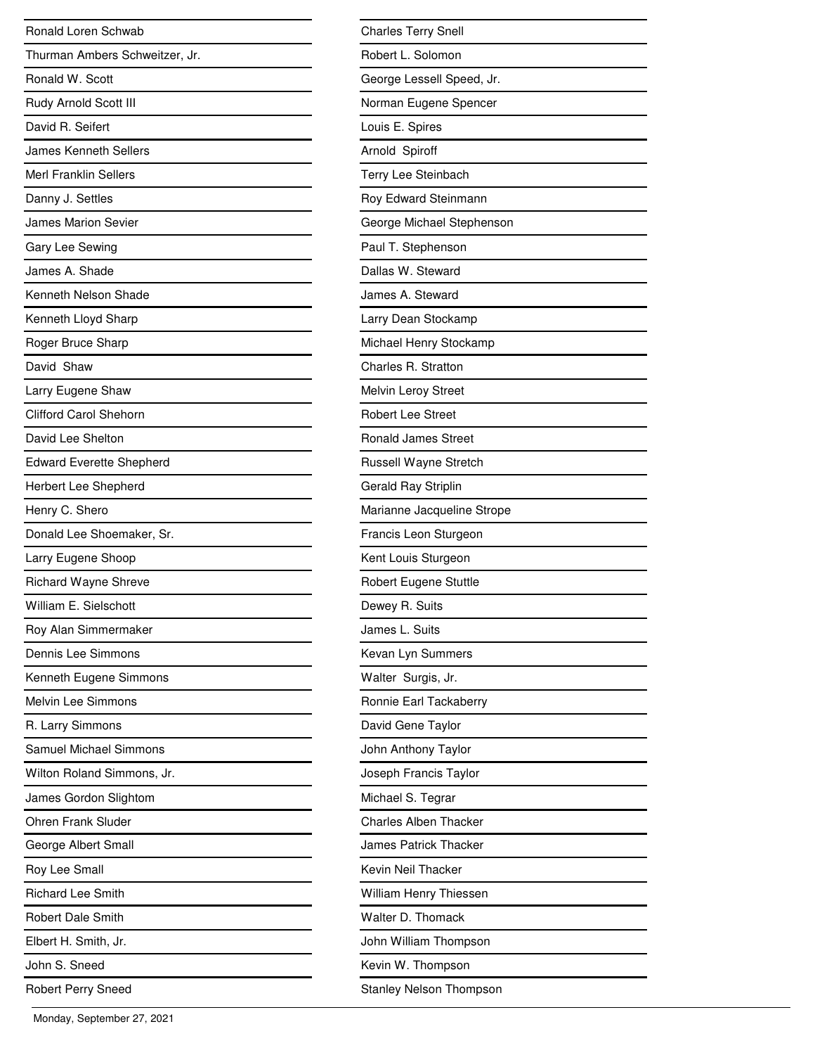Ronald Loren Schwab

Thurman Ambers Schweitzer, Jr.

Ronald W. Scott

Rudy Arnold Scott III

David R. Seifert

James Kenneth Sellers

Merl Franklin Sellers

Danny J. Settles

James Marion Sevier

Gary Lee Sewing

James A. Shade

Kenneth Nelson Shade

Kenneth Lloyd Sharp

Roger Bruce Sharp

David Shaw

Larry Eugene Shaw

Clifford Carol Shehorn

David Lee Shelton

Edward Everette Shepherd

Herbert Lee Shepherd

Henry C. Shero

Donald Lee Shoemaker, Sr.

Larry Eugene Shoop

Richard Wayne Shreve

William E. Sielschott

Roy Alan Simmermaker

Dennis Lee Simmons

Kenneth Eugene Simmons

Melvin Lee Simmons

R. Larry Simmons

Samuel Michael Simmons

Wilton Roland Simmons, Jr.

James Gordon Slightom

Ohren Frank Sluder

George Albert Small

Roy Lee Small

Richard Lee Smith

Robert Dale Smith

Elbert H. Smith, Jr.

John S. Sneed

Robert Perry Sneed

Charles Terry Snell

Robert L. Solomon

George Lessell Speed, Jr.

Norman Eugene Spencer

Louis E. Spires

Arnold Spiroff

Terry Lee Steinbach

Roy Edward Steinmann

George Michael Stephenson

Paul T. Stephenson

Dallas W. Steward

James A. Steward

Larry Dean Stockamp

Michael Henry Stockamp

Charles R. Stratton

Melvin Leroy Street

Robert Lee Street

Ronald James Street

Russell Wayne Stretch

Gerald Ray Striplin

Marianne Jacqueline Strope

Francis Leon Sturgeon

Kent Louis Sturgeon

Robert Eugene Stuttle

Dewey R. Suits

James L. Suits

Kevan Lyn Summers

Walter Surgis, Jr.

Ronnie Earl Tackaberry

David Gene Taylor

John Anthony Taylor

Joseph Francis Taylor

Michael S. Tegrar

Charles Alben Thacker

James Patrick Thacker

Kevin Neil Thacker

William Henry Thiessen

Walter D. Thomack

John William Thompson

Kevin W. Thompson

Stanley Nelson Thompson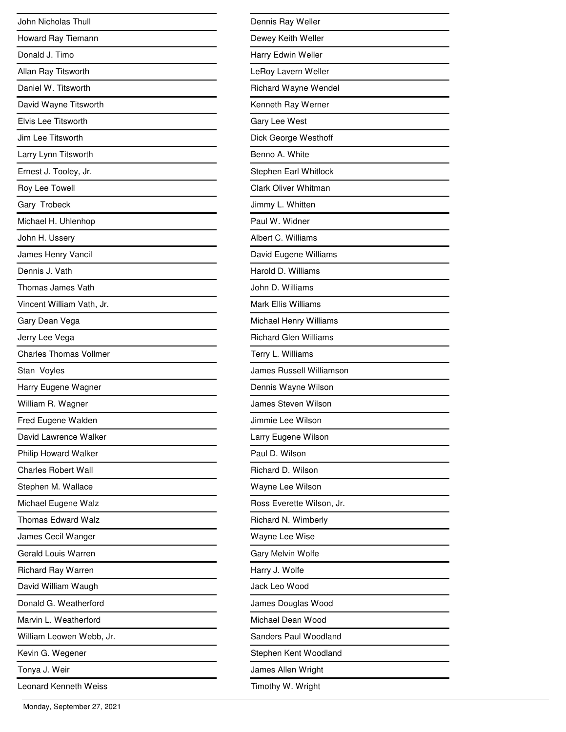John Nicholas Thull

Howard Ray Tiemann

Donald J. Timo

Allan Ray Titsworth

Daniel W. Titsworth

David Wayne Titsworth

Elvis Lee Titsworth

Jim Lee Titsworth

Larry Lynn Titsworth

Ernest J. Tooley, Jr.

Roy Lee Towell

Gary Trobeck

Michael H. Uhlenhop

John H. Ussery

James Henry Vancil

Dennis J. Vath

Thomas James Vath

Vincent William Vath, Jr.

Gary Dean Vega

Jerry Lee Vega

Charles Thomas Vollmer

Stan Voyles

Harry Eugene Wagner

William R. Wagner

Fred Eugene Walden

David Lawrence Walker

Philip Howard Walker

Charles Robert Wall

Stephen M. Wallace

Michael Eugene Walz

Thomas Edward Walz

James Cecil Wanger

Gerald Louis Warren

Richard Ray Warren

David William Waugh

Donald G. Weatherford

Marvin L. Weatherford

William Leowen Webb, Jr.

Kevin G. Wegener

Tonya J. Weir

Leonard Kenneth Weiss

Dennis Ray Weller

Dewey Keith Weller

Harry Edwin Weller

LeRoy Lavern Weller

Richard Wayne Wendel

Kenneth Ray Werner

Gary Lee West

Dick George Westhoff

Benno A. White

Stephen Earl Whitlock

Clark Oliver Whitman

Jimmy L. Whitten

Paul W. Widner

Albert C. Williams

David Eugene Williams

Harold D. Williams

John D. Williams

Mark Ellis Williams

Michael Henry Williams

Richard Glen Williams

Terry L. Williams

James Russell Williamson

Dennis Wayne Wilson

James Steven Wilson

Jimmie Lee Wilson

Larry Eugene Wilson

Paul D. Wilson

Richard D. Wilson

Wayne Lee Wilson

Ross Everette Wilson, Jr.

Richard N. Wimberly

Wayne Lee Wise

Gary Melvin Wolfe

Harry J. Wolfe

Jack Leo Wood

James Douglas Wood

Michael Dean Wood

Sanders Paul Woodland

Stephen Kent Woodland

James Allen Wright

Timothy W. Wright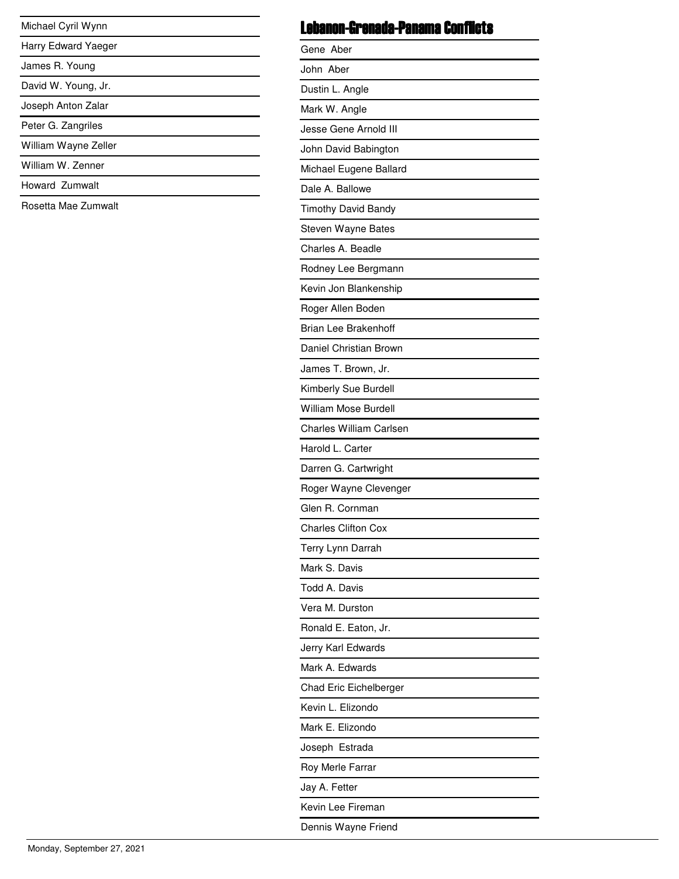Michael Cyril Wynn

Harry Edward Yaeger

James R. Young

David W. Young, Jr.

Joseph Anton Zalar

Peter G. Zangriles

William Wayne Zeller

William W. Zenner

Howard Zumwalt

Rosetta Mae Zumwalt

## Lebanon-Grenada-Panama Conflicts

Gene Aber

John Aber

Dustin L. Angle

Mark W. Angle

Jesse Gene Arnold III

John David Babington

Michael Eugene Ballard

Dale A. Ballowe

Timothy David Bandy

Steven Wayne Bates

Charles A. Beadle

Rodney Lee Bergmann

Kevin Jon Blankenship

Roger Allen Boden

Brian Lee Brakenhoff

Daniel Christian Brown

James T. Brown, Jr.

Kimberly Sue Burdell

William Mose Burdell

Charles William Carlsen

Harold L. Carter

Darren G. Cartwright

Roger Wayne Clevenger

Glen R. Cornman

Charles Clifton Cox

Terry Lynn Darrah

Mark S. Davis

Todd A. Davis

Vera M. Durston

Ronald E. Eaton, Jr.

Jerry Karl Edwards

Mark A. Edwards

Chad Eric Eichelberger

Kevin L. Elizondo

Mark E. Elizondo

Joseph Estrada

Roy Merle Farrar

Jay A. Fetter

Kevin Lee Fireman

Dennis Wayne Friend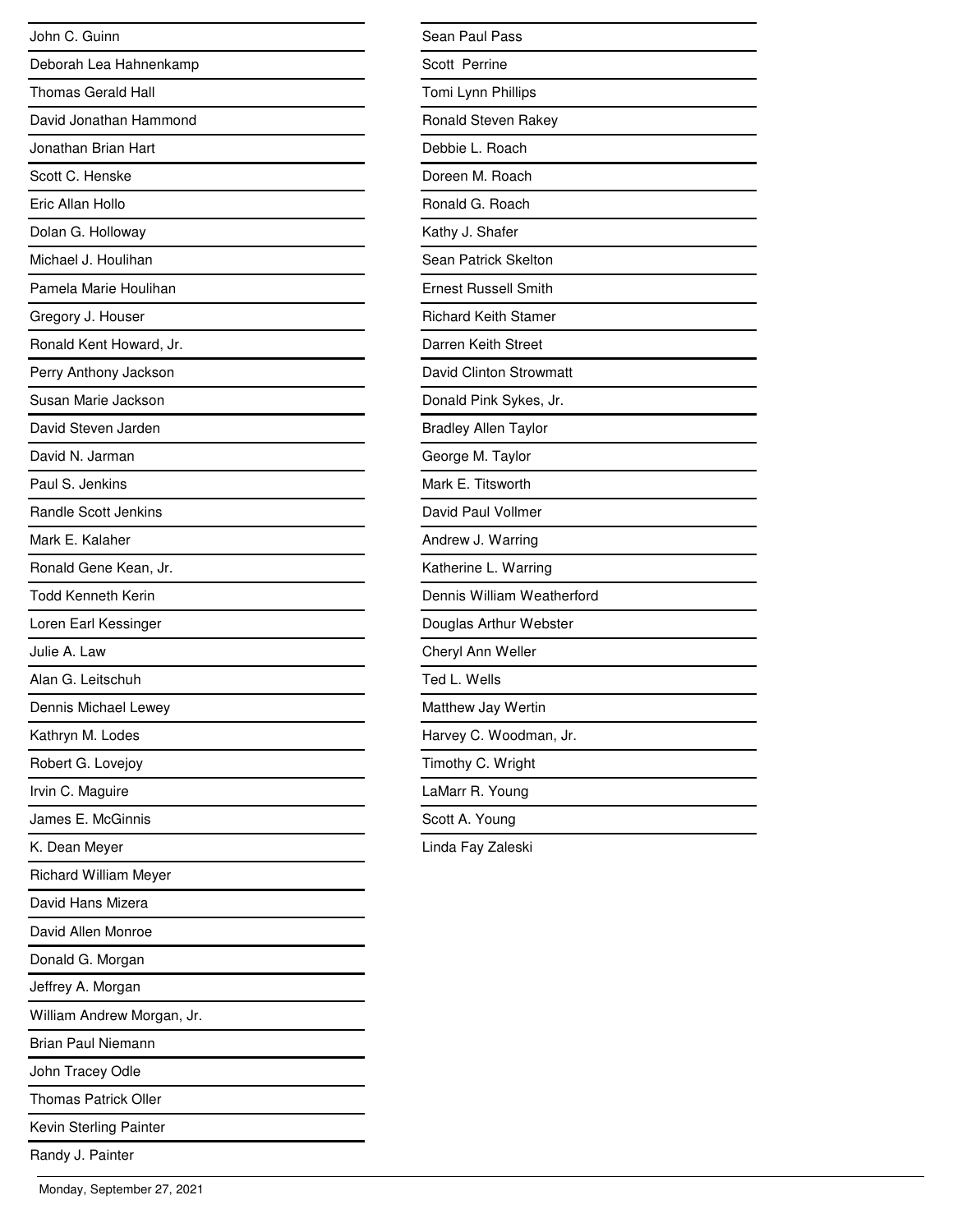John C. Guinn

Deborah Lea Hahnenkamp

Thomas Gerald Hall

David Jonathan Hammond

Jonathan Brian Hart

Scott C. Henske

Eric Allan Hollo

Dolan G. Holloway

Michael J. Houlihan

Pamela Marie Houlihan

Gregory J. Houser

Ronald Kent Howard, Jr.

Perry Anthony Jackson

Susan Marie Jackson

David Steven Jarden

David N. Jarman

Paul S. Jenkins

Randle Scott Jenkins

Mark E. Kalaher

Ronald Gene Kean, Jr.

Todd Kenneth Kerin

Loren Earl Kessinger

Julie A. Law

Alan G. Leitschuh

Dennis Michael Lewey

Kathryn M. Lodes

Robert G. Lovejoy

Irvin C. Maguire

James E. McGinnis

K. Dean Meyer

Richard William Meyer

David Hans Mizera

David Allen Monroe

Donald G. Morgan

Jeffrey A. Morgan

William Andrew Morgan, Jr.

Brian Paul Niemann

John Tracey Odle

Thomas Patrick Oller

Kevin Sterling Painter

Randy J. Painter

Sean Paul Pass

Scott Perrine

Tomi Lynn Phillips

Ronald Steven Rakey

Debbie L. Roach

Doreen M. Roach

Ronald G. Roach

Kathy J. Shafer

Sean Patrick Skelton

Ernest Russell Smith

Richard Keith Stamer

Darren Keith Street

David Clinton Strowmatt

Donald Pink Sykes, Jr.

Bradley Allen Taylor

George M. Taylor

Mark E. Titsworth

David Paul Vollmer

Andrew J. Warring

Katherine L. Warring

Dennis William Weatherford

Douglas Arthur Webster

Cheryl Ann Weller

Ted L. Wells

Matthew Jay Wertin

Harvey C. Woodman, Jr.

Timothy C. Wright

LaMarr R. Young

Scott A. Young

Linda Fay Zaleski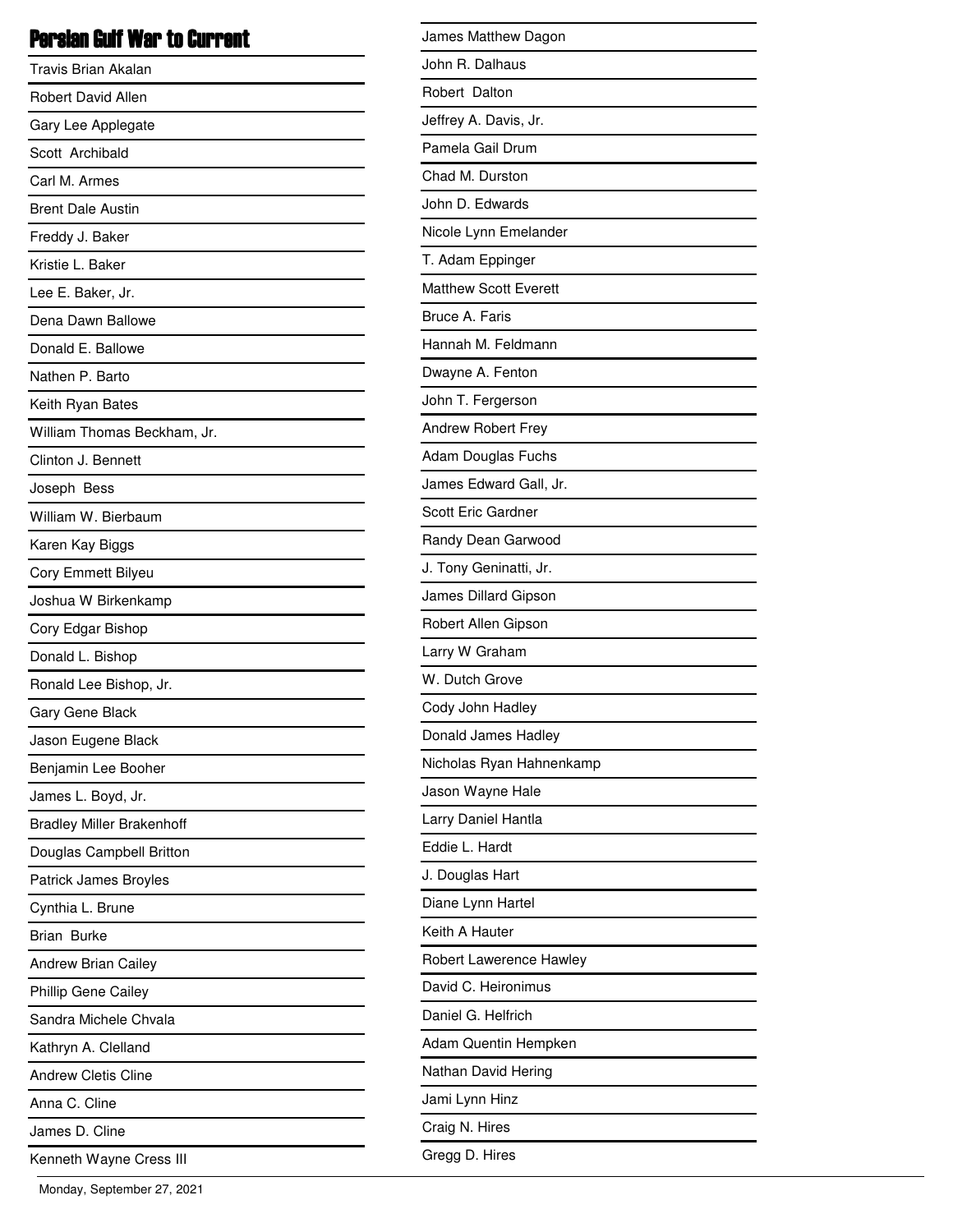# Persian Gulf War to Current

Travis Brian Akalan

Robert David Allen

Gary Lee Applegate

Scott  Archibald

Carl M. Armes

Brent Dale Austin

Freddy J. Baker

Kristie L. Baker

Lee E. Baker, Jr.

Dena Dawn Ballowe

Donald E. Ballowe

Nathen P. Barto

Keith Ryan Bates

William Thomas Beckham, Jr.

Clinton J. Bennett

Joseph  Bess

William W. Bierbaum

Karen Kay Biggs

Cory Emmett Bilyeu

Joshua W Birkenkamp

Cory Edgar Bishop

Donald L. Bishop

Ronald Lee Bishop, Jr.

Gary Gene Black

Jason Eugene Black

Benjamin Lee Booher

James L. Boyd, Jr.

Bradley Miller Brakenhoff

Douglas Campbell Britton

Patrick James Broyles

Cynthia L. Brune

Brian  Burke

Andrew Brian Cailey

Phillip Gene Cailey

Sandra Michele Chvala

Kathryn A. Clelland

Andrew Cletis Cline

Anna C. Cline

James D. Cline

Kenneth Wayne Cress III

James Matthew Dagon

John R. Dalhaus

Robert  Dalton

Jeffrey A. Davis, Jr.

Pamela Gail Drum

Chad M. Durston

John D. Edwards

Nicole Lynn Emelander

T. Adam Eppinger

Matthew Scott Everett

Bruce A. Faris

Hannah M. Feldmann

Dwayne A. Fenton

John T. Fergerson

Andrew Robert Frey

Adam Douglas Fuchs

James Edward Gall, Jr.

Scott Eric Gardner

Randy Dean Garwood

J. Tony Geninatti, Jr.

James Dillard Gipson

Robert Allen Gipson

Larry W Graham

W. Dutch Grove

Cody John Hadley

Donald James Hadley

Nicholas Ryan Hahnenkamp

Jason Wayne Hale

Larry Daniel Hantla

Eddie L. Hardt

J. Douglas Hart

Diane Lynn Hartel

Keith A Hauter

Robert Lawerence Hawley

David C. Heironimus

Daniel G. Helfrich

Adam Quentin Hempken

Nathan David Hering

Jami Lynn Hinz

Craig N. Hires

Gregg D. Hires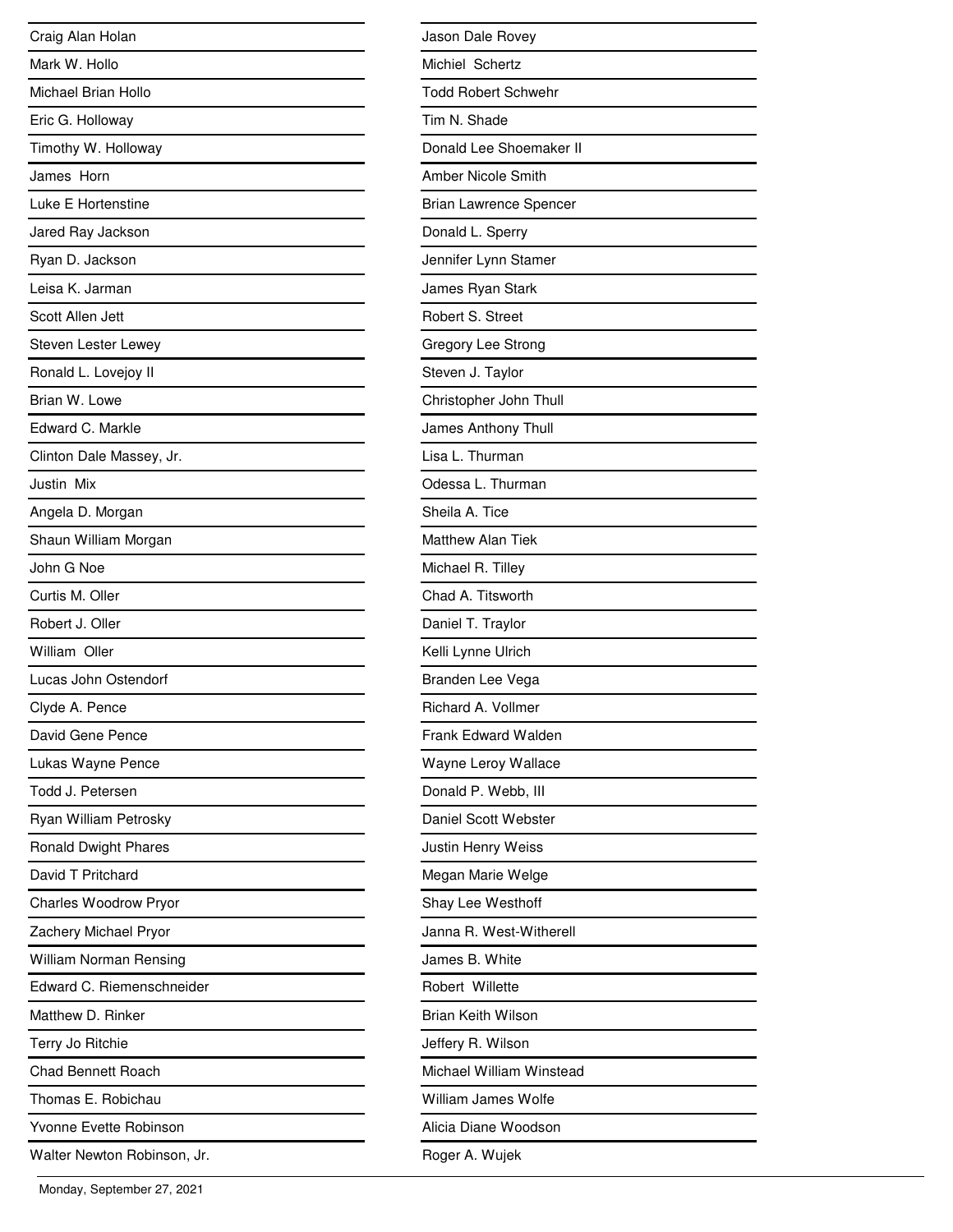Craig Alan Holan

Mark W. Hollo

Michael Brian Hollo

Eric G. Holloway

Timothy W. Holloway

James Horn

Luke E Hortenstine

Jared Ray Jackson

Ryan D. Jackson

Leisa K. Jarman

Scott Allen Jett

Steven Lester Lewey

Ronald L. Lovejoy II

Brian W. Lowe

Edward C. Markle

Clinton Dale Massey, Jr.

Justin Mix

Angela D. Morgan

Shaun William Morgan

John G Noe

Curtis M. Oller

Robert J. Oller

William Oller

Lucas John Ostendorf

Clyde A. Pence

David Gene Pence

Lukas Wayne Pence

Todd J. Petersen

Ryan William Petrosky

Ronald Dwight Phares

David T Pritchard

Charles Woodrow Pryor

Zachery Michael Pryor

William Norman Rensing

Edward C. Riemenschneider

Matthew D. Rinker

Terry Jo Ritchie

Chad Bennett Roach

Thomas E. Robichau

Yvonne Evette Robinson

Walter Newton Robinson, Jr.

Jason Dale Rovey

Michiel Schertz

Todd Robert Schwehr

Tim N. Shade

Donald Lee Shoemaker II

Amber Nicole Smith

Brian Lawrence Spencer

Donald L. Sperry

Jennifer Lynn Stamer

James Ryan Stark

Robert S. Street

Gregory Lee Strong

Steven J. Taylor

Christopher John Thull

James Anthony Thull

Lisa L. Thurman

Odessa L. Thurman

Sheila A. Tice

Matthew Alan Tiek

Michael R. Tilley

Chad A. Titsworth

Daniel T. Traylor

Kelli Lynne Ulrich

Branden Lee Vega

Richard A. Vollmer

Frank Edward Walden

Wayne Leroy Wallace

Donald P. Webb, III

Daniel Scott Webster

Justin Henry Weiss

Megan Marie Welge

Shay Lee Westhoff

Janna R. West-Witherell

James B. White

Robert Willette

Brian Keith Wilson

Jeffery R. Wilson

Michael William Winstead

William James Wolfe

Alicia Diane Woodson

Roger A. Wujek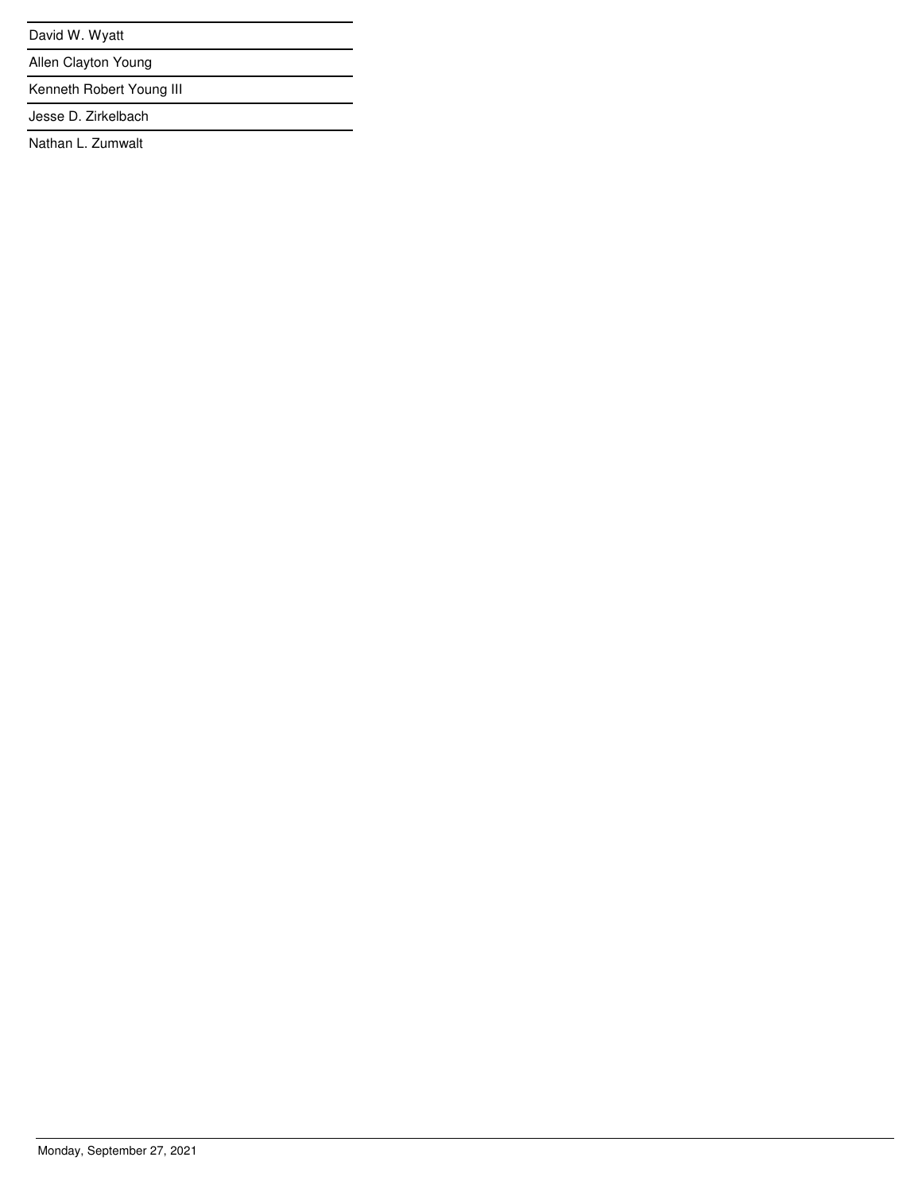David W. Wyatt

Allen Clayton Young

Kenneth Robert Young III

Jesse D. Zirkelbach

Nathan L. Zumwalt